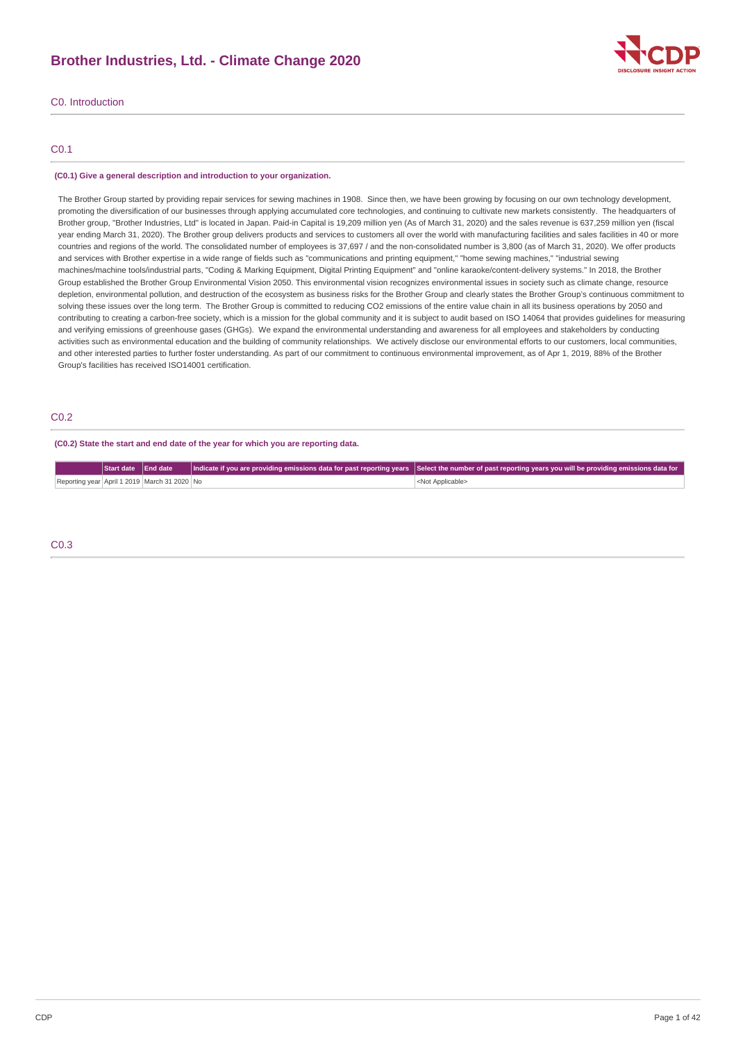# Brother Industries, Ltd. - Climate Change 2020

## C0. Introduction

### C0.1

**(C0.1) Give a general description and introduction to your organization.**

The Brother Group started by providing repair services for sewing machines in 1908. Since then, we have been growing by focusing on our own technology development, promoting the diversification of our businesses through applying accumulated core technologies, and continuing to cultivate new markets consistently. The headquarters of Brother group, "Brother Industries, Ltd" is located in Japan. Paid-in Capital is 19,209 million yen (As of March 31, 2020) and the sales revenue is 637,259 million yen (fiscal year ending March 31, 2020). The Brother group delivers products and services to customers all over the world with manufacturing facilities and sales facilities in 40 or more countries and regions of the world. The consolidated number of employees is 37,697 / and the non-consolidated number is 3,800 (as of March 31, 2020). We offer products and services with Brother expertise in a wide range of fields such as "communications and printing equipment," "home sewing machines," "industrial sewing machines/machine tools/industrial parts, "Coding & Marking Equipment, Digital Printing Equipment" and "online karaoke/content-delivery systems." In 2018, the Brother Group established the Brother Group Environmental Vision 2050. This environmental vision recognizes environmental issues in society such as climate change, resource depletion, environmental pollution, and destruction of the ecosystem as business risks for the Brother Group and clearly states the Brother Group's continuous commitment to solving these issues over the long term. The Brother Group is committed to reducing CO2 emissions of the entire value chain in all its business operations by 2050 and contributing to creating a carbon-free society, which is a mission for the global community and it is subject to audit based on ISO 14064 that provides guidelines for measuring and verifying emissions of greenhouse gases (GHGs). We expand the environmental understanding and awareness for all employees and stakeholders by conducting activities such as environmental education and the building of community relationships. We actively disclose our environmental efforts to our customers, local communities, and other interested parties to further foster understanding. As part of our commitment to continuous environmental improvement, as of Apr 1, 2019, 88% of the Brother Group's facilities has received ISO14001 certification.

### C0.2

**(C0.2) State the start and end date of the year for which you are reporting data.**

| | Start date | End date | Indicate if you are providing emissions data for past reporting years | Select the number of past reporting years you will be providing emissions data for |
|---|---|---|---|---|
| Reporting year | April 1 2019 | March 31 2020 | No | <Not Applicable> |

### C0.3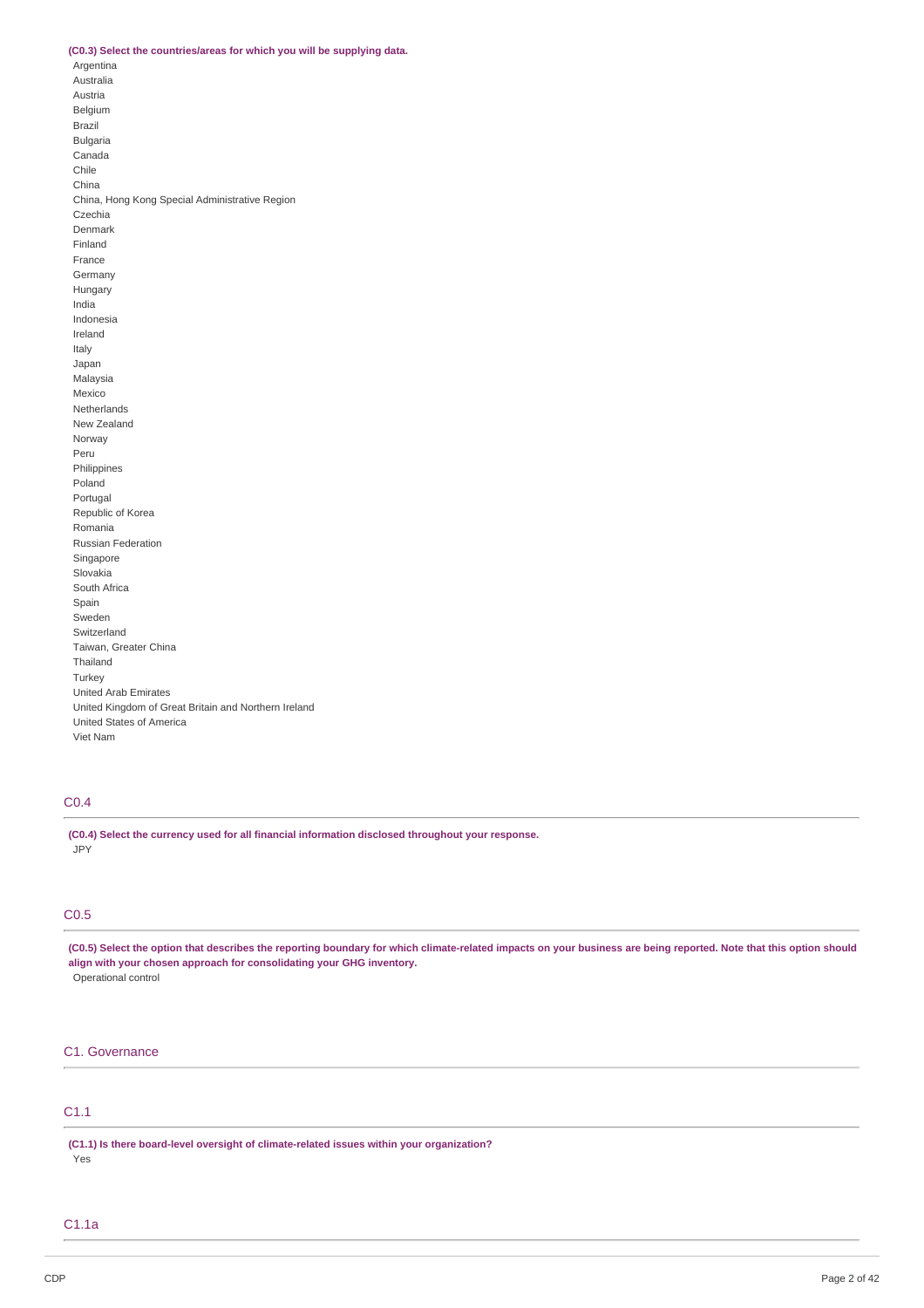**(C0.3) Select the countries/areas for which you will be supplying data.**

Argentina
Australia
Austria
Belgium
Brazil
Bulgaria
Canada
Chile
China
China, Hong Kong Special Administrative Region
Czechia
Denmark
Finland
France
Germany
Hungary
India
Indonesia
Ireland
Italy
Japan
Malaysia
Mexico
Netherlands
New Zealand
Norway
Peru
Philippines
Poland
Portugal
Republic of Korea
Romania
Russian Federation
Singapore
Slovakia
South Africa
Spain
Sweden
Switzerland
Taiwan, Greater China
Thailand
Turkey
United Arab Emirates
United Kingdom of Great Britain and Northern Ireland
United States of America
Viet Nam

## C0.4

**(C0.4) Select the currency used for all financial information disclosed throughout your response.**

JPY

## C0.5

**(C0.5) Select the option that describes the reporting boundary for which climate-related impacts on your business are being reported. Note that this option should align with your chosen approach for consolidating your GHG inventory.**

Operational control

# C1. Governance

## C1.1

**(C1.1) Is there board-level oversight of climate-related issues within your organization?**

Yes

## C1.1a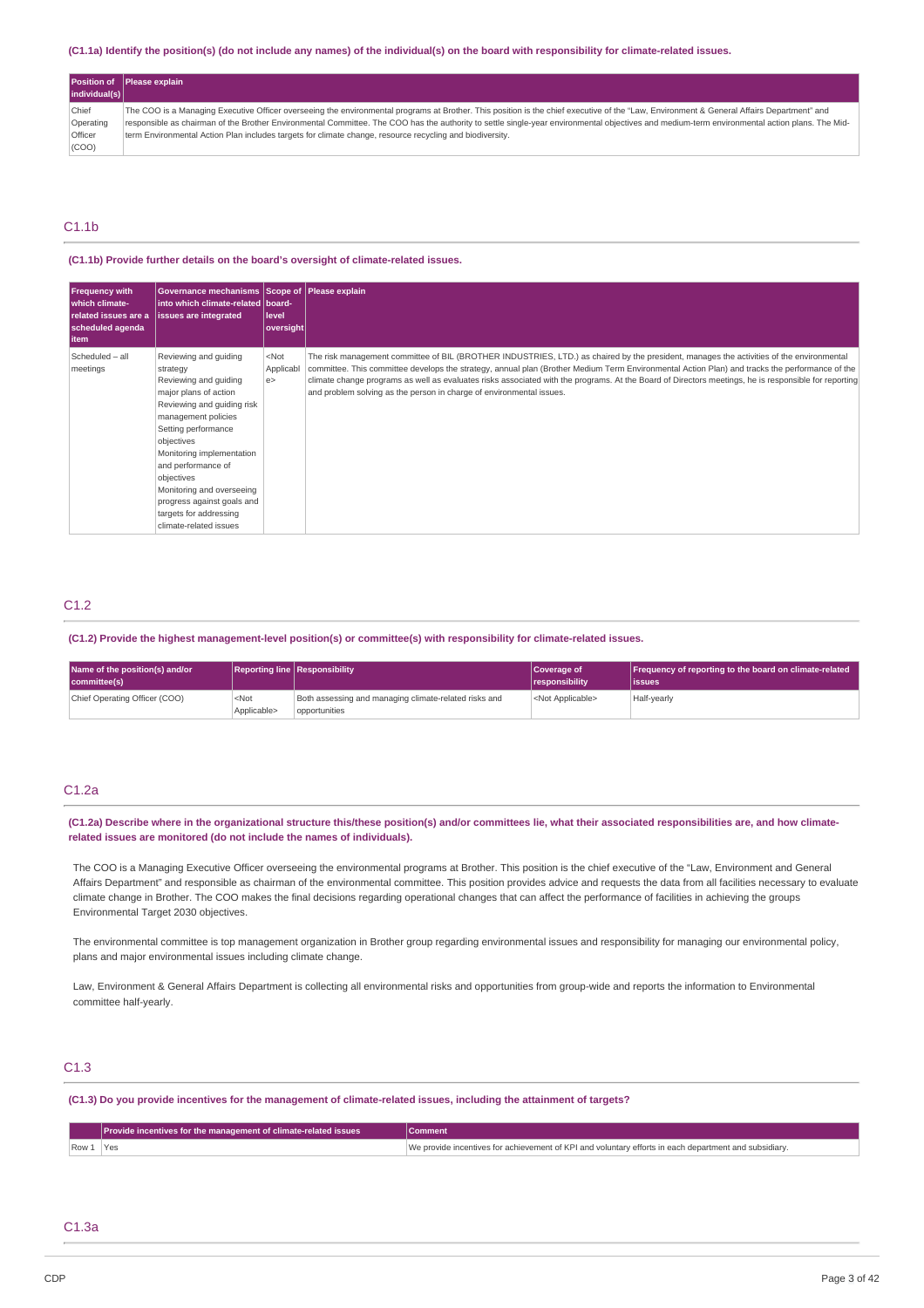(C1.1a) Identify the position(s) (do not include any names) of the individual(s) on the board with responsibility for climate-related issues.

| Position of individual(s) | Please explain |
|---|---|
| Chief Operating Officer (COO) | The COO is a Managing Executive Officer overseeing the environmental programs at Brother. This position is the chief executive of the "Law, Environment & General Affairs Department" and responsible as chairman of the Brother Environmental Committee. The COO has the authority to settle single-year environmental objectives and medium-term environmental action plans. The Mid-term Environmental Action Plan includes targets for climate change, resource recycling and biodiversity. |

## C1.1b

(C1.1b) Provide further details on the board's oversight of climate-related issues.

| Frequency with which climate-related issues are a scheduled agenda item | Governance mechanisms into which climate-related issues are integrated | Scope of board-level oversight | Please explain |
|---|---|---|---|
| Scheduled – all meetings | Reviewing and guiding strategy<br>Reviewing and guiding major plans of action<br>Reviewing and guiding risk management policies<br>Setting performance objectives<br>Monitoring implementation and performance of objectives<br>Monitoring and overseeing progress against goals and targets for addressing climate-related issues | <Not Applicable> | The risk management committee of BIL (BROTHER INDUSTRIES, LTD.) as chaired by the president, manages the activities of the environmental committee. This committee develops the strategy, annual plan (Brother Medium Term Environmental Action Plan) and tracks the performance of the climate change programs as well as evaluates risks associated with the programs. At the Board of Directors meetings, he is responsible for reporting and problem solving as the person in charge of environmental issues. |

## C1.2

(C1.2) Provide the highest management-level position(s) or committee(s) with responsibility for climate-related issues.

| Name of the position(s) and/or committee(s) | Reporting line | Responsibility | Coverage of responsibility | Frequency of reporting to the board on climate-related issues |
|---|---|---|---|---|
| Chief Operating Officer (COO) | <Not Applicable> | Both assessing and managing climate-related risks and opportunities | <Not Applicable> | Half-yearly |

## C1.2a

(C1.2a) Describe where in the organizational structure this/these position(s) and/or committees lie, what their associated responsibilities are, and how climate-related issues are monitored (do not include the names of individuals).

The COO is a Managing Executive Officer overseeing the environmental programs at Brother. This position is the chief executive of the "Law, Environment and General Affairs Department" and responsible as chairman of the environmental committee. This position provides advice and requests the data from all facilities necessary to evaluate climate change in Brother. The COO makes the final decisions regarding operational changes that can affect the performance of facilities in achieving the groups Environmental Target 2030 objectives.

The environmental committee is top management organization in Brother group regarding environmental issues and responsibility for managing our environmental policy, plans and major environmental issues including climate change.

Law, Environment & General Affairs Department is collecting all environmental risks and opportunities from group-wide and reports the information to Environmental committee half-yearly.

## C1.3

(C1.3) Do you provide incentives for the management of climate-related issues, including the attainment of targets?

| | Provide incentives for the management of climate-related issues | Comment |
|---|---|---|
| Row 1 | Yes | We provide incentives for achievement of KPI and voluntary efforts in each department and subsidiary. |

## C1.3a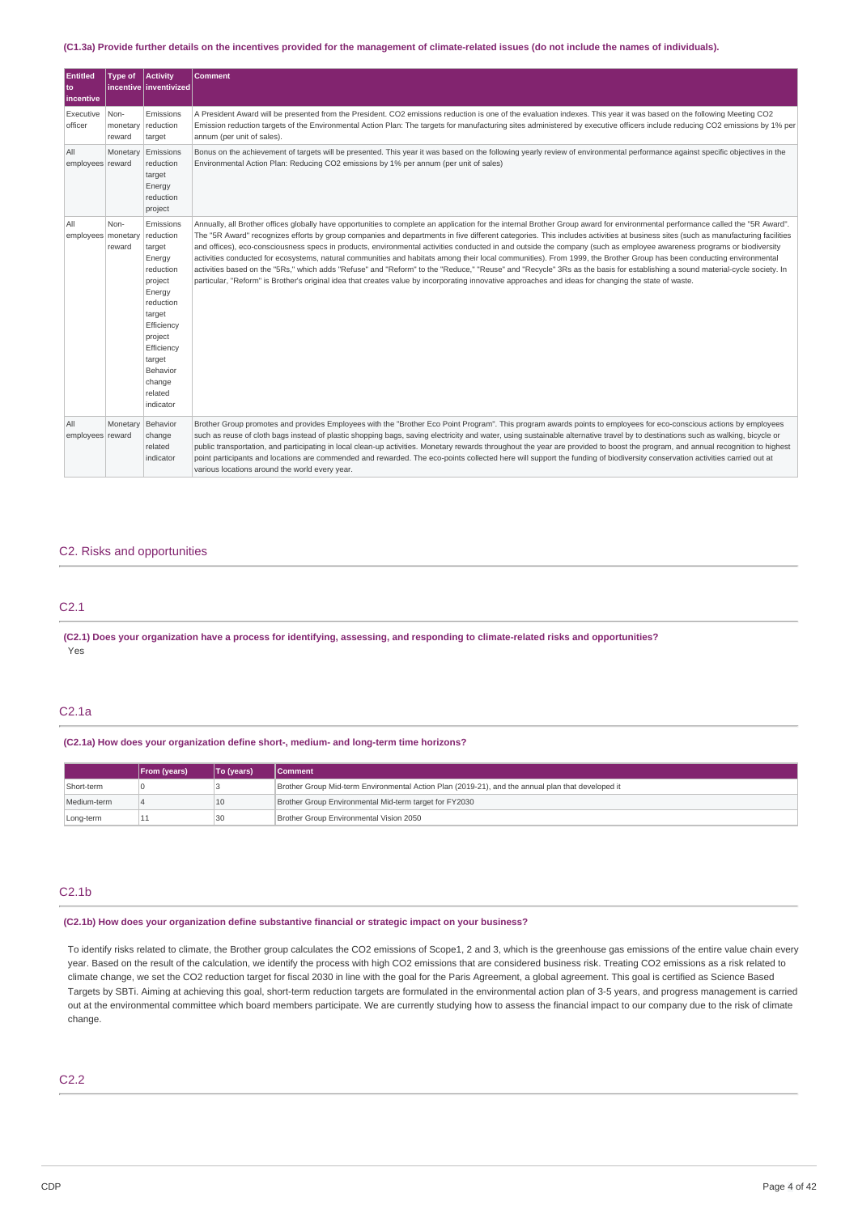**(C1.3a) Provide further details on the incentives provided for the management of climate-related issues (do not include the names of individuals).**

| Entitled to incentive | Type of incentive | Activity inventivized | Comment |
|---|---|---|---|
| Executive officer | Non-monetary reward | Emissions reduction target | A President Award will be presented from the President. CO2 emissions reduction is one of the evaluation indexes. This year it was based on the following Meeting CO2 Emission reduction targets of the Environmental Action Plan: The targets for manufacturing sites administered by executive officers include reducing CO2 emissions by 1% per annum (per unit of sales). |
| All employees | Monetary reward | Emissions reduction target<br>Energy reduction project | Bonus on the achievement of targets will be presented. This year it was based on the following yearly review of environmental performance against specific objectives in the Environmental Action Plan: Reducing CO2 emissions by 1% per annum (per unit of sales) |
| All employees | Non-monetary reward | Emissions reduction target<br>Energy reduction project<br>Energy reduction target<br>Efficiency project<br>Efficiency target<br>Behavior change related indicator | Annually, all Brother offices globally have opportunities to complete an application for the internal Brother Group award for environmental performance called the "5R Award". The "5R Award" recognizes efforts by group companies and departments in five different categories. This includes activities at business sites (such as manufacturing facilities and offices), eco-consciousness specs in products, environmental activities conducted in and outside the company (such as employee awareness programs or biodiversity activities conducted for ecosystems, natural communities and habitats among their local communities). From 1999, the Brother Group has been conducting environmental activities based on the "5Rs," which adds "Refuse" and "Reform" to the "Reduce," "Reuse" and "Recycle" 3Rs as the basis for establishing a sound material-cycle society. In particular, "Reform" is Brother's original idea that creates value by incorporating innovative approaches and ideas for changing the state of waste. |
| All employees | Monetary reward | Behavior change related indicator | Brother Group promotes and provides Employees with the "Brother Eco Point Program". This program awards points to employees for eco-conscious actions by employees such as reuse of cloth bags instead of plastic shopping bags, saving electricity and water, using sustainable alternative travel by to destinations such as walking, bicycle or public transportation, and participating in local clean-up activities. Monetary rewards throughout the year are provided to boost the program, and annual recognition to highest point participants and locations are commended and rewarded. The eco-points collected here will support the funding of biodiversity conservation activities carried out at various locations around the world every year. |

## C2. Risks and opportunities

### C2.1

**(C2.1) Does your organization have a process for identifying, assessing, and responding to climate-related risks and opportunities?**

Yes

### C2.1a

**(C2.1a) How does your organization define short-, medium- and long-term time horizons?**

| | From (years) | To (years) | Comment |
|---|---|---|---|
| Short-term | 0 | 3 | Brother Group Mid-term Environmental Action Plan (2019-21), and the annual plan that developed it |
| Medium-term | 4 | 10 | Brother Group Environmental Mid-term target for FY2030 |
| Long-term | 11 | 30 | Brother Group Environmental Vision 2050 |

### C2.1b

**(C2.1b) How does your organization define substantive financial or strategic impact on your business?**

To identify risks related to climate, the Brother group calculates the CO2 emissions of Scope1, 2 and 3, which is the greenhouse gas emissions of the entire value chain every year. Based on the result of the calculation, we identify the process with high CO2 emissions that are considered business risk. Treating CO2 emissions as a risk related to climate change, we set the CO2 reduction target for fiscal 2030 in line with the goal for the Paris Agreement, a global agreement. This goal is certified as Science Based Targets by SBTi. Aiming at achieving this goal, short-term reduction targets are formulated in the environmental action plan of 3-5 years, and progress management is carried out at the environmental committee which board members participate. We are currently studying how to assess the financial impact to our company due to the risk of climate change.

### C2.2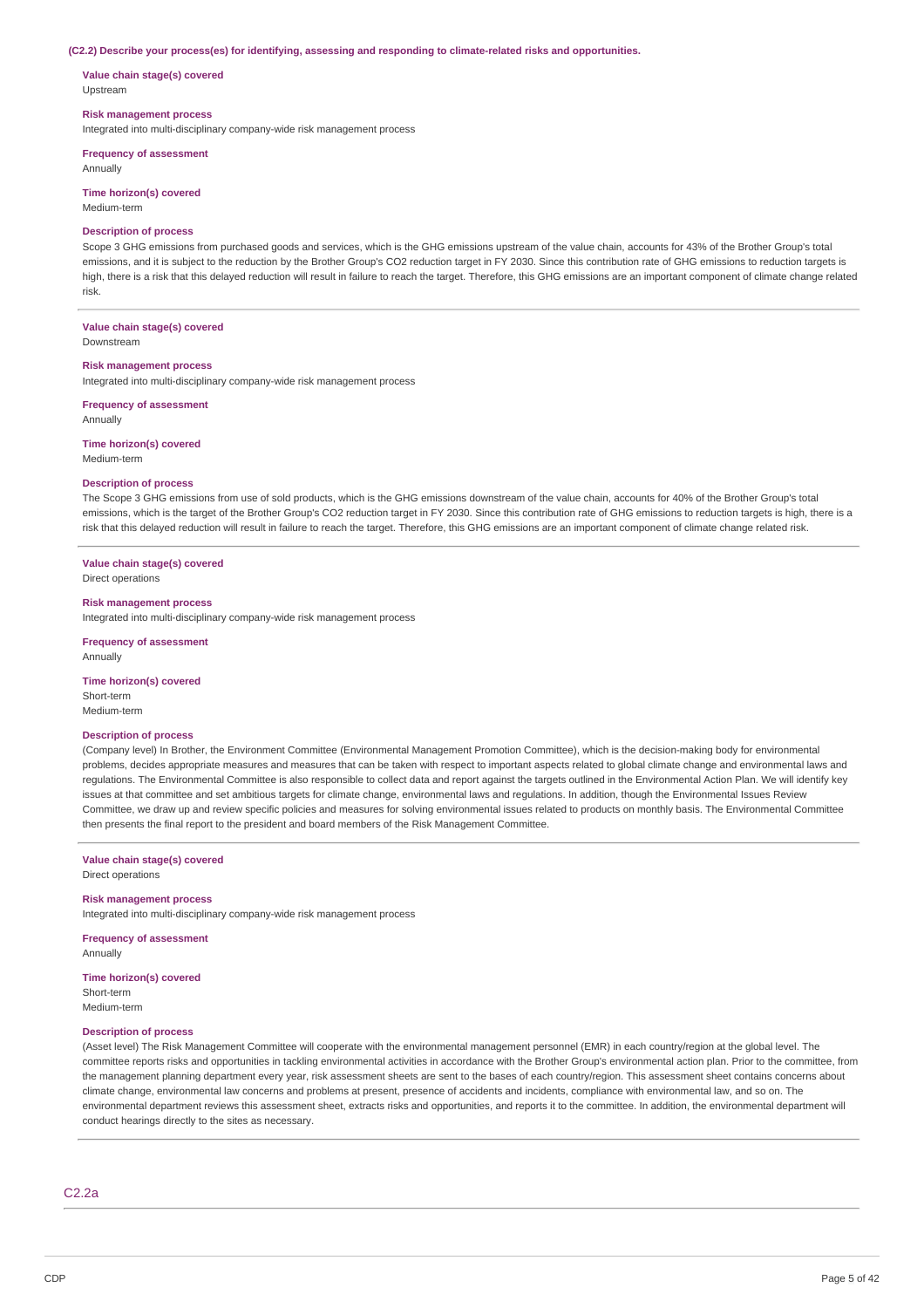**(C2.2) Describe your process(es) for identifying, assessing and responding to climate-related risks and opportunities.**

**Value chain stage(s) covered**
Upstream

**Risk management process**
Integrated into multi-disciplinary company-wide risk management process

**Frequency of assessment**
Annually

**Time horizon(s) covered**
Medium-term

**Description of process**
Scope 3 GHG emissions from purchased goods and services, which is the GHG emissions upstream of the value chain, accounts for 43% of the Brother Group's total emissions, and it is subject to the reduction by the Brother Group's CO2 reduction target in FY 2030. Since this contribution rate of GHG emissions to reduction targets is high, there is a risk that this delayed reduction will result in failure to reach the target. Therefore, this GHG emissions are an important component of climate change related risk.

---

**Value chain stage(s) covered**
Downstream

**Risk management process**
Integrated into multi-disciplinary company-wide risk management process

**Frequency of assessment**
Annually

**Time horizon(s) covered**
Medium-term

**Description of process**
The Scope 3 GHG emissions from use of sold products, which is the GHG emissions downstream of the value chain, accounts for 40% of the Brother Group's total emissions, which is the target of the Brother Group's CO2 reduction target in FY 2030. Since this contribution rate of GHG emissions to reduction targets is high, there is a risk that this delayed reduction will result in failure to reach the target. Therefore, this GHG emissions are an important component of climate change related risk.

---

**Value chain stage(s) covered**
Direct operations

**Risk management process**
Integrated into multi-disciplinary company-wide risk management process

**Frequency of assessment**
Annually

**Time horizon(s) covered**
Short-term
Medium-term

**Description of process**
(Company level) In Brother, the Environment Committee (Environmental Management Promotion Committee), which is the decision-making body for environmental problems, decides appropriate measures and measures that can be taken with respect to important aspects related to global climate change and environmental laws and regulations. The Environmental Committee is also responsible to collect data and report against the targets outlined in the Environmental Action Plan. We will identify key issues at that committee and set ambitious targets for climate change, environmental laws and regulations. In addition, though the Environmental Issues Review Committee, we draw up and review specific policies and measures for solving environmental issues related to products on monthly basis. The Environmental Committee then presents the final report to the president and board members of the Risk Management Committee.

---

**Value chain stage(s) covered**
Direct operations

**Risk management process**
Integrated into multi-disciplinary company-wide risk management process

**Frequency of assessment**
Annually

**Time horizon(s) covered**
Short-term
Medium-term

**Description of process**
(Asset level) The Risk Management Committee will cooperate with the environmental management personnel (EMR) in each country/region at the global level. The committee reports risks and opportunities in tackling environmental activities in accordance with the Brother Group's environmental action plan. Prior to the committee, from the management planning department every year, risk assessment sheets are sent to the bases of each country/region. This assessment sheet contains concerns about climate change, environmental law concerns and problems at present, presence of accidents and incidents, compliance with environmental law, and so on. The environmental department reviews this assessment sheet, extracts risks and opportunities, and reports it to the committee. In addition, the environmental department will conduct hearings directly to the sites as necessary.

## C2.2a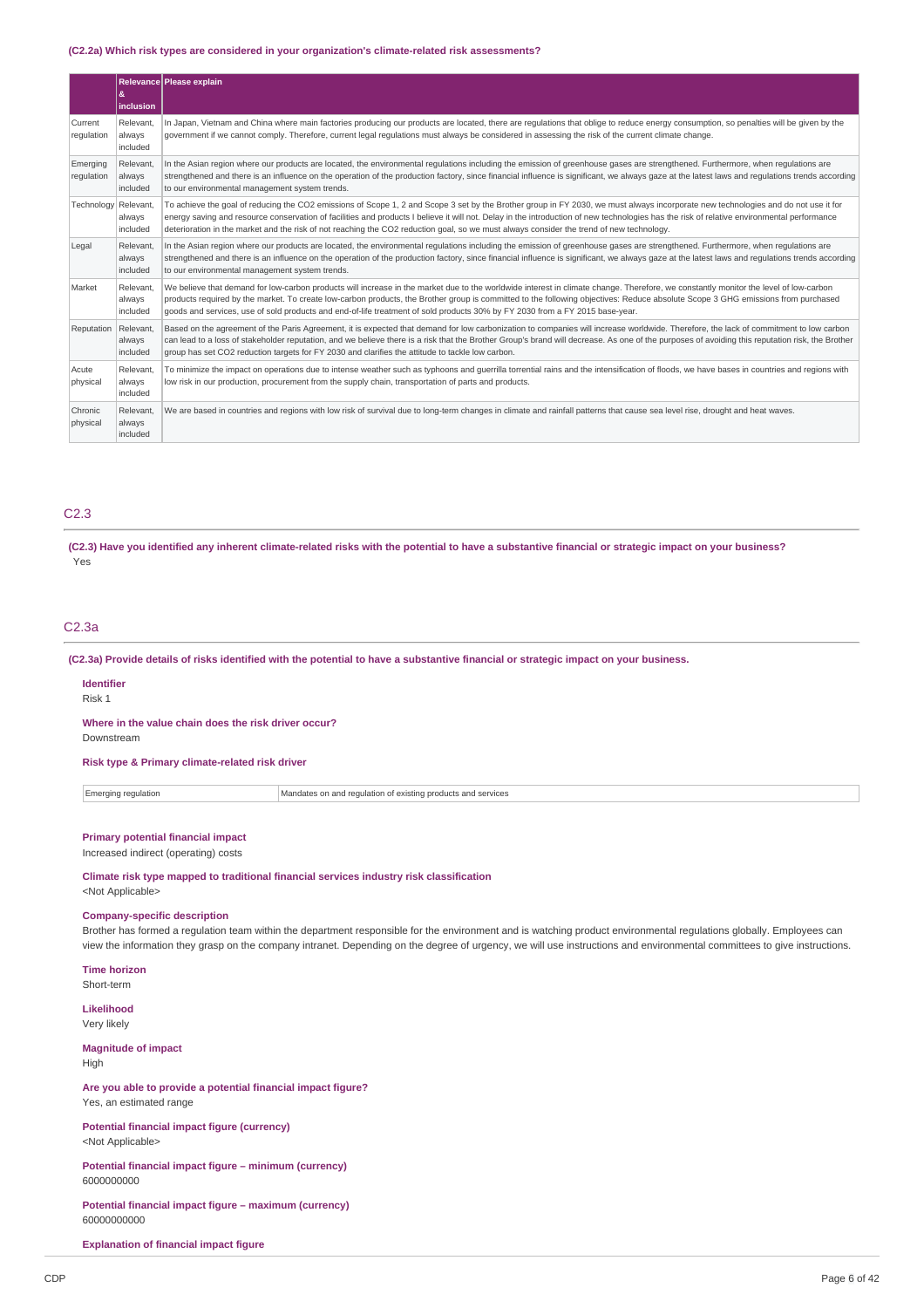**(C2.2a) Which risk types are considered in your organization's climate-related risk assessments?**

| | Relevance & inclusion | Please explain |
|---|---|---|
| Current regulation | Relevant, always included | In Japan, Vietnam and China where main factories producing our products are located, there are regulations that oblige to reduce energy consumption, so penalties will be given by the government if we cannot comply. Therefore, current legal regulations must always be considered in assessing the risk of the current climate change. |
| Emerging regulation | Relevant, always included | In the Asian region where our products are located, the environmental regulations including the emission of greenhouse gases are strengthened. Furthermore, when regulations are strengthened and there is an influence on the operation of the production factory, since financial influence is significant, we always gaze at the latest laws and regulations trends according to our environmental management system trends. |
| Technology | Relevant, always included | To achieve the goal of reducing the CO2 emissions of Scope 1, 2 and Scope 3 set by the Brother group in FY 2030, we must always incorporate new technologies and do not use it for energy saving and resource conservation of facilities and products I believe it will not. Delay in the introduction of new technologies has the risk of relative environmental performance deterioration in the market and the risk of not reaching the CO2 reduction goal, so we must always consider the trend of new technology. |
| Legal | Relevant, always included | In the Asian region where our products are located, the environmental regulations including the emission of greenhouse gases are strengthened. Furthermore, when regulations are strengthened and there is an influence on the operation of the production factory, since financial influence is significant, we always gaze at the latest laws and regulations trends according to our environmental management system trends. |
| Market | Relevant, always included | We believe that demand for low-carbon products will increase in the market due to the worldwide interest in climate change. Therefore, we constantly monitor the level of low-carbon products required by the market. To create low-carbon products, the Brother group is committed to the following objectives: Reduce absolute Scope 3 GHG emissions from purchased goods and services, use of sold products and end-of-life treatment of sold products 30% by FY 2030 from a FY 2015 base-year. |
| Reputation | Relevant, always included | Based on the agreement of the Paris Agreement, it is expected that demand for low carbonization to companies will increase worldwide. Therefore, the lack of commitment to low carbon can lead to a loss of stakeholder reputation, and we believe there is a risk that the Brother Group's brand will decrease. As one of the purposes of avoiding this reputation risk, the Brother group has set CO2 reduction targets for FY 2030 and clarifies the attitude to tackle low carbon. |
| Acute physical | Relevant, always included | To minimize the impact on operations due to intense weather such as typhoons and guerrilla torrential rains and the intensification of floods, we have bases in countries and regions with low risk in our production, procurement from the supply chain, transportation of parts and products. |
| Chronic physical | Relevant, always included | We are based in countries and regions with low risk of survival due to long-term changes in climate and rainfall patterns that cause sea level rise, drought and heat waves. |

## C2.3

**(C2.3) Have you identified any inherent climate-related risks with the potential to have a substantive financial or strategic impact on your business?**

Yes

## C2.3a

**(C2.3a) Provide details of risks identified with the potential to have a substantive financial or strategic impact on your business.**

**Identifier**

Risk 1

**Where in the value chain does the risk driver occur?**

Downstream

**Risk type & Primary climate-related risk driver**

| Emerging regulation | Mandates on and regulation of existing products and services |
|---|---|

**Primary potential financial impact**

Increased indirect (operating) costs

**Climate risk type mapped to traditional financial services industry risk classification**

<Not Applicable>

**Company-specific description**

Brother has formed a regulation team within the department responsible for the environment and is watching product environmental regulations globally. Employees can view the information they grasp on the company intranet. Depending on the degree of urgency, we will use instructions and environmental committees to give instructions.

**Time horizon**

Short-term

**Likelihood**

Very likely

**Magnitude of impact**

High

**Are you able to provide a potential financial impact figure?**

Yes, an estimated range

**Potential financial impact figure (currency)**

<Not Applicable>

**Potential financial impact figure – minimum (currency)**

6000000000

**Potential financial impact figure – maximum (currency)**

60000000000

**Explanation of financial impact figure**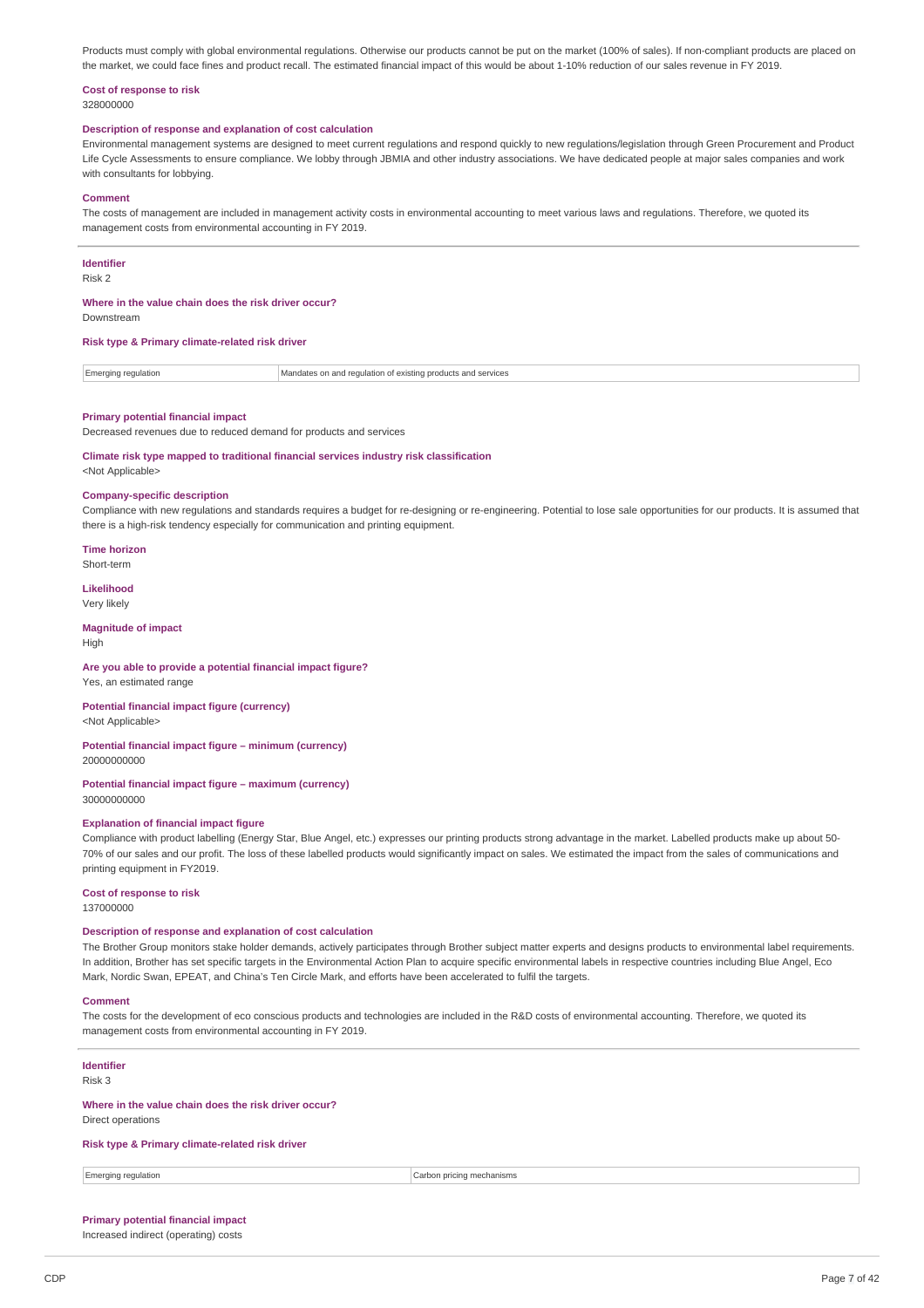Products must comply with global environmental regulations. Otherwise our products cannot be put on the market (100% of sales). If non-compliant products are placed on the market, we could face fines and product recall. The estimated financial impact of this would be about 1-10% reduction of our sales revenue in FY 2019.

**Cost of response to risk**

328000000

**Description of response and explanation of cost calculation**

Environmental management systems are designed to meet current regulations and respond quickly to new regulations/legislation through Green Procurement and Product Life Cycle Assessments to ensure compliance. We lobby through JBMIA and other industry associations. We have dedicated people at major sales companies and work with consultants for lobbying.

**Comment**

The costs of management are included in management activity costs in environmental accounting to meet various laws and regulations. Therefore, we quoted its management costs from environmental accounting in FY 2019.

---

**Identifier**

Risk 2

**Where in the value chain does the risk driver occur?**

Downstream

**Risk type & Primary climate-related risk driver**

| Emerging regulation | Mandates on and regulation of existing products and services |
|---|---|

**Primary potential financial impact**

Decreased revenues due to reduced demand for products and services

**Climate risk type mapped to traditional financial services industry risk classification**

<Not Applicable>

**Company-specific description**

Compliance with new regulations and standards requires a budget for re-designing or re-engineering. Potential to lose sale opportunities for our products. It is assumed that there is a high-risk tendency especially for communication and printing equipment.

**Time horizon**

Short-term

**Likelihood**

Very likely

**Magnitude of impact**

High

**Are you able to provide a potential financial impact figure?**

Yes, an estimated range

**Potential financial impact figure (currency)**

<Not Applicable>

**Potential financial impact figure – minimum (currency)**

20000000000

**Potential financial impact figure – maximum (currency)**

30000000000

**Explanation of financial impact figure**

Compliance with product labelling (Energy Star, Blue Angel, etc.) expresses our printing products strong advantage in the market. Labelled products make up about 50-70% of our sales and our profit. The loss of these labelled products would significantly impact on sales. We estimated the impact from the sales of communications and printing equipment in FY2019.

**Cost of response to risk**

137000000

**Description of response and explanation of cost calculation**

The Brother Group monitors stake holder demands, actively participates through Brother subject matter experts and designs products to environmental label requirements. In addition, Brother has set specific targets in the Environmental Action Plan to acquire specific environmental labels in respective countries including Blue Angel, Eco Mark, Nordic Swan, EPEAT, and China's Ten Circle Mark, and efforts have been accelerated to fulfil the targets.

**Comment**

The costs for the development of eco conscious products and technologies are included in the R&D costs of environmental accounting. Therefore, we quoted its management costs from environmental accounting in FY 2019.

---

**Identifier**

Risk 3

**Where in the value chain does the risk driver occur?**

Direct operations

**Risk type & Primary climate-related risk driver**

| Emerging regulation | Carbon pricing mechanisms |
|---|---|

**Primary potential financial impact**

Increased indirect (operating) costs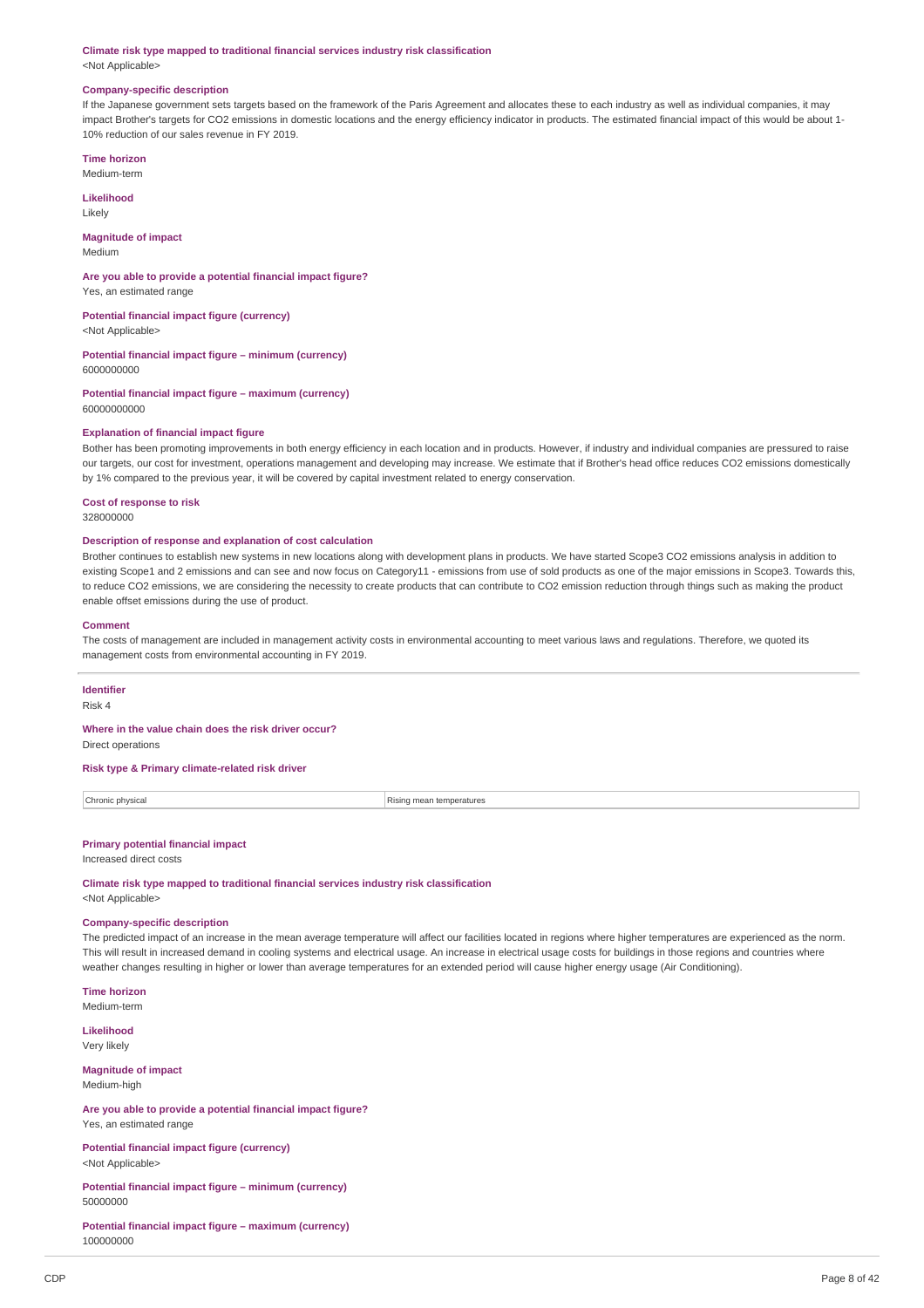**Climate risk type mapped to traditional financial services industry risk classification**
<Not Applicable>

**Company-specific description**
If the Japanese government sets targets based on the framework of the Paris Agreement and allocates these to each industry as well as individual companies, it may impact Brother's targets for CO2 emissions in domestic locations and the energy efficiency indicator in products. The estimated financial impact of this would be about 1-10% reduction of our sales revenue in FY 2019.

**Time horizon**
Medium-term

**Likelihood**
Likely

**Magnitude of impact**
Medium

**Are you able to provide a potential financial impact figure?**
Yes, an estimated range

**Potential financial impact figure (currency)**
<Not Applicable>

**Potential financial impact figure – minimum (currency)**
6000000000

**Potential financial impact figure – maximum (currency)**
60000000000

**Explanation of financial impact figure**
Bother has been promoting improvements in both energy efficiency in each location and in products. However, if industry and individual companies are pressured to raise our targets, our cost for investment, operations management and developing may increase. We estimate that if Brother's head office reduces CO2 emissions domestically by 1% compared to the previous year, it will be covered by capital investment related to energy conservation.

**Cost of response to risk**
328000000

**Description of response and explanation of cost calculation**
Brother continues to establish new systems in new locations along with development plans in products. We have started Scope3 CO2 emissions analysis in addition to existing Scope1 and 2 emissions and can see and now focus on Category11 - emissions from use of sold products as one of the major emissions in Scope3. Towards this, to reduce CO2 emissions, we are considering the necessity to create products that can contribute to CO2 emission reduction through things such as making the product enable offset emissions during the use of product.

**Comment**
The costs of management are included in management activity costs in environmental accounting to meet various laws and regulations. Therefore, we quoted its management costs from environmental accounting in FY 2019.

---

**Identifier**
Risk 4

**Where in the value chain does the risk driver occur?**
Direct operations

**Risk type & Primary climate-related risk driver**

| Chronic physical | Rising mean temperatures |
|---|---|

**Primary potential financial impact**
Increased direct costs

**Climate risk type mapped to traditional financial services industry risk classification**
<Not Applicable>

**Company-specific description**
The predicted impact of an increase in the mean average temperature will affect our facilities located in regions where higher temperatures are experienced as the norm. This will result in increased demand in cooling systems and electrical usage. An increase in electrical usage costs for buildings in those regions and countries where weather changes resulting in higher or lower than average temperatures for an extended period will cause higher energy usage (Air Conditioning).

**Time horizon**
Medium-term

**Likelihood**
Very likely

**Magnitude of impact**
Medium-high

**Are you able to provide a potential financial impact figure?**
Yes, an estimated range

**Potential financial impact figure (currency)**
<Not Applicable>

**Potential financial impact figure – minimum (currency)**
50000000

**Potential financial impact figure – maximum (currency)**
100000000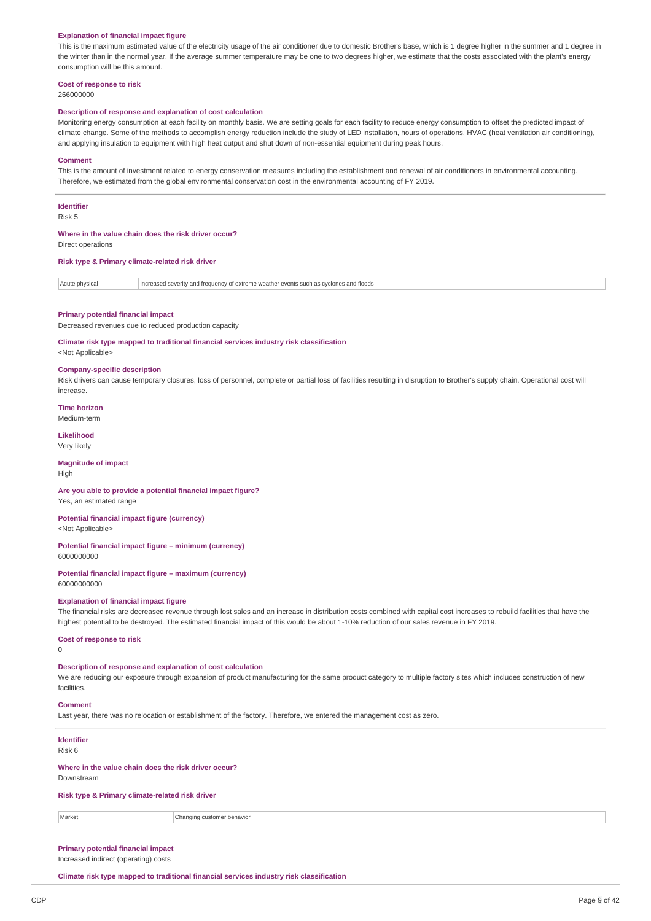**Explanation of financial impact figure**

This is the maximum estimated value of the electricity usage of the air conditioner due to domestic Brother's base, which is 1 degree higher in the summer and 1 degree in the winter than in the normal year. If the average summer temperature may be one to two degrees higher, we estimate that the costs associated with the plant's energy consumption will be this amount.

**Cost of response to risk**

266000000

**Description of response and explanation of cost calculation**

Monitoring energy consumption at each facility on monthly basis. We are setting goals for each facility to reduce energy consumption to offset the predicted impact of climate change. Some of the methods to accomplish energy reduction include the study of LED installation, hours of operations, HVAC (heat ventilation air conditioning), and applying insulation to equipment with high heat output and shut down of non-essential equipment during peak hours.

**Comment**

This is the amount of investment related to energy conservation measures including the establishment and renewal of air conditioners in environmental accounting. Therefore, we estimated from the global environmental conservation cost in the environmental accounting of FY 2019.

---

**Identifier**

Risk 5

**Where in the value chain does the risk driver occur?**

Direct operations

**Risk type & Primary climate-related risk driver**

| Acute physical | Increased severity and frequency of extreme weather events such as cyclones and floods |
|---|---|

**Primary potential financial impact**

Decreased revenues due to reduced production capacity

**Climate risk type mapped to traditional financial services industry risk classification**

<Not Applicable>

**Company-specific description**

Risk drivers can cause temporary closures, loss of personnel, complete or partial loss of facilities resulting in disruption to Brother's supply chain. Operational cost will increase.

**Time horizon**

Medium-term

**Likelihood**

Very likely

**Magnitude of impact**

High

**Are you able to provide a potential financial impact figure?**

Yes, an estimated range

**Potential financial impact figure (currency)**

<Not Applicable>

**Potential financial impact figure – minimum (currency)**

6000000000

**Potential financial impact figure – maximum (currency)**

60000000000

**Explanation of financial impact figure**

The financial risks are decreased revenue through lost sales and an increase in distribution costs combined with capital cost increases to rebuild facilities that have the highest potential to be destroyed. The estimated financial impact of this would be about 1-10% reduction of our sales revenue in FY 2019.

**Cost of response to risk**

0

**Description of response and explanation of cost calculation**

We are reducing our exposure through expansion of product manufacturing for the same product category to multiple factory sites which includes construction of new facilities.

**Comment**

Last year, there was no relocation or establishment of the factory. Therefore, we entered the management cost as zero.

---

**Identifier**

Risk 6

**Where in the value chain does the risk driver occur?**

Downstream

**Risk type & Primary climate-related risk driver**

| Market | Changing customer behavior |
|---|---|

**Primary potential financial impact**

Increased indirect (operating) costs

**Climate risk type mapped to traditional financial services industry risk classification**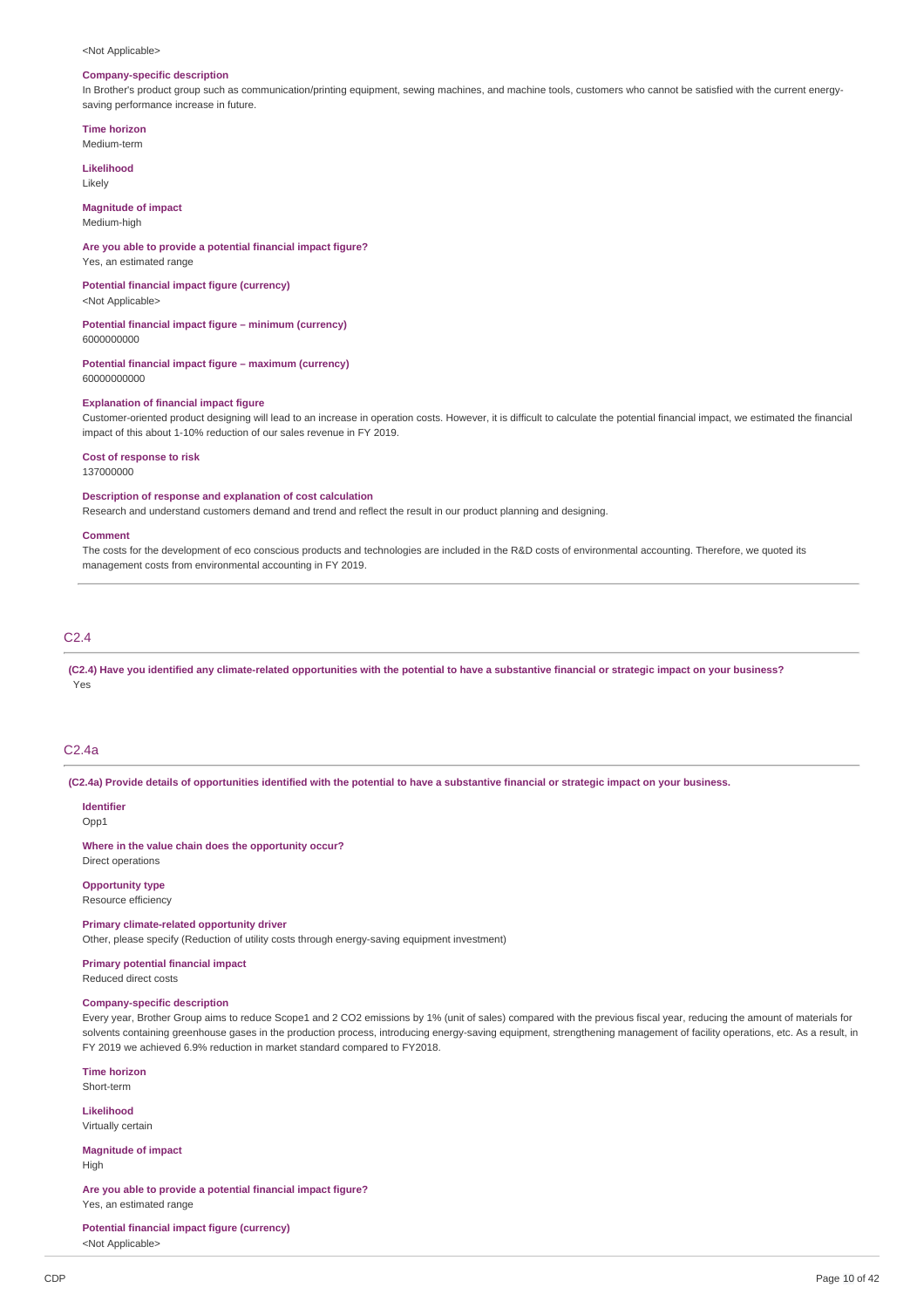<Not Applicable>

**Company-specific description**
In Brother's product group such as communication/printing equipment, sewing machines, and machine tools, customers who cannot be satisfied with the current energy-saving performance increase in future.

**Time horizon**
Medium-term

**Likelihood**
Likely

**Magnitude of impact**
Medium-high

**Are you able to provide a potential financial impact figure?**
Yes, an estimated range

**Potential financial impact figure (currency)**
<Not Applicable>

**Potential financial impact figure – minimum (currency)**
6000000000

**Potential financial impact figure – maximum (currency)**
60000000000

**Explanation of financial impact figure**
Customer-oriented product designing will lead to an increase in operation costs. However, it is difficult to calculate the potential financial impact, we estimated the financial impact of this about 1-10% reduction of our sales revenue in FY 2019.

**Cost of response to risk**
137000000

**Description of response and explanation of cost calculation**
Research and understand customers demand and trend and reflect the result in our product planning and designing.

**Comment**
The costs for the development of eco conscious products and technologies are included in the R&D costs of environmental accounting. Therefore, we quoted its management costs from environmental accounting in FY 2019.

## C2.4

**(C2.4) Have you identified any climate-related opportunities with the potential to have a substantive financial or strategic impact on your business?**
Yes

## C2.4a

**(C2.4a) Provide details of opportunities identified with the potential to have a substantive financial or strategic impact on your business.**

**Identifier**
Opp1

**Where in the value chain does the opportunity occur?**
Direct operations

**Opportunity type**
Resource efficiency

**Primary climate-related opportunity driver**
Other, please specify (Reduction of utility costs through energy-saving equipment investment)

**Primary potential financial impact**
Reduced direct costs

**Company-specific description**
Every year, Brother Group aims to reduce Scope1 and 2 $CO_2$ emissions by 1% (unit of sales) compared with the previous fiscal year, reducing the amount of materials for solvents containing greenhouse gases in the production process, introducing energy-saving equipment, strengthening management of facility operations, etc. As a result, in FY 2019 we achieved 6.9% reduction in market standard compared to FY2018.

**Time horizon**
Short-term

**Likelihood**
Virtually certain

**Magnitude of impact**
High

**Are you able to provide a potential financial impact figure?**
Yes, an estimated range

**Potential financial impact figure (currency)**
<Not Applicable>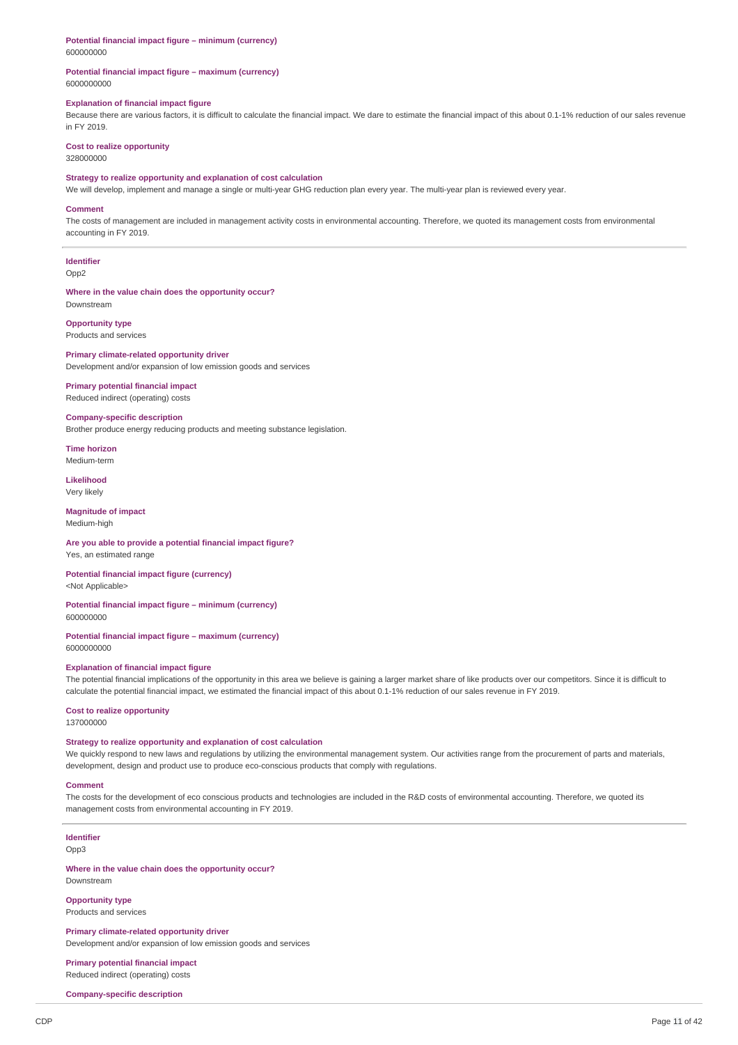**Potential financial impact figure – minimum (currency)**
600000000

**Potential financial impact figure – maximum (currency)**
6000000000

**Explanation of financial impact figure**
Because there are various factors, it is difficult to calculate the financial impact. We dare to estimate the financial impact of this about 0.1-1% reduction of our sales revenue in FY 2019.

**Cost to realize opportunity**
328000000

**Strategy to realize opportunity and explanation of cost calculation**
We will develop, implement and manage a single or multi-year GHG reduction plan every year. The multi-year plan is reviewed every year.

**Comment**
The costs of management are included in management activity costs in environmental accounting. Therefore, we quoted its management costs from environmental accounting in FY 2019.

---

**Identifier**
Opp2

**Where in the value chain does the opportunity occur?**
Downstream

**Opportunity type**
Products and services

**Primary climate-related opportunity driver**
Development and/or expansion of low emission goods and services

**Primary potential financial impact**
Reduced indirect (operating) costs

**Company-specific description**
Brother produce energy reducing products and meeting substance legislation.

**Time horizon**
Medium-term

**Likelihood**
Very likely

**Magnitude of impact**
Medium-high

**Are you able to provide a potential financial impact figure?**
Yes, an estimated range

**Potential financial impact figure (currency)**
<Not Applicable>

**Potential financial impact figure – minimum (currency)**
600000000

**Potential financial impact figure – maximum (currency)**
6000000000

**Explanation of financial impact figure**
The potential financial implications of the opportunity in this area we believe is gaining a larger market share of like products over our competitors. Since it is difficult to calculate the potential financial impact, we estimated the financial impact of this about 0.1-1% reduction of our sales revenue in FY 2019.

**Cost to realize opportunity**
137000000

**Strategy to realize opportunity and explanation of cost calculation**
We quickly respond to new laws and regulations by utilizing the environmental management system. Our activities range from the procurement of parts and materials, development, design and product use to produce eco-conscious products that comply with regulations.

**Comment**
The costs for the development of eco conscious products and technologies are included in the R&D costs of environmental accounting. Therefore, we quoted its management costs from environmental accounting in FY 2019.

---

**Identifier**
Opp3

**Where in the value chain does the opportunity occur?**
Downstream

**Opportunity type**
Products and services

**Primary climate-related opportunity driver**
Development and/or expansion of low emission goods and services

**Primary potential financial impact**
Reduced indirect (operating) costs

**Company-specific description**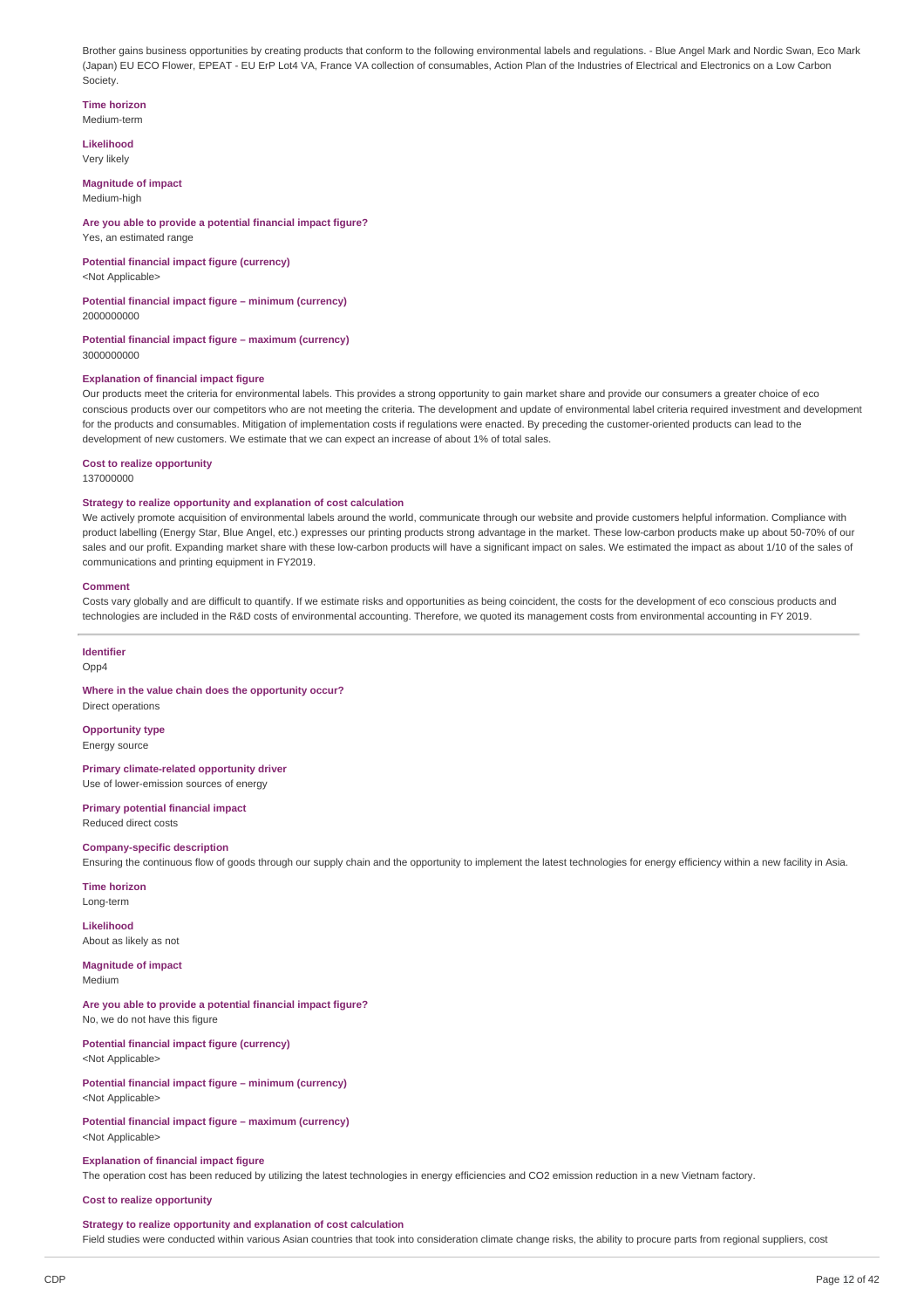Brother gains business opportunities by creating products that conform to the following environmental labels and regulations. - Blue Angel Mark and Nordic Swan, Eco Mark (Japan) EU ECO Flower, EPEAT - EU ErP Lot4 VA, France VA collection of consumables, Action Plan of the Industries of Electrical and Electronics on a Low Carbon Society.

**Time horizon**
Medium-term

**Likelihood**
Very likely

**Magnitude of impact**
Medium-high

**Are you able to provide a potential financial impact figure?**
Yes, an estimated range

**Potential financial impact figure (currency)**
<Not Applicable>

**Potential financial impact figure – minimum (currency)**
2000000000

**Potential financial impact figure – maximum (currency)**
3000000000

**Explanation of financial impact figure**
Our products meet the criteria for environmental labels. This provides a strong opportunity to gain market share and provide our consumers a greater choice of eco conscious products over our competitors who are not meeting the criteria. The development and update of environmental label criteria required investment and development for the products and consumables. Mitigation of implementation costs if regulations were enacted. By preceding the customer-oriented products can lead to the development of new customers. We estimate that we can expect an increase of about 1% of total sales.

**Cost to realize opportunity**
137000000

**Strategy to realize opportunity and explanation of cost calculation**
We actively promote acquisition of environmental labels around the world, communicate through our website and provide customers helpful information. Compliance with product labelling (Energy Star, Blue Angel, etc.) expresses our printing products strong advantage in the market. These low-carbon products make up about 50-70% of our sales and our profit. Expanding market share with these low-carbon products will have a significant impact on sales. We estimated the impact as about 1/10 of the sales of communications and printing equipment in FY2019.

**Comment**
Costs vary globally and are difficult to quantify. If we estimate risks and opportunities as being coincident, the costs for the development of eco conscious products and technologies are included in the R&D costs of environmental accounting. Therefore, we quoted its management costs from environmental accounting in FY 2019.

---

**Identifier**
Opp4

**Where in the value chain does the opportunity occur?**
Direct operations

**Opportunity type**
Energy source

**Primary climate-related opportunity driver**
Use of lower-emission sources of energy

**Primary potential financial impact**
Reduced direct costs

**Company-specific description**
Ensuring the continuous flow of goods through our supply chain and the opportunity to implement the latest technologies for energy efficiency within a new facility in Asia.

**Time horizon**
Long-term

**Likelihood**
About as likely as not

**Magnitude of impact**
Medium

**Are you able to provide a potential financial impact figure?**
No, we do not have this figure

**Potential financial impact figure (currency)**
<Not Applicable>

**Potential financial impact figure – minimum (currency)**
<Not Applicable>

**Potential financial impact figure – maximum (currency)**
<Not Applicable>

**Explanation of financial impact figure**
The operation cost has been reduced by utilizing the latest technologies in energy efficiencies and CO2 emission reduction in a new Vietnam factory.

**Cost to realize opportunity**

**Strategy to realize opportunity and explanation of cost calculation**
Field studies were conducted within various Asian countries that took into consideration climate change risks, the ability to procure parts from regional suppliers, cost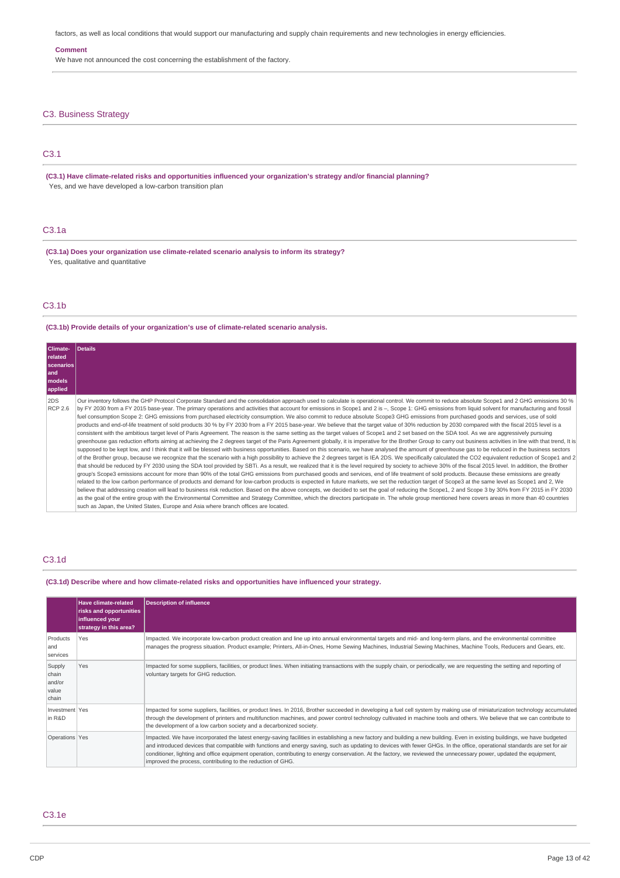factors, as well as local conditions that would support our manufacturing and supply chain requirements and new technologies in energy efficiencies.

**Comment**

We have not announced the cost concerning the establishment of the factory.

## C3. Business Strategy

### C3.1

**(C3.1) Have climate-related risks and opportunities influenced your organization's strategy and/or financial planning?**

Yes, and we have developed a low-carbon transition plan

### C3.1a

**(C3.1a) Does your organization use climate-related scenario analysis to inform its strategy?**

Yes, qualitative and quantitative

### C3.1b

**(C3.1b) Provide details of your organization's use of climate-related scenario analysis.**

| Climate-related scenarios and models applied | Details |
|---|---|
| 2DS RCP 2.6 | Our inventory follows the GHP Protocol Corporate Standard and the consolidation approach used to calculate is operational control. We commit to reduce absolute Scope1 and 2 GHG emissions 30 % by FY 2030 from a FY 2015 base-year. The primary operations and activities that account for emissions in Scope1 and 2 is –, Scope 1: GHG emissions from liquid solvent for manufacturing and fossil fuel consumption Scope 2: GHG emissions from purchased electricity consumption. We also commit to reduce absolute Scope3 GHG emissions from purchased goods and services, use of sold products and end-of-life treatment of sold products 30 % by FY 2030 from a FY 2015 base-year. We believe that the target value of 30% reduction by 2030 compared with the fiscal 2015 level is a consistent with the ambitious target level of Paris Agreement. The reason is the same setting as the target values of Scope1 and 2 set based on the SDA tool. As we are aggressively pursuing greenhouse gas reduction efforts aiming at achieving the 2 degrees target of the Paris Agreement globally, it is imperative for the Brother Group to carry out business activities in line with that trend, It is supposed to be kept low, and I think that it will be blessed with business opportunities. Based on this scenario, we have analysed the amount of greenhouse gas to be reduced in the business sectors of the Brother group, because we recognize that the scenario with a high possibility to achieve the 2 degrees target is IEA 2DS. We specifically calculated the CO2 equivalent reduction of Scope1 and 2 that should be reduced by FY 2030 using the SDA tool provided by SBTi. As a result, we realized that it is the level required by society to achieve 30% of the fiscal 2015 level. In addition, the Brother group's Scope3 emissions account for more than 90% of the total GHG emissions from purchased goods and services, end of life treatment of sold products. Because these emissions are greatly related to the low carbon performance of products and demand for low-carbon products is expected in future markets, we set the reduction target of Scope3 at the same level as Scope1 and 2, We believe that addressing creation will lead to business risk reduction. Based on the above concepts, we decided to set the goal of reducing the Scope1, 2 and Scope 3 by 30% from FY 2015 in FY 2030 as the goal of the entire group with the Environmental Committee and Strategy Committee, which the directors participate in. The whole group mentioned here covers areas in more than 40 countries such as Japan, the United States, Europe and Asia where branch offices are located. |

### C3.1d

**(C3.1d) Describe where and how climate-related risks and opportunities have influenced your strategy.**

| | Have climate-related risks and opportunities influenced your strategy in this area? | Description of influence |
|---|---|---|
| Products and services | Yes | Impacted. We incorporate low-carbon product creation and line up into annual environmental targets and mid- and long-term plans, and the environmental committee manages the progress situation. Product example; Printers, All-in-Ones, Home Sewing Machines, Industrial Sewing Machines, Machine Tools, Reducers and Gears, etc. |
| Supply chain and/or value chain | Yes | Impacted for some suppliers, facilities, or product lines. When initiating transactions with the supply chain, or periodically, we are requesting the setting and reporting of voluntary targets for GHG reduction. |
| Investment in R&D | Yes | Impacted for some suppliers, facilities, or product lines. In 2016, Brother succeeded in developing a fuel cell system by making use of miniaturization technology accumulated through the development of printers and multifunction machines, and power control technology cultivated in machine tools and others. We believe that we can contribute to the development of a low carbon society and a decarbonized society. |
| Operations | Yes | Impacted. We have incorporated the latest energy-saving facilities in establishing a new factory and building a new building. Even in existing buildings, we have budgeted and introduced devices that compatible with functions and energy saving, such as updating to devices with fewer GHGs. In the office, operational standards are set for air conditioner, lighting and office equipment operation, contributing to energy conservation. At the factory, we reviewed the unnecessary power, updated the equipment, improved the process, contributing to the reduction of GHG. |

### C3.1e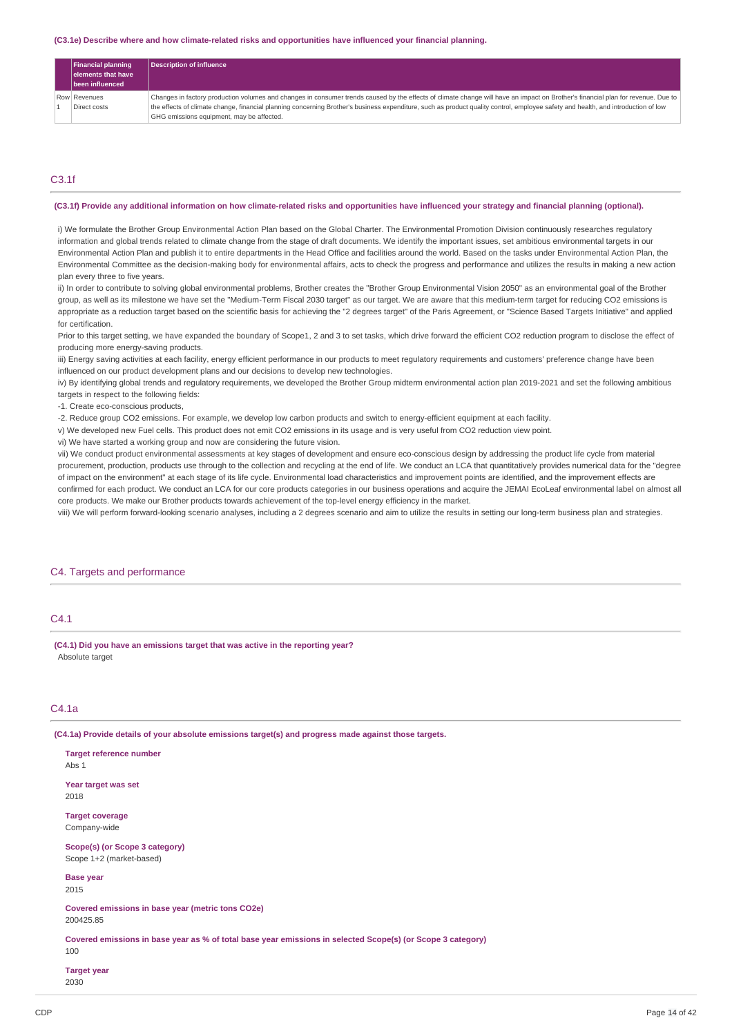**(C3.1e) Describe where and how climate-related risks and opportunities have influenced your financial planning.**

| | Financial planning elements that have been influenced | Description of influence |
|---|---|---|
| Row 1 | Revenues<br>Direct costs | Changes in factory production volumes and changes in consumer trends caused by the effects of climate change will have an impact on Brother's financial plan for revenue. Due to the effects of climate change, financial planning concerning Brother's business expenditure, such as product quality control, employee safety and health, and introduction of low GHG emissions equipment, may be affected. |

## C3.1f

**(C3.1f) Provide any additional information on how climate-related risks and opportunities have influenced your strategy and financial planning (optional).**

i) We formulate the Brother Group Environmental Action Plan based on the Global Charter. The Environmental Promotion Division continuously researches regulatory information and global trends related to climate change from the stage of draft documents. We identify the important issues, set ambitious environmental targets in our Environmental Action Plan and publish it to entire departments in the Head Office and facilities around the world. Based on the tasks under Environmental Action Plan, the Environmental Committee as the decision-making body for environmental affairs, acts to check the progress and performance and utilizes the results in making a new action plan every three to five years.
ii) In order to contribute to solving global environmental problems, Brother creates the "Brother Group Environmental Vision 2050" as an environmental goal of the Brother group, as well as its milestone we have set the "Medium-Term Fiscal 2030 target" as our target. We are aware that this medium-term target for reducing CO2 emissions is appropriate as a reduction target based on the scientific basis for achieving the "2 degrees target" of the Paris Agreement, or "Science Based Targets Initiative" and applied for certification.
Prior to this target setting, we have expanded the boundary of Scope1, 2 and 3 to set tasks, which drive forward the efficient CO2 reduction program to disclose the effect of producing more energy-saving products.
iii) Energy saving activities at each facility, energy efficient performance in our products to meet regulatory requirements and customers' preference change have been influenced on our product development plans and our decisions to develop new technologies.
iv) By identifying global trends and regulatory requirements, we developed the Brother Group midterm environmental action plan 2019-2021 and set the following ambitious targets in respect to the following fields:
-1. Create eco-conscious products,
-2. Reduce group CO2 emissions. For example, we develop low carbon products and switch to energy-efficient equipment at each facility.
v) We developed new Fuel cells. This product does not emit CO2 emissions in its usage and is very useful from CO2 reduction view point.
vi) We have started a working group and now are considering the future vision.
vii) We conduct product environmental assessments at key stages of development and ensure eco-conscious design by addressing the product life cycle from material procurement, production, products use through to the collection and recycling at the end of life. We conduct an LCA that quantitatively provides numerical data for the "degree of impact on the environment" at each stage of its life cycle. Environmental load characteristics and improvement points are identified, and the improvement effects are confirmed for each product. We conduct an LCA for our core products categories in our business operations and acquire the JEMAI EcoLeaf environmental label on almost all core products. We make our Brother products towards achievement of the top-level energy efficiency in the market.
viii) We will perform forward-looking scenario analyses, including a 2 degrees scenario and aim to utilize the results in setting our long-term business plan and strategies.

# C4. Targets and performance

## C4.1

**(C4.1) Did you have an emissions target that was active in the reporting year?**
Absolute target

## C4.1a

**(C4.1a) Provide details of your absolute emissions target(s) and progress made against those targets.**

**Target reference number**
Abs 1

**Year target was set**
2018

**Target coverage**
Company-wide

**Scope(s) (or Scope 3 category)**
Scope 1+2 (market-based)

**Base year**
2015

**Covered emissions in base year (metric tons CO2e)**
200425.85

**Covered emissions in base year as % of total base year emissions in selected Scope(s) (or Scope 3 category)**
100

**Target year**
2030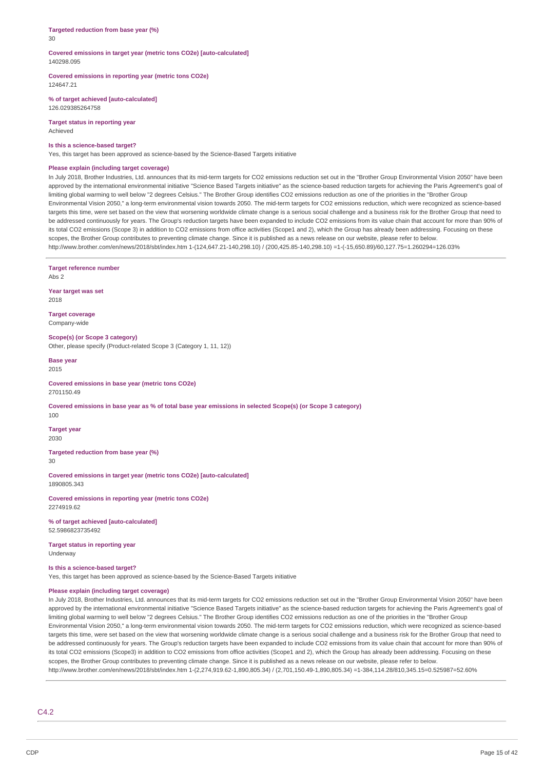**Targeted reduction from base year (%)**
30

**Covered emissions in target year (metric tons CO2e) [auto-calculated]**
140298.095

**Covered emissions in reporting year (metric tons CO2e)**
124647.21

**% of target achieved [auto-calculated]**
126.029385264758

**Target status in reporting year**
Achieved

**Is this a science-based target?**
Yes, this target has been approved as science-based by the Science-Based Targets initiative

**Please explain (including target coverage)**
In July 2018, Brother Industries, Ltd. announces that its mid-term targets for CO2 emissions reduction set out in the "Brother Group Environmental Vision 2050" have been approved by the international environmental initiative "Science Based Targets initiative" as the science-based reduction targets for achieving the Paris Agreement's goal of limiting global warming to well below "2 degrees Celsius." The Brother Group identifies CO2 emissions reduction as one of the priorities in the "Brother Group Environmental Vision 2050," a long-term environmental vision towards 2050. The mid-term targets for CO2 emissions reduction, which were recognized as science-based targets this time, were set based on the view that worsening worldwide climate change is a serious social challenge and a business risk for the Brother Group that need to be addressed continuously for years. The Group's reduction targets have been expanded to include CO2 emissions from its value chain that account for more than 90% of its total CO2 emissions (Scope 3) in addition to CO2 emissions from office activities (Scope1 and 2), which the Group has already been addressing. Focusing on these scopes, the Brother Group contributes to preventing climate change. Since it is published as a news release on our website, please refer to below.
http://www.brother.com/en/news/2018/sbt/index.htm 1-(124,647.21-140,298.10) / (200,425.85-140,298.10) =1-(-15,650.89)/60,127.75=1.260294=126.03%

**Target reference number**
Abs 2

**Year target was set**
2018

**Target coverage**
Company-wide

**Scope(s) (or Scope 3 category)**
Other, please specify (Product-related Scope 3 (Category 1, 11, 12))

**Base year**
2015

**Covered emissions in base year (metric tons CO2e)**
2701150.49

**Covered emissions in base year as % of total base year emissions in selected Scope(s) (or Scope 3 category)**
100

**Target year**
2030

**Targeted reduction from base year (%)**
30

**Covered emissions in target year (metric tons CO2e) [auto-calculated]**
1890805.343

**Covered emissions in reporting year (metric tons CO2e)**
2274919.62

**% of target achieved [auto-calculated]**
52.5986823735492

**Target status in reporting year**
Underway

**Is this a science-based target?**
Yes, this target has been approved as science-based by the Science-Based Targets initiative

**Please explain (including target coverage)**
In July 2018, Brother Industries, Ltd. announces that its mid-term targets for CO2 emissions reduction set out in the "Brother Group Environmental Vision 2050" have been approved by the international environmental initiative "Science Based Targets initiative" as the science-based reduction targets for achieving the Paris Agreement's goal of limiting global warming to well below "2 degrees Celsius." The Brother Group identifies CO2 emissions reduction as one of the priorities in the "Brother Group Environmental Vision 2050," a long-term environmental vision towards 2050. The mid-term targets for CO2 emissions reduction, which were recognized as science-based targets this time, were set based on the view that worsening worldwide climate change is a serious social challenge and a business risk for the Brother Group that need to be addressed continuously for years. The Group's reduction targets have been expanded to include CO2 emissions from its value chain that account for more than 90% of its total CO2 emissions (Scope3) in addition to CO2 emissions from office activities (Scope1 and 2), which the Group has already been addressing. Focusing on these scopes, the Brother Group contributes to preventing climate change. Since it is published as a news release on our website, please refer to below.
http://www.brother.com/en/news/2018/sbt/index.htm 1-(2,274,919.62-1,890,805.34) / (2,701,150.49-1,890,805.34) =1-384,114.28/810,345.15=0.525987=52.60%

## C4.2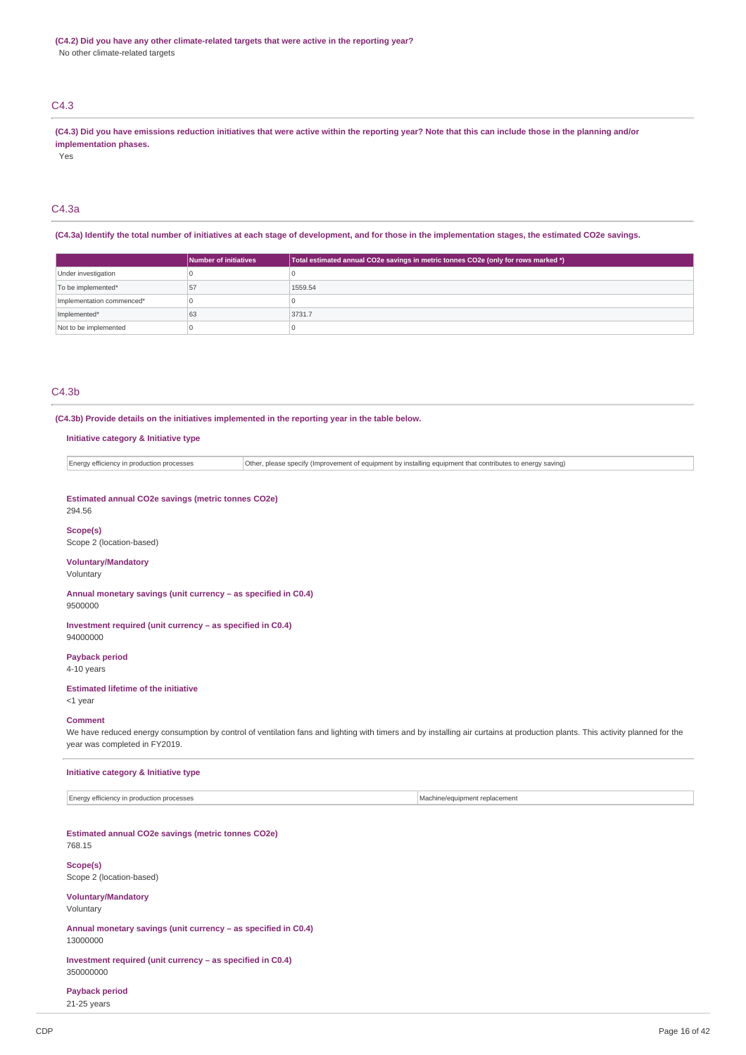**(C4.2) Did you have any other climate-related targets that were active in the reporting year?**

No other climate-related targets

## C4.3

**(C4.3) Did you have emissions reduction initiatives that were active within the reporting year? Note that this can include those in the planning and/or implementation phases.**

Yes

## C4.3a

**(C4.3a) Identify the total number of initiatives at each stage of development, and for those in the implementation stages, the estimated CO2e savings.**

| | Number of initiatives | Total estimated annual CO2e savings in metric tonnes CO2e (only for rows marked *) |
|---|---|---|
| Under investigation | 0 | 0 |
| To be implemented* | 57 | 1559.54 |
| Implementation commenced* | 0 | 0 |
| Implemented* | 63 | 3731.7 |
| Not to be implemented | 0 | 0 |

## C4.3b

**(C4.3b) Provide details on the initiatives implemented in the reporting year in the table below.**

**Initiative category & Initiative type**

| | |
|---|---|
| Energy efficiency in production processes | Other, please specify (Improvement of equipment by installing equipment that contributes to energy saving) |

**Estimated annual CO2e savings (metric tonnes CO2e)**

294.56

**Scope(s)**

Scope 2 (location-based)

**Voluntary/Mandatory**

Voluntary

**Annual monetary savings (unit currency – as specified in C0.4)**

9500000

**Investment required (unit currency – as specified in C0.4)**

94000000

**Payback period**

4-10 years

**Estimated lifetime of the initiative**

<1 year

**Comment**

We have reduced energy consumption by control of ventilation fans and lighting with timers and by installing air curtains at production plants. This activity planned for the year was completed in FY2019.

---

**Initiative category & Initiative type**

| | |
|---|---|
| Energy efficiency in production processes | Machine/equipment replacement |

**Estimated annual CO2e savings (metric tonnes CO2e)**

768.15

**Scope(s)**

Scope 2 (location-based)

**Voluntary/Mandatory**

Voluntary

**Annual monetary savings (unit currency – as specified in C0.4)**

13000000

**Investment required (unit currency – as specified in C0.4)**

350000000

**Payback period**

21-25 years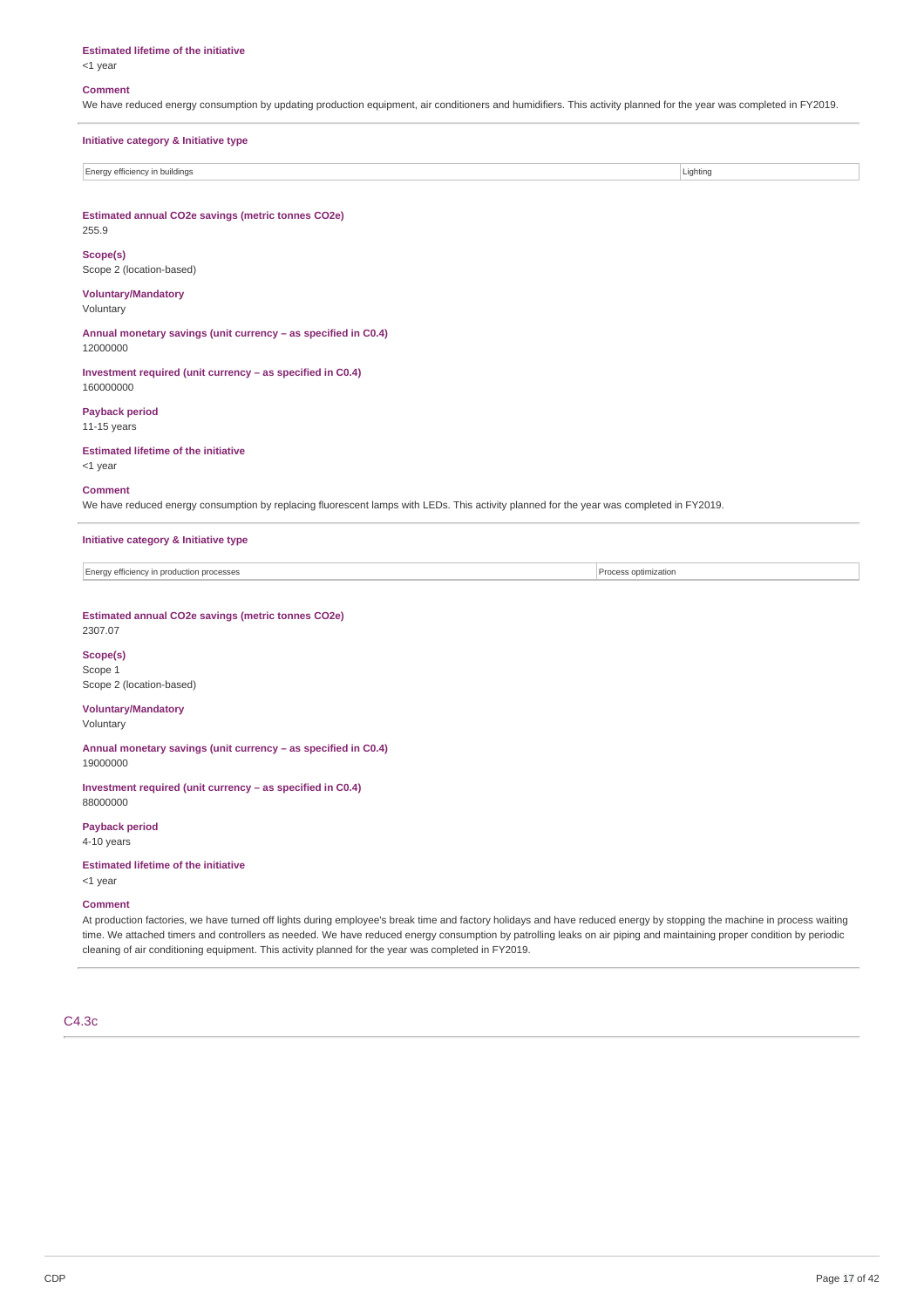**Estimated lifetime of the initiative**
<1 year

**Comment**
We have reduced energy consumption by updating production equipment, air conditioners and humidifiers. This activity planned for the year was completed in FY2019.

**Initiative category & Initiative type**

| Energy efficiency in buildings | Lighting |
|---|---|

**Estimated annual CO2e savings (metric tonnes CO2e)**
255.9

**Scope(s)**
Scope 2 (location-based)

**Voluntary/Mandatory**
Voluntary

**Annual monetary savings (unit currency – as specified in C0.4)**
12000000

**Investment required (unit currency – as specified in C0.4)**
160000000

**Payback period**
11-15 years

**Estimated lifetime of the initiative**
<1 year

**Comment**
We have reduced energy consumption by replacing fluorescent lamps with LEDs. This activity planned for the year was completed in FY2019.

**Initiative category & Initiative type**

| Energy efficiency in production processes | Process optimization |
|---|---|

**Estimated annual CO2e savings (metric tonnes CO2e)**
2307.07

**Scope(s)**
Scope 1
Scope 2 (location-based)

**Voluntary/Mandatory**
Voluntary

**Annual monetary savings (unit currency – as specified in C0.4)**
19000000

**Investment required (unit currency – as specified in C0.4)**
88000000

**Payback period**
4-10 years

**Estimated lifetime of the initiative**
<1 year

**Comment**
At production factories, we have turned off lights during employee's break time and factory holidays and have reduced energy by stopping the machine in process waiting time. We attached timers and controllers as needed. We have reduced energy consumption by patrolling leaks on air piping and maintaining proper condition by periodic cleaning of air conditioning equipment. This activity planned for the year was completed in FY2019.

## C4.3c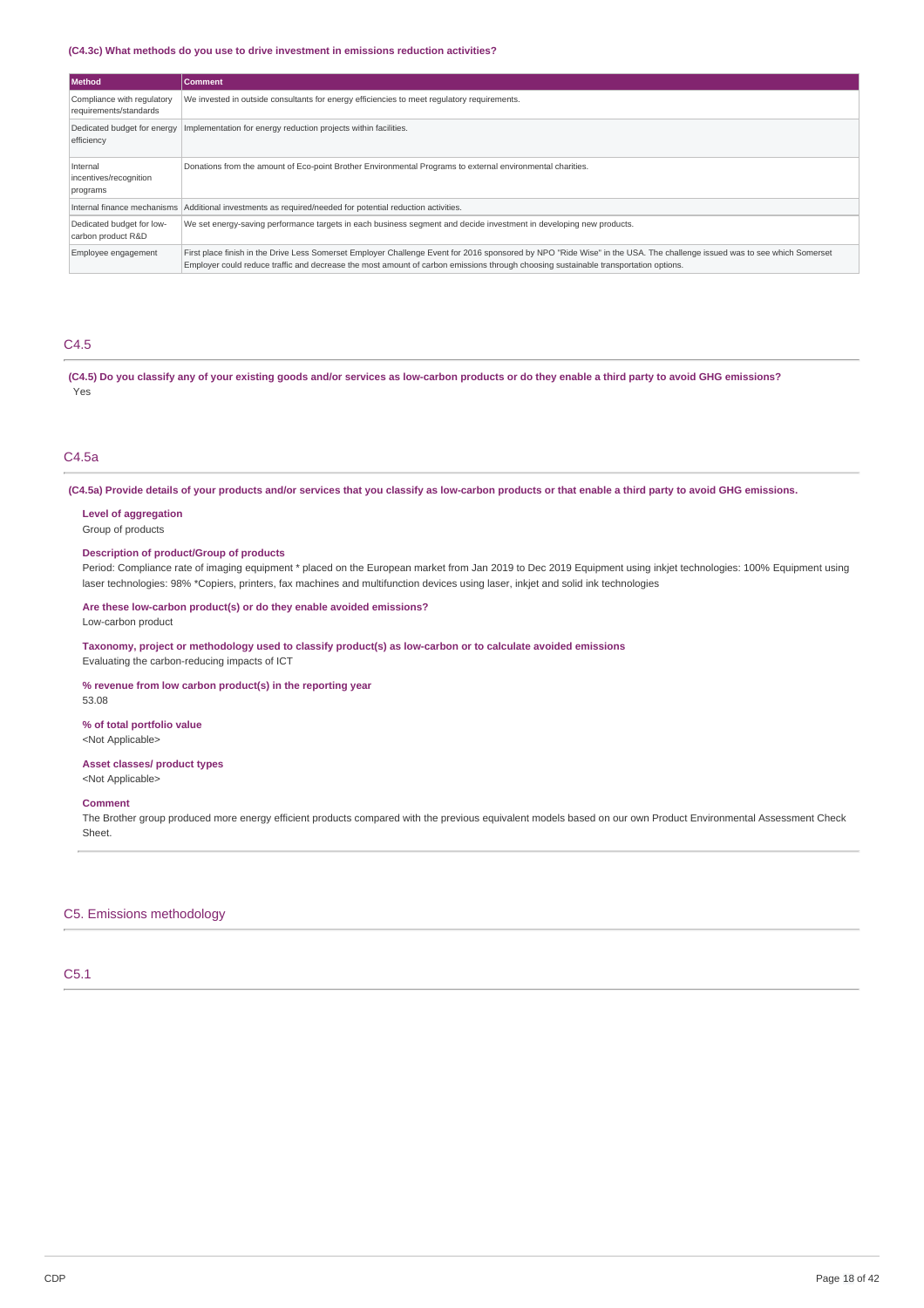**(C4.3c) What methods do you use to drive investment in emissions reduction activities?**

| Method | Comment |
|---|---|
| Compliance with regulatory requirements/standards | We invested in outside consultants for energy efficiencies to meet regulatory requirements. |
| Dedicated budget for energy efficiency | Implementation for energy reduction projects within facilities. |
| Internal incentives/recognition programs | Donations from the amount of Eco-point Brother Environmental Programs to external environmental charities. |
| Internal finance mechanisms | Additional investments as required/needed for potential reduction activities. |
| Dedicated budget for low-carbon product R&D | We set energy-saving performance targets in each business segment and decide investment in developing new products. |
| Employee engagement | First place finish in the Drive Less Somerset Employer Challenge Event for 2016 sponsored by NPO "Ride Wise" in the USA. The challenge issued was to see which Somerset Employer could reduce traffic and decrease the most amount of carbon emissions through choosing sustainable transportation options. |

## C4.5

**(C4.5) Do you classify any of your existing goods and/or services as low-carbon products or do they enable a third party to avoid GHG emissions?**

Yes

## C4.5a

**(C4.5a) Provide details of your products and/or services that you classify as low-carbon products or that enable a third party to avoid GHG emissions.**

**Level of aggregation**
Group of products

**Description of product/Group of products**
Period: Compliance rate of imaging equipment * placed on the European market from Jan 2019 to Dec 2019 Equipment using inkjet technologies: 100% Equipment using laser technologies: 98% *Copiers, printers, fax machines and multifunction devices using laser, inkjet and solid ink technologies

**Are these low-carbon product(s) or do they enable avoided emissions?**
Low-carbon product

**Taxonomy, project or methodology used to classify product(s) as low-carbon or to calculate avoided emissions**
Evaluating the carbon-reducing impacts of ICT

**% revenue from low carbon product(s) in the reporting year**
53.08

**% of total portfolio value**
<Not Applicable>

**Asset classes/ product types**
<Not Applicable>

**Comment**
The Brother group produced more energy efficient products compared with the previous equivalent models based on our own Product Environmental Assessment Check Sheet.

# C5. Emissions methodology

## C5.1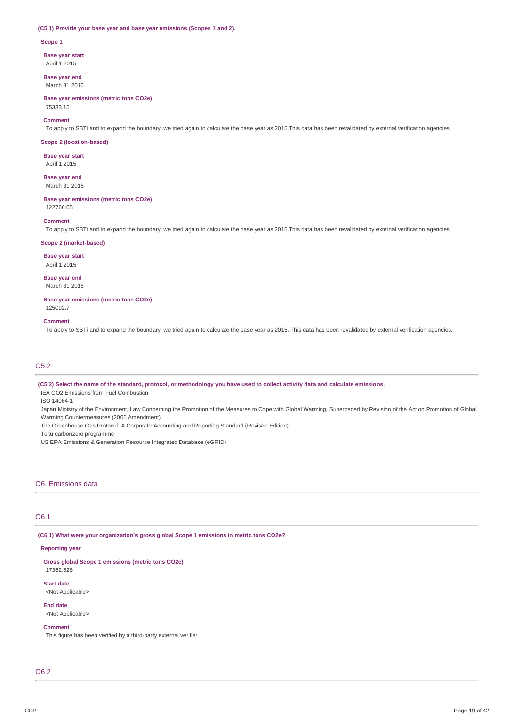**(C5.1) Provide your base year and base year emissions (Scopes 1 and 2).**

**Scope 1**

**Base year start**
April 1 2015

**Base year end**
March 31 2016

**Base year emissions (metric tons CO2e)**
75333.15

**Comment**
To apply to SBTi and to expand the boundary, we tried again to calculate the base year as 2015.This data has been revalidated by external verification agencies.

**Scope 2 (location-based)**

**Base year start**
April 1 2015

**Base year end**
March 31 2016

**Base year emissions (metric tons CO2e)**
122766.05

**Comment**
To apply to SBTi and to expand the boundary, we tried again to calculate the base year as 2015.This data has been revalidated by external verification agencies.

**Scope 2 (market-based)**

**Base year start**
April 1 2015

**Base year end**
March 31 2016

**Base year emissions (metric tons CO2e)**
125092.7

**Comment**
To apply to SBTi and to expand the boundary, we tried again to calculate the base year as 2015. This data has been revalidated by external verification agencies.

## C5.2

**(C5.2) Select the name of the standard, protocol, or methodology you have used to collect activity data and calculate emissions.**

IEA CO2 Emissions from Fuel Combustion
ISO 14064-1
Japan Ministry of the Environment, Law Concerning the Promotion of the Measures to Cope with Global Warming, Superceded by Revision of the Act on Promotion of Global Warming Countermeasures (2005 Amendment)
The Greenhouse Gas Protocol: A Corporate Accounting and Reporting Standard (Revised Edition)
Toitū carbonzero programme
US EPA Emissions & Generation Resource Integrated Database (eGRID)

# C6. Emissions data

## C6.1

**(C6.1) What were your organization's gross global Scope 1 emissions in metric tons CO2e?**

**Reporting year**

**Gross global Scope 1 emissions (metric tons CO2e)**
17362.526

**Start date**
<Not Applicable>

**End date**
<Not Applicable>

**Comment**
This figure has been verified by a third-party external verifier.

## C6.2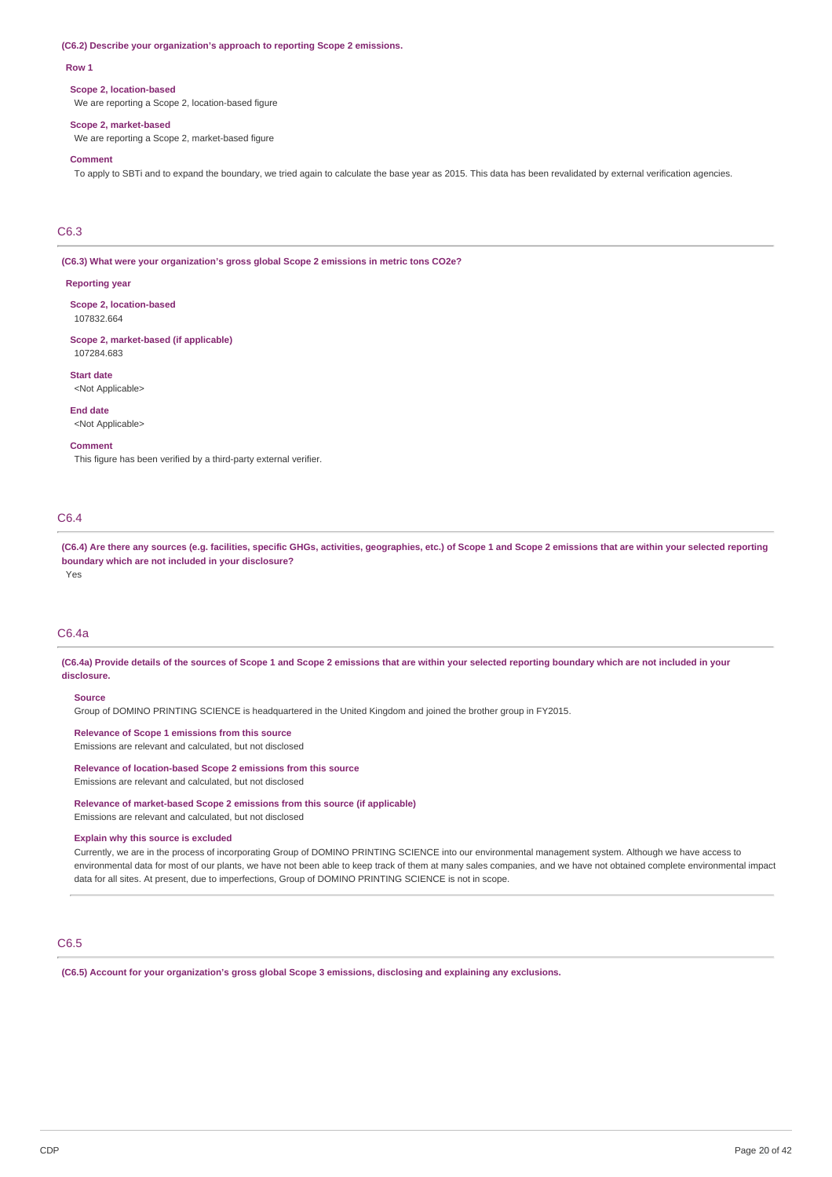**(C6.2) Describe your organization's approach to reporting Scope 2 emissions.**

**Row 1**

**Scope 2, location-based**

We are reporting a Scope 2, location-based figure

**Scope 2, market-based**

We are reporting a Scope 2, market-based figure

**Comment**

To apply to SBTi and to expand the boundary, we tried again to calculate the base year as 2015. This data has been revalidated by external verification agencies.

## C6.3

**(C6.3) What were your organization's gross global Scope 2 emissions in metric tons CO2e?**

**Reporting year**

**Scope 2, location-based**

107832.664

**Scope 2, market-based (if applicable)**

107284.683

**Start date**

<Not Applicable>

**End date**

<Not Applicable>

**Comment**

This figure has been verified by a third-party external verifier.

## C6.4

**(C6.4) Are there any sources (e.g. facilities, specific GHGs, activities, geographies, etc.) of Scope 1 and Scope 2 emissions that are within your selected reporting boundary which are not included in your disclosure?**

Yes

## C6.4a

**(C6.4a) Provide details of the sources of Scope 1 and Scope 2 emissions that are within your selected reporting boundary which are not included in your disclosure.**

**Source**

Group of DOMINO PRINTING SCIENCE is headquartered in the United Kingdom and joined the brother group in FY2015.

**Relevance of Scope 1 emissions from this source**

Emissions are relevant and calculated, but not disclosed

**Relevance of location-based Scope 2 emissions from this source**

Emissions are relevant and calculated, but not disclosed

**Relevance of market-based Scope 2 emissions from this source (if applicable)**

Emissions are relevant and calculated, but not disclosed

**Explain why this source is excluded**

Currently, we are in the process of incorporating Group of DOMINO PRINTING SCIENCE into our environmental management system. Although we have access to environmental data for most of our plants, we have not been able to keep track of them at many sales companies, and we have not obtained complete environmental impact data for all sites. At present, due to imperfections, Group of DOMINO PRINTING SCIENCE is not in scope.

## C6.5

**(C6.5) Account for your organization's gross global Scope 3 emissions, disclosing and explaining any exclusions.**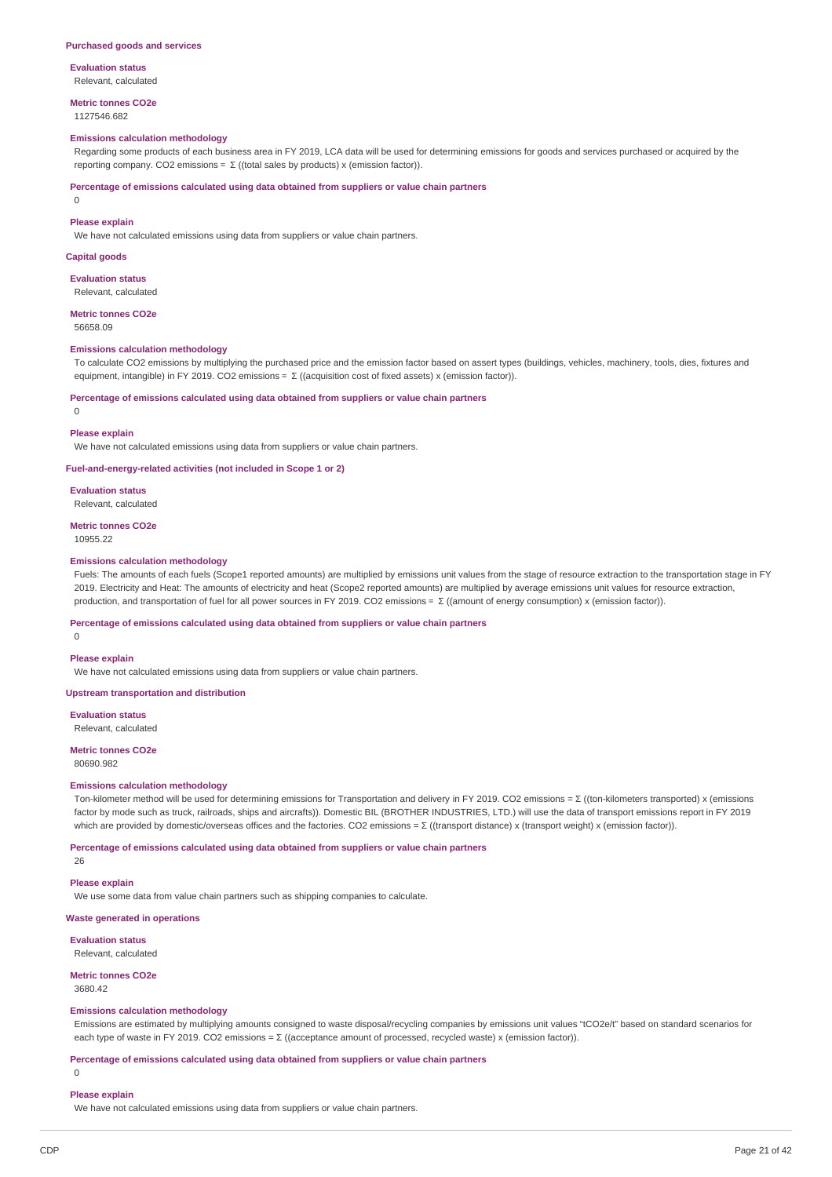### Purchased goods and services

**Evaluation status**
Relevant, calculated

**Metric tonnes CO2e**
1127546.682

**Emissions calculation methodology**
Regarding some products of each business area in FY 2019, LCA data will be used for determining emissions for goods and services purchased or acquired by the reporting company. CO2 emissions = Σ ((total sales by products) x (emission factor)).

**Percentage of emissions calculated using data obtained from suppliers or value chain partners**
0

**Please explain**
We have not calculated emissions using data from suppliers or value chain partners.

### Capital goods

**Evaluation status**
Relevant, calculated

**Metric tonnes CO2e**
56658.09

**Emissions calculation methodology**
To calculate CO2 emissions by multiplying the purchased price and the emission factor based on assert types (buildings, vehicles, machinery, tools, dies, fixtures and equipment, intangible) in FY 2019. CO2 emissions = Σ ((acquisition cost of fixed assets) x (emission factor)).

**Percentage of emissions calculated using data obtained from suppliers or value chain partners**
0

**Please explain**
We have not calculated emissions using data from suppliers or value chain partners.

### Fuel-and-energy-related activities (not included in Scope 1 or 2)

**Evaluation status**
Relevant, calculated

**Metric tonnes CO2e**
10955.22

**Emissions calculation methodology**
Fuels: The amounts of each fuels (Scope1 reported amounts) are multiplied by emissions unit values from the stage of resource extraction to the transportation stage in FY 2019. Electricity and Heat: The amounts of electricity and heat (Scope2 reported amounts) are multiplied by average emissions unit values for resource extraction, production, and transportation of fuel for all power sources in FY 2019. CO2 emissions = Σ ((amount of energy consumption) x (emission factor)).

**Percentage of emissions calculated using data obtained from suppliers or value chain partners**
0

**Please explain**
We have not calculated emissions using data from suppliers or value chain partners.

### Upstream transportation and distribution

**Evaluation status**
Relevant, calculated

**Metric tonnes CO2e**
80690.982

**Emissions calculation methodology**
Ton-kilometer method will be used for determining emissions for Transportation and delivery in FY 2019. CO2 emissions = Σ ((ton-kilometers transported) x (emissions factor by mode such as truck, railroads, ships and aircrafts)). Domestic BIL (BROTHER INDUSTRIES, LTD.) will use the data of transport emissions report in FY 2019 which are provided by domestic/overseas offices and the factories. CO2 emissions = Σ ((transport distance) x (transport weight) x (emission factor)).

**Percentage of emissions calculated using data obtained from suppliers or value chain partners**
26

**Please explain**
We use some data from value chain partners such as shipping companies to calculate.

### Waste generated in operations

**Evaluation status**
Relevant, calculated

**Metric tonnes CO2e**
3680.42

**Emissions calculation methodology**
Emissions are estimated by multiplying amounts consigned to waste disposal/recycling companies by emissions unit values "tCO2e/t" based on standard scenarios for each type of waste in FY 2019. CO2 emissions = Σ ((acceptance amount of processed, recycled waste) x (emission factor)).

**Percentage of emissions calculated using data obtained from suppliers or value chain partners**
0

**Please explain**
We have not calculated emissions using data from suppliers or value chain partners.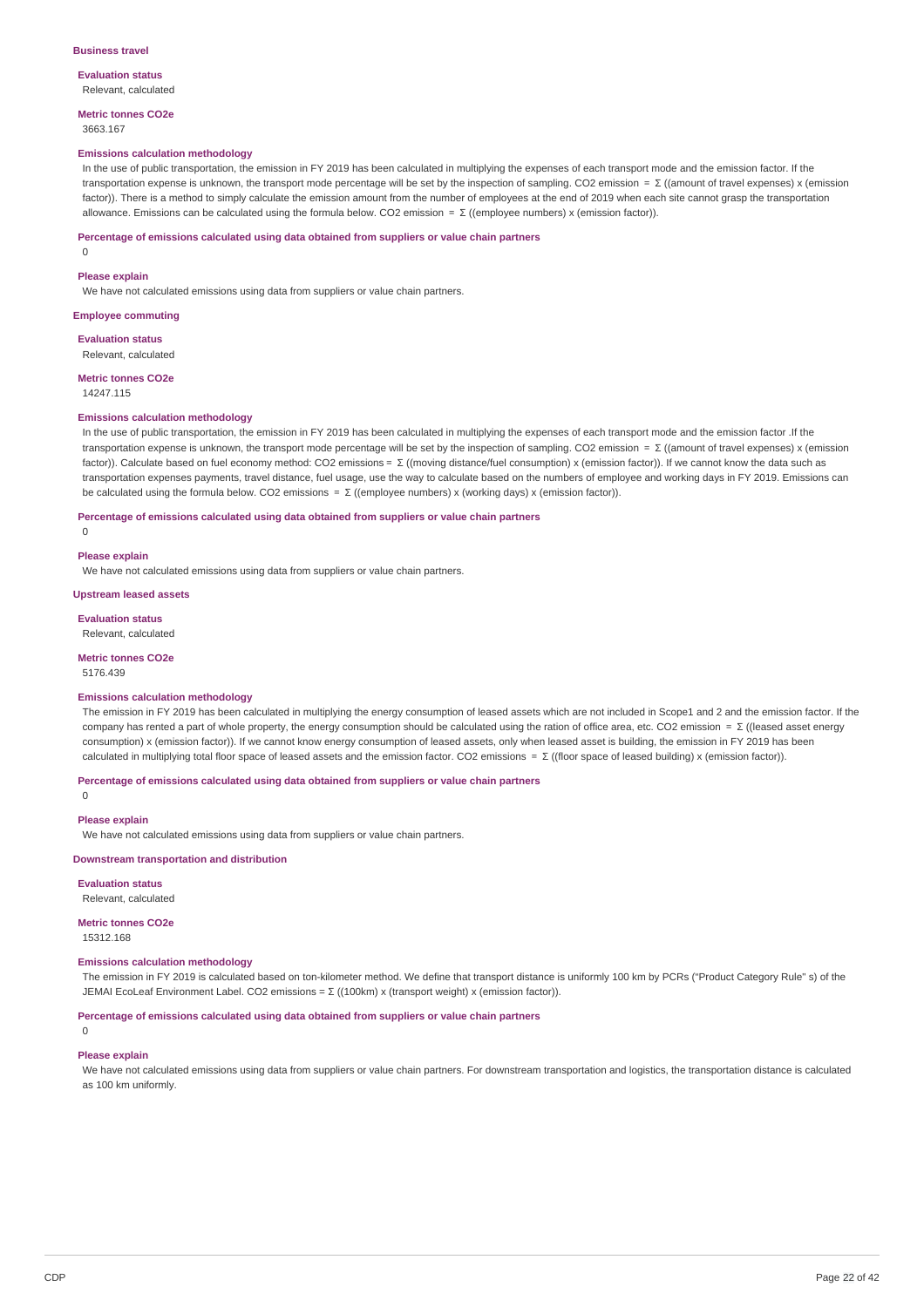### Business travel

**Evaluation status**

Relevant, calculated

**Metric tonnes CO2e**

3663.167

**Emissions calculation methodology**

In the use of public transportation, the emission in FY 2019 has been calculated in multiplying the expenses of each transport mode and the emission factor. If the transportation expense is unknown, the transport mode percentage will be set by the inspection of sampling. CO2 emission = Σ ((amount of travel expenses) x (emission factor)). There is a method to simply calculate the emission amount from the number of employees at the end of 2019 when each site cannot grasp the transportation allowance. Emissions can be calculated using the formula below. CO2 emission = Σ ((employee numbers) x (emission factor)).

**Percentage of emissions calculated using data obtained from suppliers or value chain partners**

0

**Please explain**

We have not calculated emissions using data from suppliers or value chain partners.

### Employee commuting

**Evaluation status**

Relevant, calculated

**Metric tonnes CO2e**

14247.115

**Emissions calculation methodology**

In the use of public transportation, the emission in FY 2019 has been calculated in multiplying the expenses of each transport mode and the emission factor .If the transportation expense is unknown, the transport mode percentage will be set by the inspection of sampling. CO2 emission = Σ ((amount of travel expenses) x (emission factor)). Calculate based on fuel economy method: CO2 emissions = Σ ((moving distance/fuel consumption) x (emission factor)). If we cannot know the data such as transportation expenses payments, travel distance, fuel usage, use the way to calculate based on the numbers of employee and working days in FY 2019. Emissions can be calculated using the formula below. CO2 emissions = Σ ((employee numbers) x (working days) x (emission factor)).

**Percentage of emissions calculated using data obtained from suppliers or value chain partners**

0

**Please explain**

We have not calculated emissions using data from suppliers or value chain partners.

### Upstream leased assets

**Evaluation status**

Relevant, calculated

**Metric tonnes CO2e**

5176.439

**Emissions calculation methodology**

The emission in FY 2019 has been calculated in multiplying the energy consumption of leased assets which are not included in Scope1 and 2 and the emission factor. If the company has rented a part of whole property, the energy consumption should be calculated using the ration of office area, etc. CO2 emission = Σ ((leased asset energy consumption) x (emission factor)). If we cannot know energy consumption of leased assets, only when leased asset is building, the emission in FY 2019 has been calculated in multiplying total floor space of leased assets and the emission factor. CO2 emissions = Σ ((floor space of leased building) x (emission factor)).

**Percentage of emissions calculated using data obtained from suppliers or value chain partners**

0

**Please explain**

We have not calculated emissions using data from suppliers or value chain partners.

### Downstream transportation and distribution

**Evaluation status**

Relevant, calculated

**Metric tonnes CO2e**

15312.168

**Emissions calculation methodology**

The emission in FY 2019 is calculated based on ton-kilometer method. We define that transport distance is uniformly 100 km by PCRs ("Product Category Rule" s) of the JEMAI EcoLeaf Environment Label. CO2 emissions = Σ ((100km) x (transport weight) x (emission factor)).

**Percentage of emissions calculated using data obtained from suppliers or value chain partners**

0

**Please explain**

We have not calculated emissions using data from suppliers or value chain partners. For downstream transportation and logistics, the transportation distance is calculated as 100 km uniformly.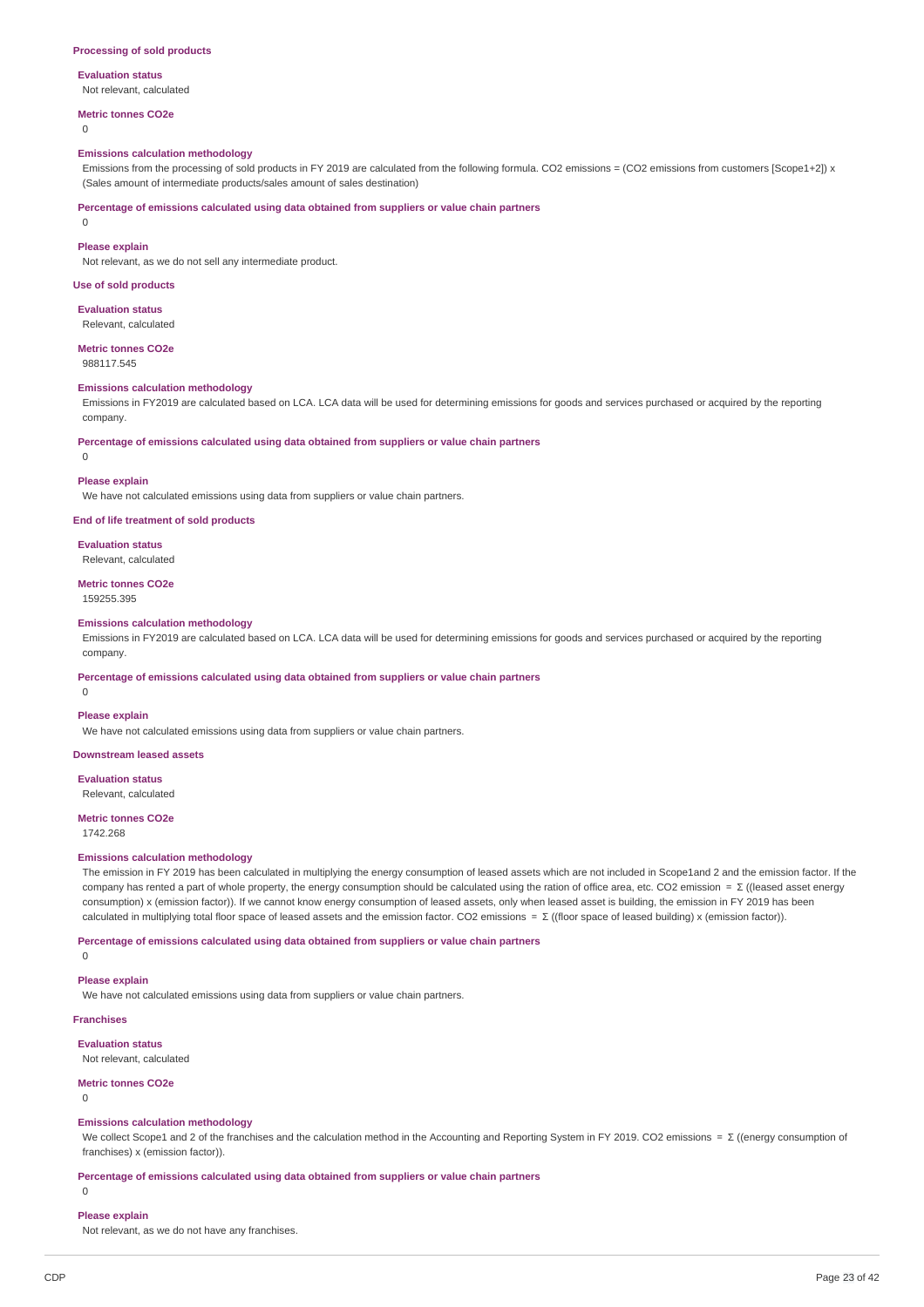### Processing of sold products

**Evaluation status**

Not relevant, calculated

**Metric tonnes CO2e**

0

**Emissions calculation methodology**

Emissions from the processing of sold products in FY 2019 are calculated from the following formula. CO2 emissions = (CO2 emissions from customers [Scope1+2]) x (Sales amount of intermediate products/sales amount of sales destination)

**Percentage of emissions calculated using data obtained from suppliers or value chain partners**

0

**Please explain**

Not relevant, as we do not sell any intermediate product.

### Use of sold products

**Evaluation status**

Relevant, calculated

**Metric tonnes CO2e**

988117.545

**Emissions calculation methodology**

Emissions in FY2019 are calculated based on LCA. LCA data will be used for determining emissions for goods and services purchased or acquired by the reporting company.

**Percentage of emissions calculated using data obtained from suppliers or value chain partners**

0

**Please explain**

We have not calculated emissions using data from suppliers or value chain partners.

### End of life treatment of sold products

**Evaluation status**

Relevant, calculated

**Metric tonnes CO2e**

159255.395

**Emissions calculation methodology**

Emissions in FY2019 are calculated based on LCA. LCA data will be used for determining emissions for goods and services purchased or acquired by the reporting company.

**Percentage of emissions calculated using data obtained from suppliers or value chain partners**

0

**Please explain**

We have not calculated emissions using data from suppliers or value chain partners.

### Downstream leased assets

**Evaluation status**

Relevant, calculated

**Metric tonnes CO2e**

1742.268

**Emissions calculation methodology**

The emission in FY 2019 has been calculated in multiplying the energy consumption of leased assets which are not included in Scope1and 2 and the emission factor. If the company has rented a part of whole property, the energy consumption should be calculated using the ration of office area, etc. CO2 emission = Σ ((leased asset energy consumption) x (emission factor)). If we cannot know energy consumption of leased assets, only when leased asset is building, the emission in FY 2019 has been calculated in multiplying total floor space of leased assets and the emission factor. CO2 emissions = Σ ((floor space of leased building) x (emission factor)).

**Percentage of emissions calculated using data obtained from suppliers or value chain partners**

0

**Please explain**

We have not calculated emissions using data from suppliers or value chain partners.

### Franchises

**Evaluation status**

Not relevant, calculated

**Metric tonnes CO2e**

0

**Emissions calculation methodology**

We collect Scope1 and 2 of the franchises and the calculation method in the Accounting and Reporting System in FY 2019. CO2 emissions = Σ ((energy consumption of franchises) x (emission factor)).

**Percentage of emissions calculated using data obtained from suppliers or value chain partners**

0

**Please explain**

Not relevant, as we do not have any franchises.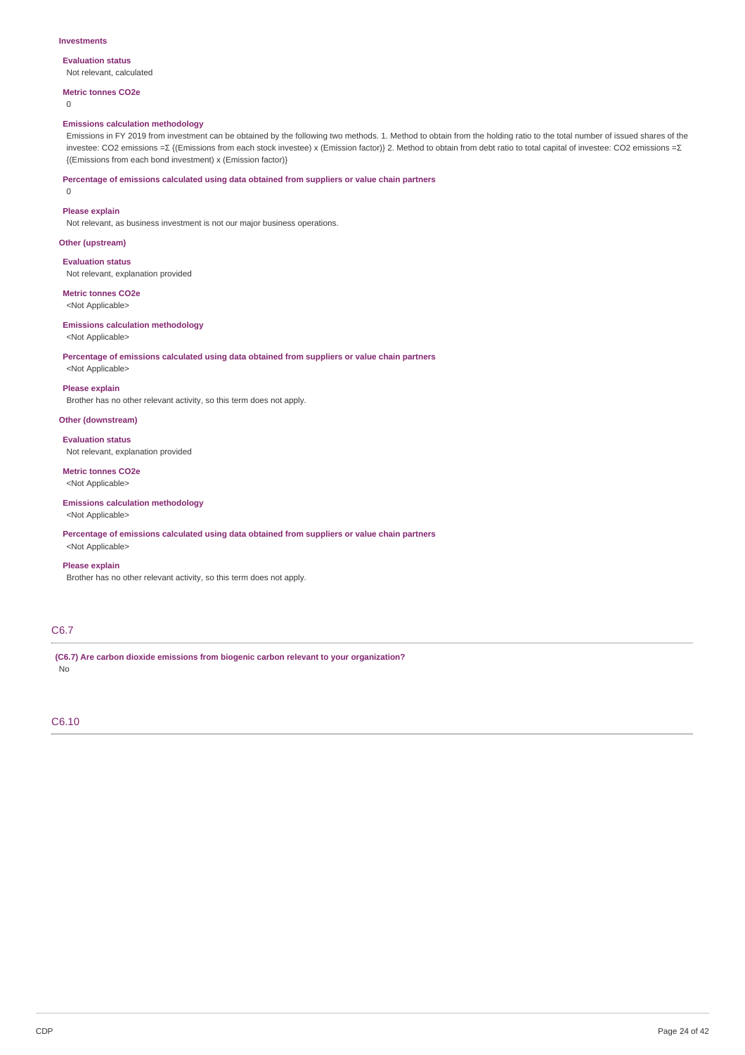**Investments**

**Evaluation status**

Not relevant, calculated

**Metric tonnes CO2e**

0

**Emissions calculation methodology**

Emissions in FY 2019 from investment can be obtained by the following two methods. 1. Method to obtain from the holding ratio to the total number of issued shares of the investee: CO2 emissions =Σ {(Emissions from each stock investee) x (Emission factor)} 2. Method to obtain from debt ratio to total capital of investee: CO2 emissions =Σ {(Emissions from each bond investment) x (Emission factor)}

**Percentage of emissions calculated using data obtained from suppliers or value chain partners**

0

**Please explain**

Not relevant, as business investment is not our major business operations.

**Other (upstream)**

**Evaluation status**

Not relevant, explanation provided

**Metric tonnes CO2e**

<Not Applicable>

**Emissions calculation methodology**

<Not Applicable>

**Percentage of emissions calculated using data obtained from suppliers or value chain partners**

<Not Applicable>

**Please explain**

Brother has no other relevant activity, so this term does not apply.

**Other (downstream)**

**Evaluation status**

Not relevant, explanation provided

**Metric tonnes CO2e**

<Not Applicable>

**Emissions calculation methodology**

<Not Applicable>

**Percentage of emissions calculated using data obtained from suppliers or value chain partners**

<Not Applicable>

**Please explain**

Brother has no other relevant activity, so this term does not apply.

## C6.7

**(C6.7) Are carbon dioxide emissions from biogenic carbon relevant to your organization?**

No

## C6.10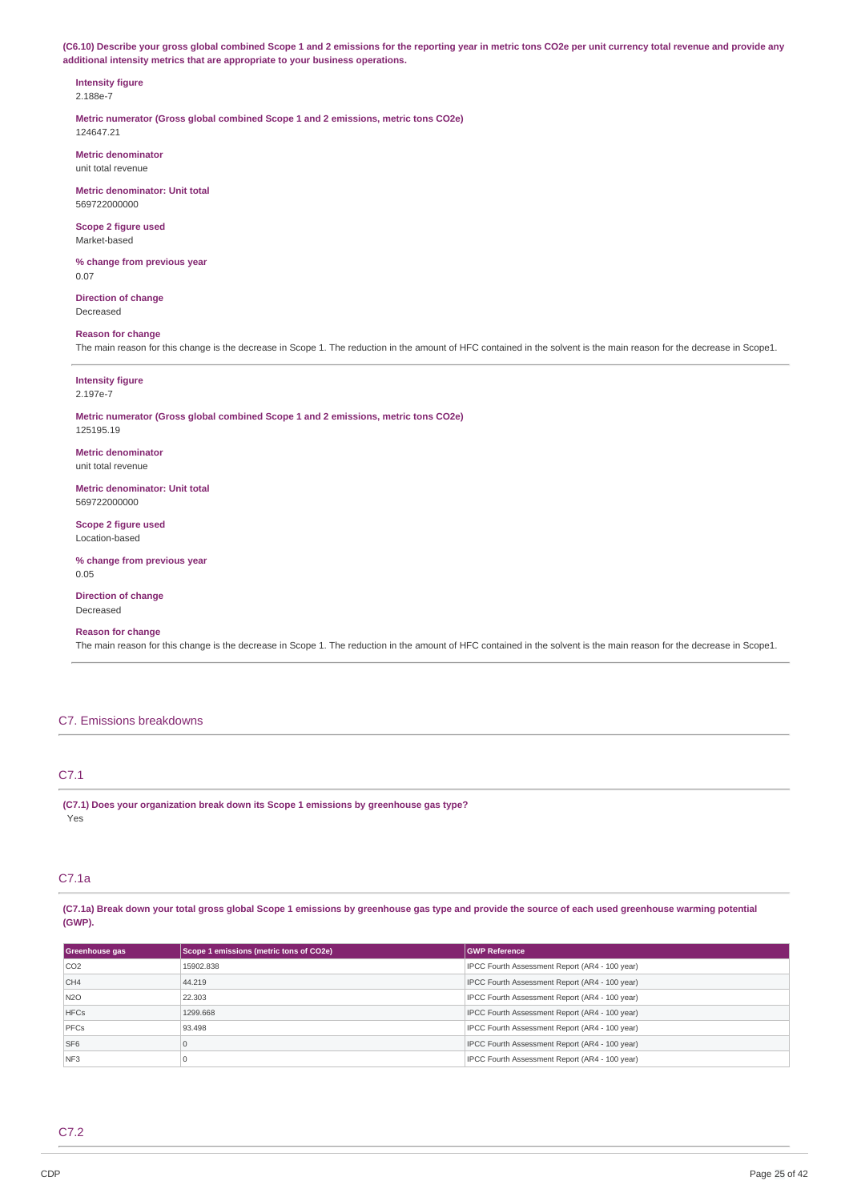**(C6.10) Describe your gross global combined Scope 1 and 2 emissions for the reporting year in metric tons CO2e per unit currency total revenue and provide any additional intensity metrics that are appropriate to your business operations.**

**Intensity figure**
2.188e-7

**Metric numerator (Gross global combined Scope 1 and 2 emissions, metric tons CO2e)**
124647.21

**Metric denominator**
unit total revenue

**Metric denominator: Unit total**
569722000000

**Scope 2 figure used**
Market-based

**% change from previous year**
0.07

**Direction of change**
Decreased

**Reason for change**
The main reason for this change is the decrease in Scope 1. The reduction in the amount of HFC contained in the solvent is the main reason for the decrease in Scope1.

---

**Intensity figure**
2.197e-7

**Metric numerator (Gross global combined Scope 1 and 2 emissions, metric tons CO2e)**
125195.19

**Metric denominator**
unit total revenue

**Metric denominator: Unit total**
569722000000

**Scope 2 figure used**
Location-based

**% change from previous year**
0.05

**Direction of change**
Decreased

**Reason for change**
The main reason for this change is the decrease in Scope 1. The reduction in the amount of HFC contained in the solvent is the main reason for the decrease in Scope1.

## C7. Emissions breakdowns

### C7.1

**(C7.1) Does your organization break down its Scope 1 emissions by greenhouse gas type?**
Yes

### C7.1a

**(C7.1a) Break down your total gross global Scope 1 emissions by greenhouse gas type and provide the source of each used greenhouse warming potential (GWP).**

| Greenhouse gas | Scope 1 emissions (metric tons of CO2e) | GWP Reference |
|---|---|---|
| CO2 | 15902.838 | IPCC Fourth Assessment Report (AR4 - 100 year) |
| CH4 | 44.219 | IPCC Fourth Assessment Report (AR4 - 100 year) |
| N2O | 22.303 | IPCC Fourth Assessment Report (AR4 - 100 year) |
| HFCs | 1299.668 | IPCC Fourth Assessment Report (AR4 - 100 year) |
| PFCs | 93.498 | IPCC Fourth Assessment Report (AR4 - 100 year) |
| SF6 | 0 | IPCC Fourth Assessment Report (AR4 - 100 year) |
| NF3 | 0 | IPCC Fourth Assessment Report (AR4 - 100 year) |

### C7.2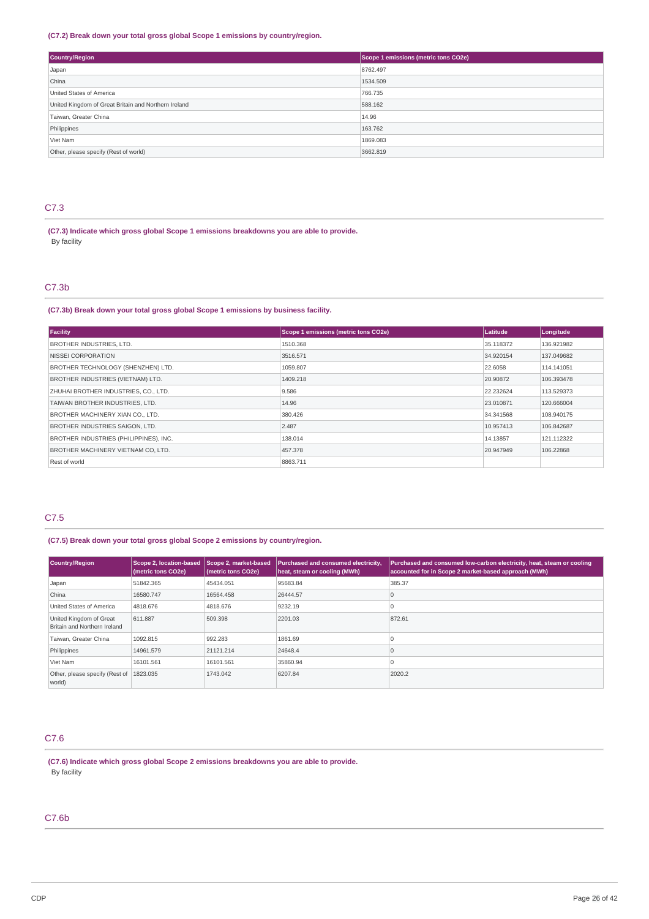**(C7.2) Break down your total gross global Scope 1 emissions by country/region.**

| Country/Region | Scope 1 emissions (metric tons CO2e) |
| --- | --- |
| Japan | 8762.497 |
| China | 1534.509 |
| United States of America | 766.735 |
| United Kingdom of Great Britain and Northern Ireland | 588.162 |
| Taiwan, Greater China | 14.96 |
| Philippines | 163.762 |
| Viet Nam | 1869.083 |
| Other, please specify (Rest of world) | 3662.819 |

## C7.3

**(C7.3) Indicate which gross global Scope 1 emissions breakdowns you are able to provide.**

By facility

## C7.3b

**(C7.3b) Break down your total gross global Scope 1 emissions by business facility.**

| Facility | Scope 1 emissions (metric tons CO2e) | Latitude | Longitude |
| --- | --- | --- | --- |
| BROTHER INDUSTRIES, LTD. | 1510.368 | 35.118372 | 136.921982 |
| NISSEI CORPORATION | 3516.571 | 34.920154 | 137.049682 |
| BROTHER TECHNOLOGY (SHENZHEN) LTD. | 1059.807 | 22.6058 | 114.141051 |
| BROTHER INDUSTRIES (VIETNAM) LTD. | 1409.218 | 20.90872 | 106.393478 |
| ZHUHAI BROTHER INDUSTRIES, CO., LTD. | 9.586 | 22.232624 | 113.529373 |
| TAIWAN BROTHER INDUSTRIES, LTD. | 14.96 | 23.010871 | 120.666004 |
| BROTHER MACHINERY XIAN CO., LTD. | 380.426 | 34.341568 | 108.940175 |
| BROTHER INDUSTRIES SAIGON, LTD. | 2.487 | 10.957413 | 106.842687 |
| BROTHER INDUSTRIES (PHILIPPINES), INC. | 138.014 | 14.13857 | 121.112322 |
| BROTHER MACHINERY VIETNAM CO, LTD. | 457.378 | 20.947949 | 106.22868 |
| Rest of world | 8863.711 | | |

## C7.5

**(C7.5) Break down your total gross global Scope 2 emissions by country/region.**

| Country/Region | Scope 2, location-based (metric tons CO2e) | Scope 2, market-based (metric tons CO2e) | Purchased and consumed electricity, heat, steam or cooling (MWh) | Purchased and consumed low-carbon electricity, heat, steam or cooling accounted for in Scope 2 market-based approach (MWh) |
| --- | --- | --- | --- | --- |
| Japan | 51842.365 | 45434.051 | 95683.84 | 385.37 |
| China | 16580.747 | 16564.458 | 26444.57 | 0 |
| United States of America | 4818.676 | 4818.676 | 9232.19 | 0 |
| United Kingdom of Great Britain and Northern Ireland | 611.887 | 509.398 | 2201.03 | 872.61 |
| Taiwan, Greater China | 1092.815 | 992.283 | 1861.69 | 0 |
| Philippines | 14961.579 | 21121.214 | 24648.4 | 0 |
| Viet Nam | 16101.561 | 16101.561 | 35860.94 | 0 |
| Other, please specify (Rest of world) | 1823.035 | 1743.042 | 6207.84 | 2020.2 |

## C7.6

**(C7.6) Indicate which gross global Scope 2 emissions breakdowns you are able to provide.**

By facility

## C7.6b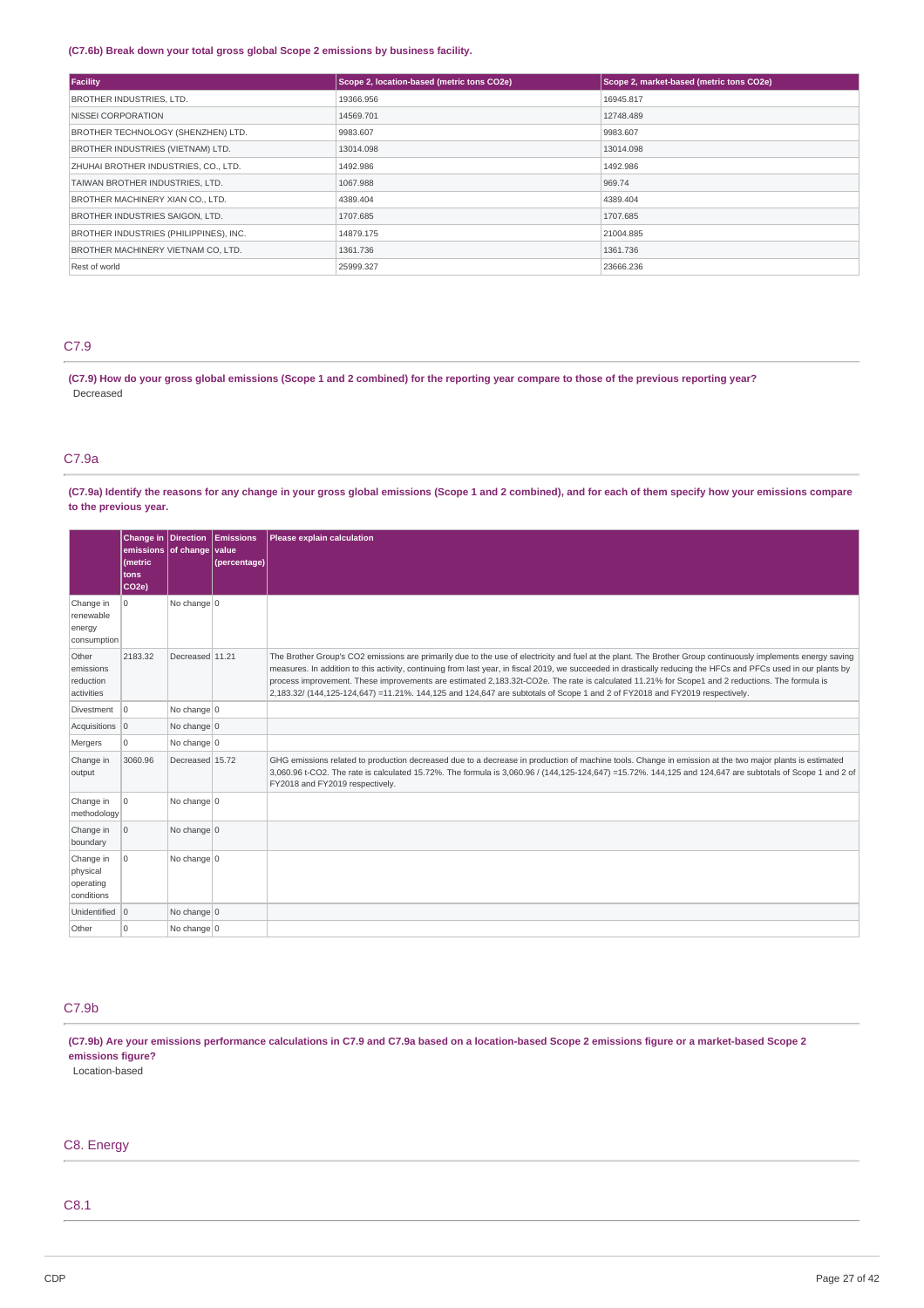**(C7.6b) Break down your total gross global Scope 2 emissions by business facility.**

| Facility | Scope 2, location-based (metric tons CO2e) | Scope 2, market-based (metric tons CO2e) |
|---|---|---|
| BROTHER INDUSTRIES, LTD. | 19366.956 | 16945.817 |
| NISSEI CORPORATION | 14569.701 | 12748.489 |
| BROTHER TECHNOLOGY (SHENZHEN) LTD. | 9983.607 | 9983.607 |
| BROTHER INDUSTRIES (VIETNAM) LTD. | 13014.098 | 13014.098 |
| ZHUHAI BROTHER INDUSTRIES, CO., LTD. | 1492.986 | 1492.986 |
| TAIWAN BROTHER INDUSTRIES, LTD. | 1067.988 | 969.74 |
| BROTHER MACHINERY XIAN CO., LTD. | 4389.404 | 4389.404 |
| BROTHER INDUSTRIES SAIGON, LTD. | 1707.685 | 1707.685 |
| BROTHER INDUSTRIES (PHILIPPINES), INC. | 14879.175 | 21004.885 |
| BROTHER MACHINERY VIETNAM CO, LTD. | 1361.736 | 1361.736 |
| Rest of world | 25999.327 | 23666.236 |

## C7.9

**(C7.9) How do your gross global emissions (Scope 1 and 2 combined) for the reporting year compare to those of the previous reporting year?**

Decreased

## C7.9a

**(C7.9a) Identify the reasons for any change in your gross global emissions (Scope 1 and 2 combined), and for each of them specify how your emissions compare to the previous year.**

| | Change in emissions (metric tons CO2e) | Direction of change | Emissions value (percentage) | Please explain calculation |
|---|---|---|---|---|
| Change in renewable energy consumption | 0 | No change | 0 | |
| Other emissions reduction activities | 2183.32 | Decreased | 11.21 | The Brother Group's CO2 emissions are primarily due to the use of electricity and fuel at the plant. The Brother Group continuously implements energy saving measures. In addition to this activity, continuing from last year, in fiscal 2019, we succeeded in drastically reducing the HFCs and PFCs used in our plants by process improvement. These improvements are estimated 2,183.32t-CO2e. The rate is calculated 11.21% for Scope1 and 2 reductions. The formula is 2,183.32/ (144,125-124,647) =11.21%. 144,125 and 124,647 are subtotals of Scope 1 and 2 of FY2018 and FY2019 respectively. |
| Divestment | 0 | No change | 0 | |
| Acquisitions | 0 | No change | 0 | |
| Mergers | 0 | No change | 0 | |
| Change in output | 3060.96 | Decreased | 15.72 | GHG emissions related to production decreased due to a decrease in production of machine tools. Change in emission at the two major plants is estimated 3,060.96 t-CO2. The rate is calculated 15.72%. The formula is 3,060.96 / (144,125-124,647) =15.72%. 144,125 and 124,647 are subtotals of Scope 1 and 2 of FY2018 and FY2019 respectively. |
| Change in methodology | 0 | No change | 0 | |
| Change in boundary | 0 | No change | 0 | |
| Change in physical operating conditions | 0 | No change | 0 | |
| Unidentified | 0 | No change | 0 | |
| Other | 0 | No change | 0 | |

## C7.9b

**(C7.9b) Are your emissions performance calculations in C7.9 and C7.9a based on a location-based Scope 2 emissions figure or a market-based Scope 2 emissions figure?**

Location-based

# C8. Energy

## C8.1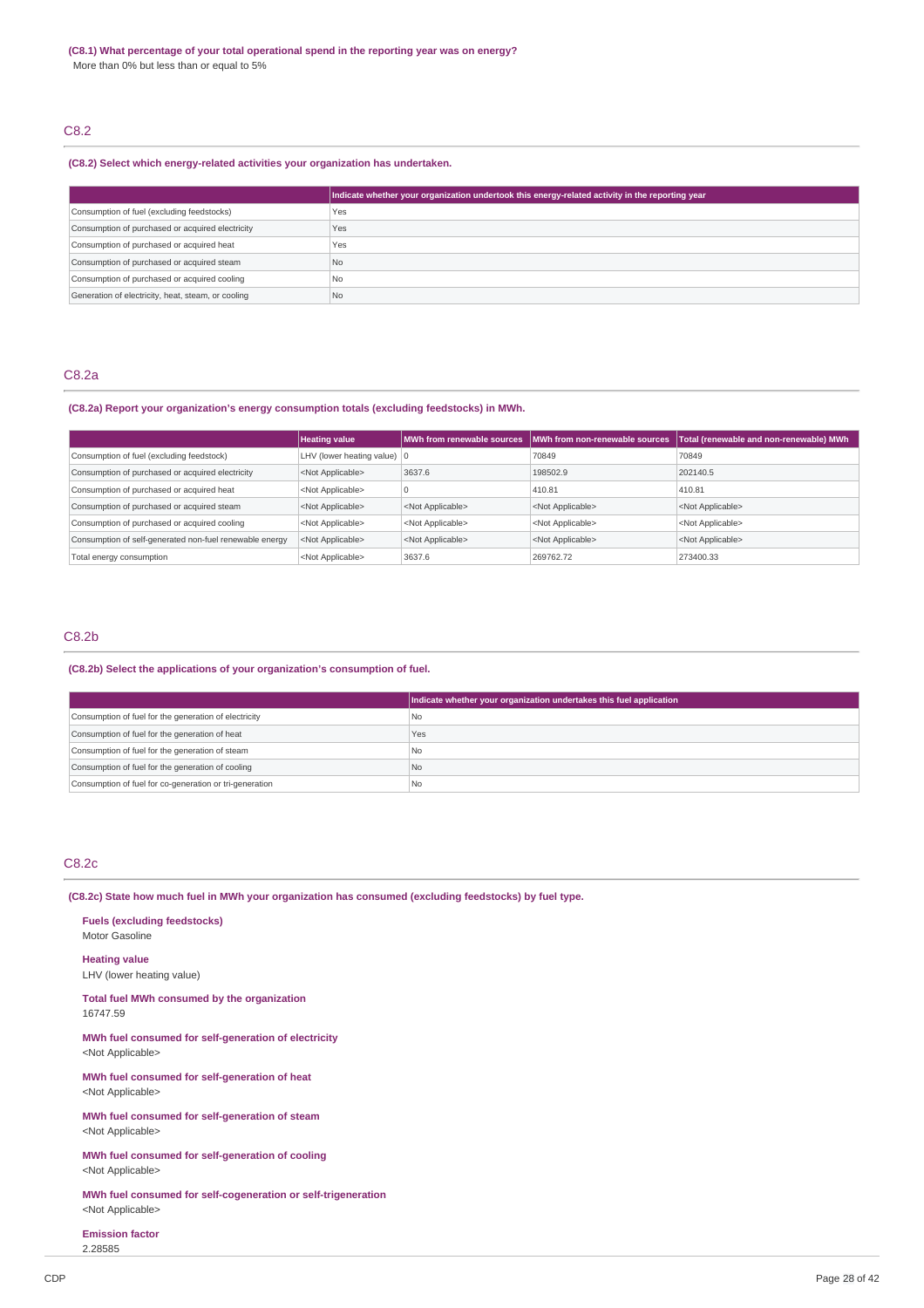**(C8.1) What percentage of your total operational spend in the reporting year was on energy?**

More than 0% but less than or equal to 5%

## C8.2

**(C8.2) Select which energy-related activities your organization has undertaken.**

| | Indicate whether your organization undertook this energy-related activity in the reporting year |
|---|---|
| Consumption of fuel (excluding feedstocks) | Yes |
| Consumption of purchased or acquired electricity | Yes |
| Consumption of purchased or acquired heat | Yes |
| Consumption of purchased or acquired steam | No |
| Consumption of purchased or acquired cooling | No |
| Generation of electricity, heat, steam, or cooling | No |

## C8.2a

**(C8.2a) Report your organization's energy consumption totals (excluding feedstocks) in MWh.**

| | Heating value | MWh from renewable sources | MWh from non-renewable sources | Total (renewable and non-renewable) MWh |
|---|---|---|---|---|
| Consumption of fuel (excluding feedstock) | LHV (lower heating value) | 0 | 70849 | 70849 |
| Consumption of purchased or acquired electricity | <Not Applicable> | 3637.6 | 198502.9 | 202140.5 |
| Consumption of purchased or acquired heat | <Not Applicable> | 0 | 410.81 | 410.81 |
| Consumption of purchased or acquired steam | <Not Applicable> | <Not Applicable> | <Not Applicable> | <Not Applicable> |
| Consumption of purchased or acquired cooling | <Not Applicable> | <Not Applicable> | <Not Applicable> | <Not Applicable> |
| Consumption of self-generated non-fuel renewable energy | <Not Applicable> | <Not Applicable> | <Not Applicable> | <Not Applicable> |
| Total energy consumption | <Not Applicable> | 3637.6 | 269762.72 | 273400.33 |

## C8.2b

**(C8.2b) Select the applications of your organization's consumption of fuel.**

| | Indicate whether your organization undertakes this fuel application |
|---|---|
| Consumption of fuel for the generation of electricity | No |
| Consumption of fuel for the generation of heat | Yes |
| Consumption of fuel for the generation of steam | No |
| Consumption of fuel for the generation of cooling | No |
| Consumption of fuel for co-generation or tri-generation | No |

## C8.2c

**(C8.2c) State how much fuel in MWh your organization has consumed (excluding feedstocks) by fuel type.**

**Fuels (excluding feedstocks)**
Motor Gasoline

**Heating value**
LHV (lower heating value)

**Total fuel MWh consumed by the organization**
16747.59

**MWh fuel consumed for self-generation of electricity**
<Not Applicable>

**MWh fuel consumed for self-generation of heat**
<Not Applicable>

**MWh fuel consumed for self-generation of steam**
<Not Applicable>

**MWh fuel consumed for self-generation of cooling**
<Not Applicable>

**MWh fuel consumed for self-cogeneration or self-trigeneration**
<Not Applicable>

**Emission factor**
2.28585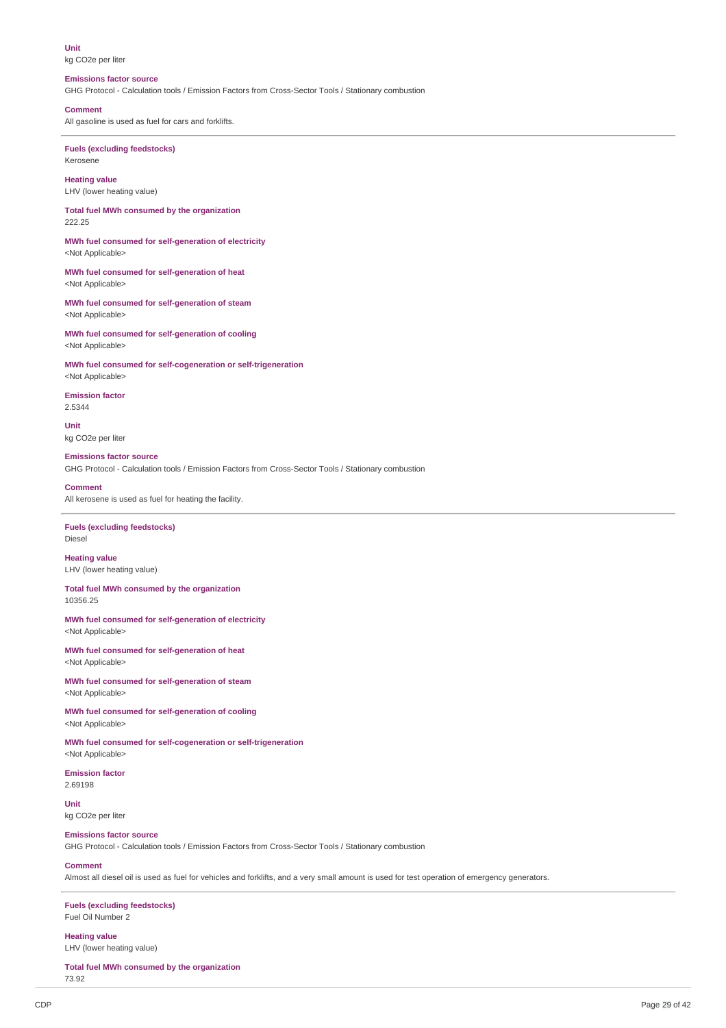**Unit**
kg CO2e per liter

**Emissions factor source**
GHG Protocol - Calculation tools / Emission Factors from Cross-Sector Tools / Stationary combustion

**Comment**
All gasoline is used as fuel for cars and forklifts.

---

**Fuels (excluding feedstocks)**
Kerosene

**Heating value**
LHV (lower heating value)

**Total fuel MWh consumed by the organization**
222.25

**MWh fuel consumed for self-generation of electricity**
<Not Applicable>

**MWh fuel consumed for self-generation of heat**
<Not Applicable>

**MWh fuel consumed for self-generation of steam**
<Not Applicable>

**MWh fuel consumed for self-generation of cooling**
<Not Applicable>

**MWh fuel consumed for self-cogeneration or self-trigeneration**
<Not Applicable>

**Emission factor**
2.5344

**Unit**
kg CO2e per liter

**Emissions factor source**
GHG Protocol - Calculation tools / Emission Factors from Cross-Sector Tools / Stationary combustion

**Comment**
All kerosene is used as fuel for heating the facility.

---

**Fuels (excluding feedstocks)**
Diesel

**Heating value**
LHV (lower heating value)

**Total fuel MWh consumed by the organization**
10356.25

**MWh fuel consumed for self-generation of electricity**
<Not Applicable>

**MWh fuel consumed for self-generation of heat**
<Not Applicable>

**MWh fuel consumed for self-generation of steam**
<Not Applicable>

**MWh fuel consumed for self-generation of cooling**
<Not Applicable>

**MWh fuel consumed for self-cogeneration or self-trigeneration**
<Not Applicable>

**Emission factor**
2.69198

**Unit**
kg CO2e per liter

**Emissions factor source**
GHG Protocol - Calculation tools / Emission Factors from Cross-Sector Tools / Stationary combustion

**Comment**
Almost all diesel oil is used as fuel for vehicles and forklifts, and a very small amount is used for test operation of emergency generators.

---

**Fuels (excluding feedstocks)**
Fuel Oil Number 2

**Heating value**
LHV (lower heating value)

**Total fuel MWh consumed by the organization**
73.92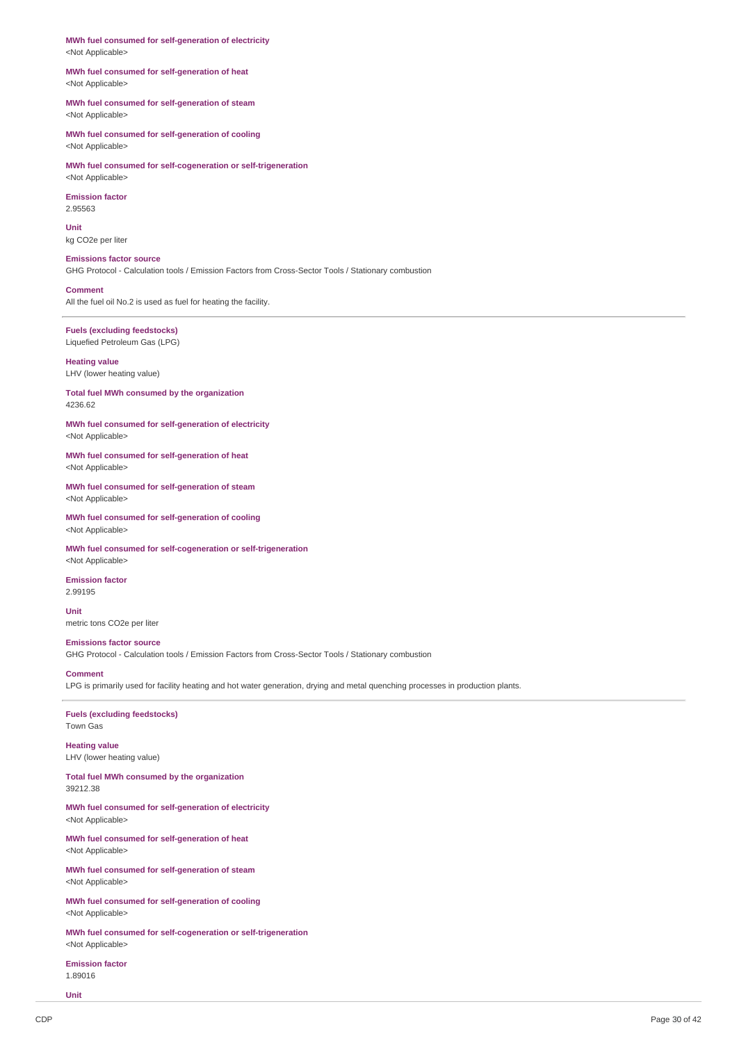**MWh fuel consumed for self-generation of electricity**
<Not Applicable>

**MWh fuel consumed for self-generation of heat**
<Not Applicable>

**MWh fuel consumed for self-generation of steam**
<Not Applicable>

**MWh fuel consumed for self-generation of cooling**
<Not Applicable>

**MWh fuel consumed for self-cogeneration or self-trigeneration**
<Not Applicable>

**Emission factor**
2.95563

**Unit**
kg CO2e per liter

**Emissions factor source**
GHG Protocol - Calculation tools / Emission Factors from Cross-Sector Tools / Stationary combustion

**Comment**
All the fuel oil No.2 is used as fuel for heating the facility.

---

**Fuels (excluding feedstocks)**
Liquefied Petroleum Gas (LPG)

**Heating value**
LHV (lower heating value)

**Total fuel MWh consumed by the organization**
4236.62

**MWh fuel consumed for self-generation of electricity**
<Not Applicable>

**MWh fuel consumed for self-generation of heat**
<Not Applicable>

**MWh fuel consumed for self-generation of steam**
<Not Applicable>

**MWh fuel consumed for self-generation of cooling**
<Not Applicable>

**MWh fuel consumed for self-cogeneration or self-trigeneration**
<Not Applicable>

**Emission factor**
2.99195

**Unit**
metric tons CO2e per liter

**Emissions factor source**
GHG Protocol - Calculation tools / Emission Factors from Cross-Sector Tools / Stationary combustion

**Comment**
LPG is primarily used for facility heating and hot water generation, drying and metal quenching processes in production plants.

---

**Fuels (excluding feedstocks)**
Town Gas

**Heating value**
LHV (lower heating value)

**Total fuel MWh consumed by the organization**
39212.38

**MWh fuel consumed for self-generation of electricity**
<Not Applicable>

**MWh fuel consumed for self-generation of heat**
<Not Applicable>

**MWh fuel consumed for self-generation of steam**
<Not Applicable>

**MWh fuel consumed for self-generation of cooling**
<Not Applicable>

**MWh fuel consumed for self-cogeneration or self-trigeneration**
<Not Applicable>

**Emission factor**
1.89016

**Unit**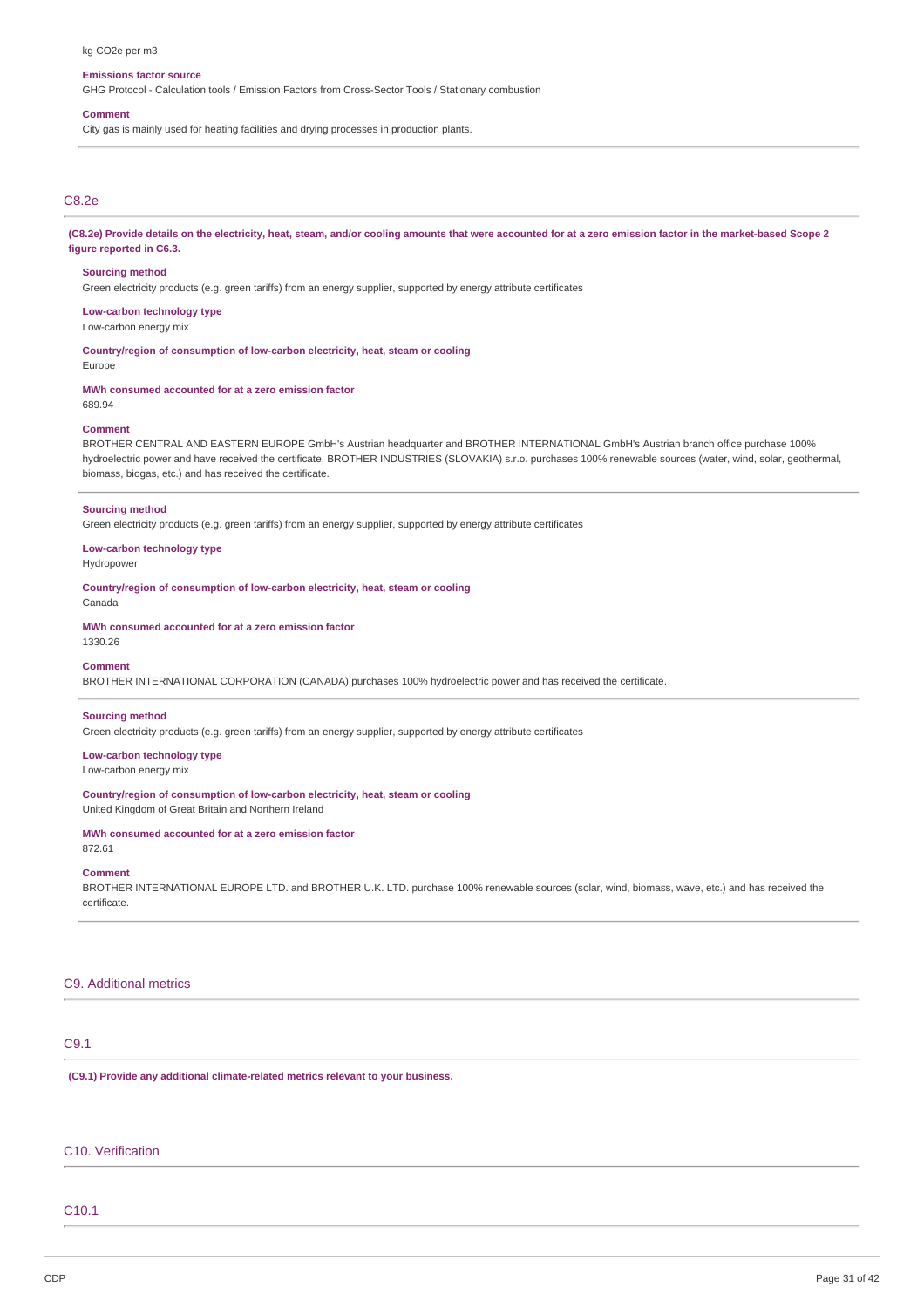kg CO2e per m3

**Emissions factor source**
GHG Protocol - Calculation tools / Emission Factors from Cross-Sector Tools / Stationary combustion

**Comment**
City gas is mainly used for heating facilities and drying processes in production plants.

## C8.2e

**(C8.2e) Provide details on the electricity, heat, steam, and/or cooling amounts that were accounted for at a zero emission factor in the market-based Scope 2 figure reported in C6.3.**

**Sourcing method**
Green electricity products (e.g. green tariffs) from an energy supplier, supported by energy attribute certificates

**Low-carbon technology type**
Low-carbon energy mix

**Country/region of consumption of low-carbon electricity, heat, steam or cooling**
Europe

**MWh consumed accounted for at a zero emission factor**
689.94

**Comment**
BROTHER CENTRAL AND EASTERN EUROPE GmbH's Austrian headquarter and BROTHER INTERNATIONAL GmbH's Austrian branch office purchase 100% hydroelectric power and have received the certificate. BROTHER INDUSTRIES (SLOVAKIA) s.r.o. purchases 100% renewable sources (water, wind, solar, geothermal, biomass, biogas, etc.) and has received the certificate.

**Sourcing method**
Green electricity products (e.g. green tariffs) from an energy supplier, supported by energy attribute certificates

**Low-carbon technology type**
Hydropower

**Country/region of consumption of low-carbon electricity, heat, steam or cooling**
Canada

**MWh consumed accounted for at a zero emission factor**
1330.26

**Comment**
BROTHER INTERNATIONAL CORPORATION (CANADA) purchases 100% hydroelectric power and has received the certificate.

**Sourcing method**
Green electricity products (e.g. green tariffs) from an energy supplier, supported by energy attribute certificates

**Low-carbon technology type**
Low-carbon energy mix

**Country/region of consumption of low-carbon electricity, heat, steam or cooling**
United Kingdom of Great Britain and Northern Ireland

**MWh consumed accounted for at a zero emission factor**
872.61

**Comment**
BROTHER INTERNATIONAL EUROPE LTD. and BROTHER U.K. LTD. purchase 100% renewable sources (solar, wind, biomass, wave, etc.) and has received the certificate.

# C9. Additional metrics

## C9.1

**(C9.1) Provide any additional climate-related metrics relevant to your business.**

# C10. Verification

## C10.1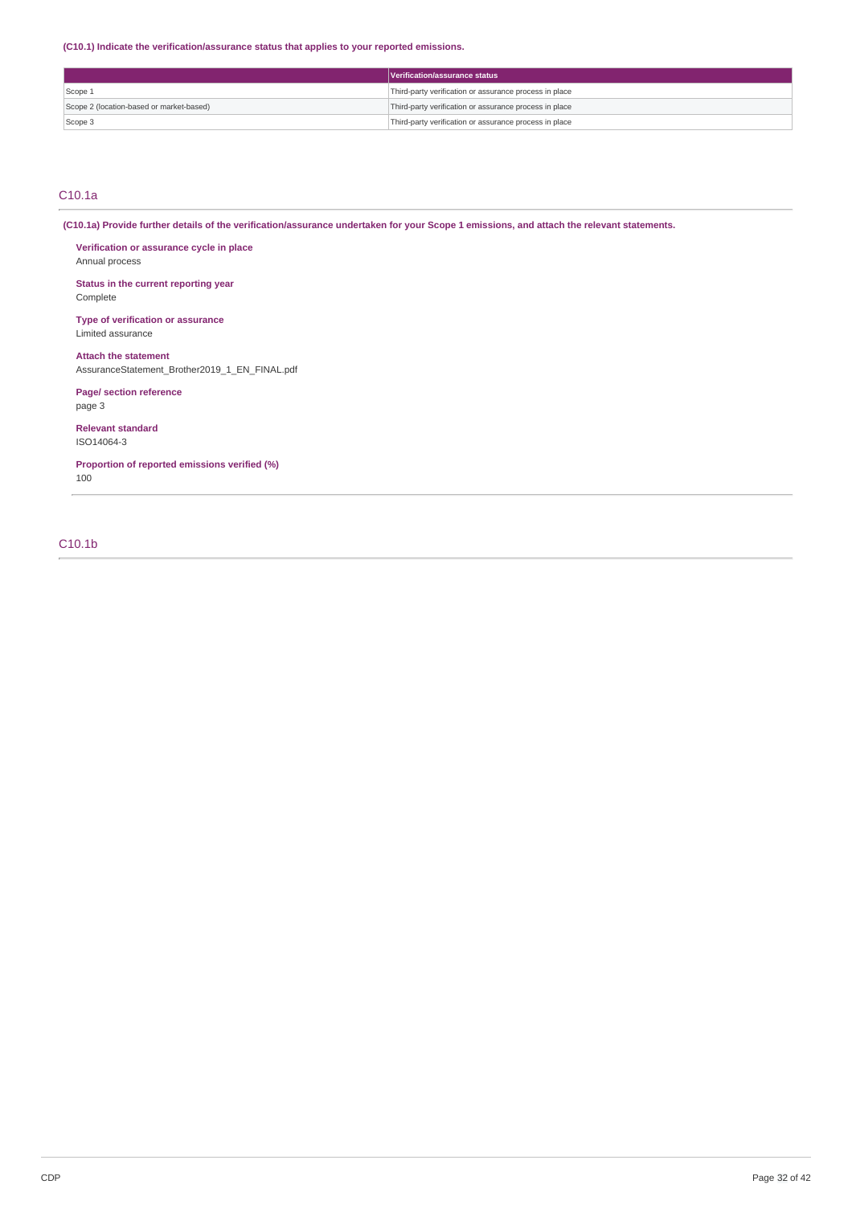**(C10.1) Indicate the verification/assurance status that applies to your reported emissions.**

| | Verification/assurance status |
|---|---|
| Scope 1 | Third-party verification or assurance process in place |
| Scope 2 (location-based or market-based) | Third-party verification or assurance process in place |
| Scope 3 | Third-party verification or assurance process in place |

## C10.1a

**(C10.1a) Provide further details of the verification/assurance undertaken for your Scope 1 emissions, and attach the relevant statements.**

**Verification or assurance cycle in place**
Annual process

**Status in the current reporting year**
Complete

**Type of verification or assurance**
Limited assurance

**Attach the statement**
AssuranceStatement_Brother2019_1_EN_FINAL.pdf

**Page/ section reference**
page 3

**Relevant standard**
ISO14064-3

**Proportion of reported emissions verified (%)**
100

## C10.1b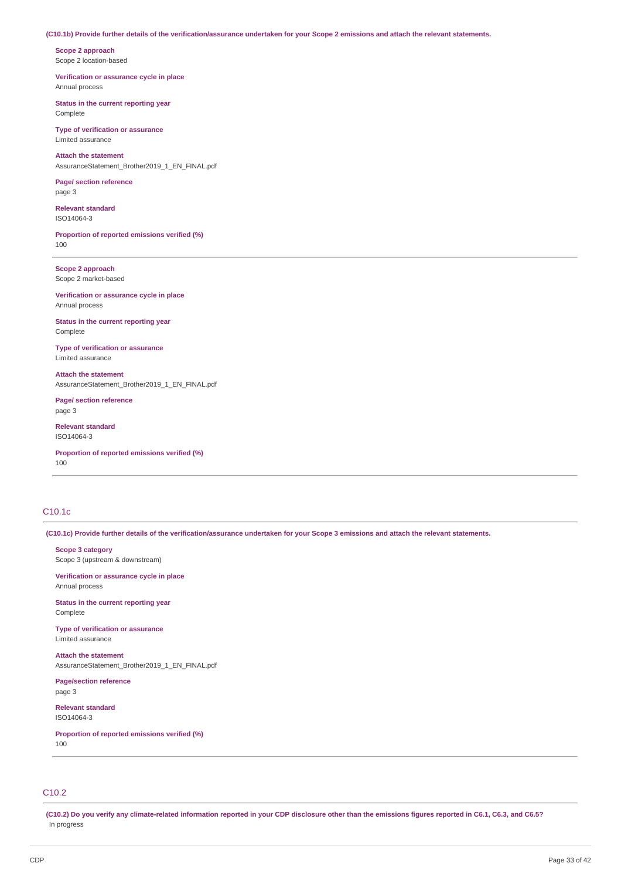**(C10.1b) Provide further details of the verification/assurance undertaken for your Scope 2 emissions and attach the relevant statements.**

**Scope 2 approach**
Scope 2 location-based

**Verification or assurance cycle in place**
Annual process

**Status in the current reporting year**
Complete

**Type of verification or assurance**
Limited assurance

**Attach the statement**
AssuranceStatement_Brother2019_1_EN_FINAL.pdf

**Page/ section reference**
page 3

**Relevant standard**
ISO14064-3

**Proportion of reported emissions verified (%)**
100

---

**Scope 2 approach**
Scope 2 market-based

**Verification or assurance cycle in place**
Annual process

**Status in the current reporting year**
Complete

**Type of verification or assurance**
Limited assurance

**Attach the statement**
AssuranceStatement_Brother2019_1_EN_FINAL.pdf

**Page/ section reference**
page 3

**Relevant standard**
ISO14064-3

**Proportion of reported emissions verified (%)**
100

---

## C10.1c

**(C10.1c) Provide further details of the verification/assurance undertaken for your Scope 3 emissions and attach the relevant statements.**

**Scope 3 category**
Scope 3 (upstream & downstream)

**Verification or assurance cycle in place**
Annual process

**Status in the current reporting year**
Complete

**Type of verification or assurance**
Limited assurance

**Attach the statement**
AssuranceStatement_Brother2019_1_EN_FINAL.pdf

**Page/section reference**
page 3

**Relevant standard**
ISO14064-3

**Proportion of reported emissions verified (%)**
100

---

## C10.2

**(C10.2) Do you verify any climate-related information reported in your CDP disclosure other than the emissions figures reported in C6.1, C6.3, and C6.5?**
In progress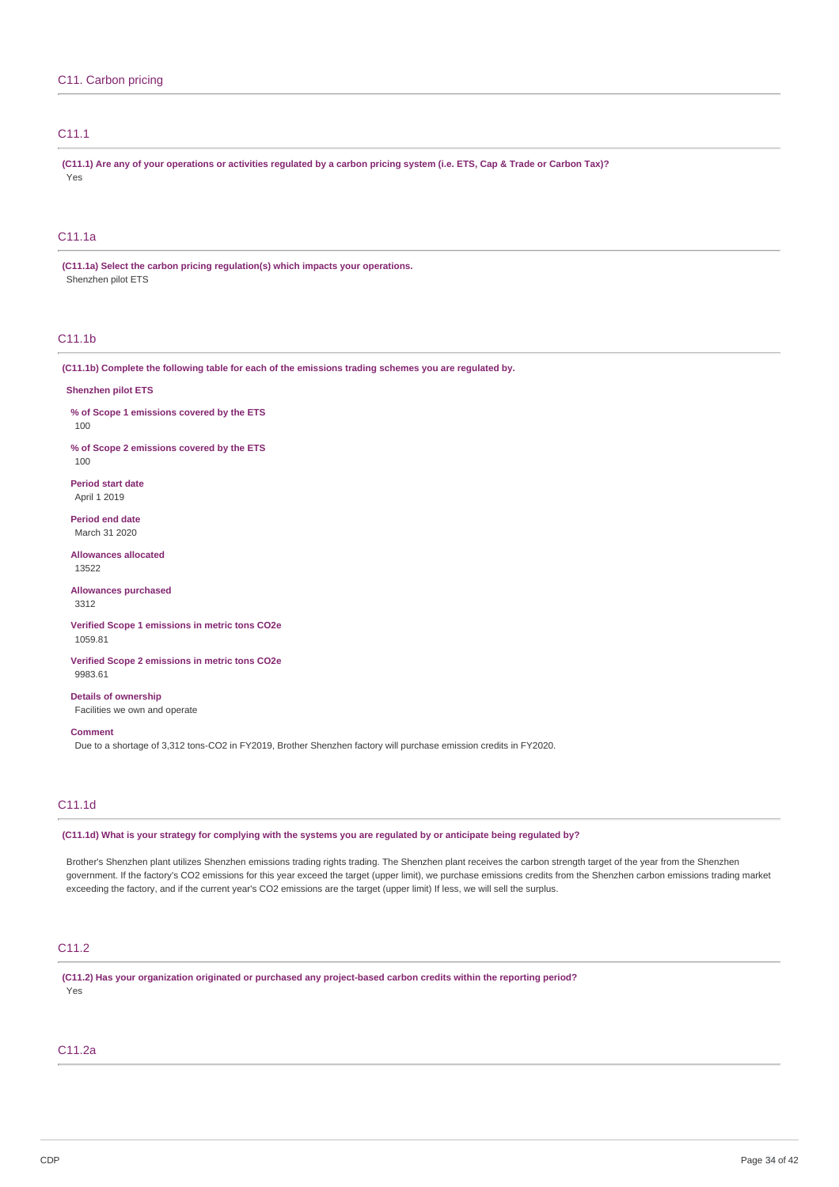## C11. Carbon pricing

### C11.1

**(C11.1) Are any of your operations or activities regulated by a carbon pricing system (i.e. ETS, Cap & Trade or Carbon Tax)?**

Yes

### C11.1a

**(C11.1a) Select the carbon pricing regulation(s) which impacts your operations.**

Shenzhen pilot ETS

### C11.1b

**(C11.1b) Complete the following table for each of the emissions trading schemes you are regulated by.**

**Shenzhen pilot ETS**

**% of Scope 1 emissions covered by the ETS**
100

**% of Scope 2 emissions covered by the ETS**
100

**Period start date**
April 1 2019

**Period end date**
March 31 2020

**Allowances allocated**
13522

**Allowances purchased**
3312

**Verified Scope 1 emissions in metric tons CO2e**
1059.81

**Verified Scope 2 emissions in metric tons CO2e**
9983.61

**Details of ownership**
Facilities we own and operate

**Comment**
Due to a shortage of 3,312 tons-CO2 in FY2019, Brother Shenzhen factory will purchase emission credits in FY2020.

### C11.1d

**(C11.1d) What is your strategy for complying with the systems you are regulated by or anticipate being regulated by?**

Brother's Shenzhen plant utilizes Shenzhen emissions trading rights trading. The Shenzhen plant receives the carbon strength target of the year from the Shenzhen government. If the factory's CO2 emissions for this year exceed the target (upper limit), we purchase emissions credits from the Shenzhen carbon emissions trading market exceeding the factory, and if the current year's CO2 emissions are the target (upper limit) If less, we will sell the surplus.

### C11.2

**(C11.2) Has your organization originated or purchased any project-based carbon credits within the reporting period?**

Yes

### C11.2a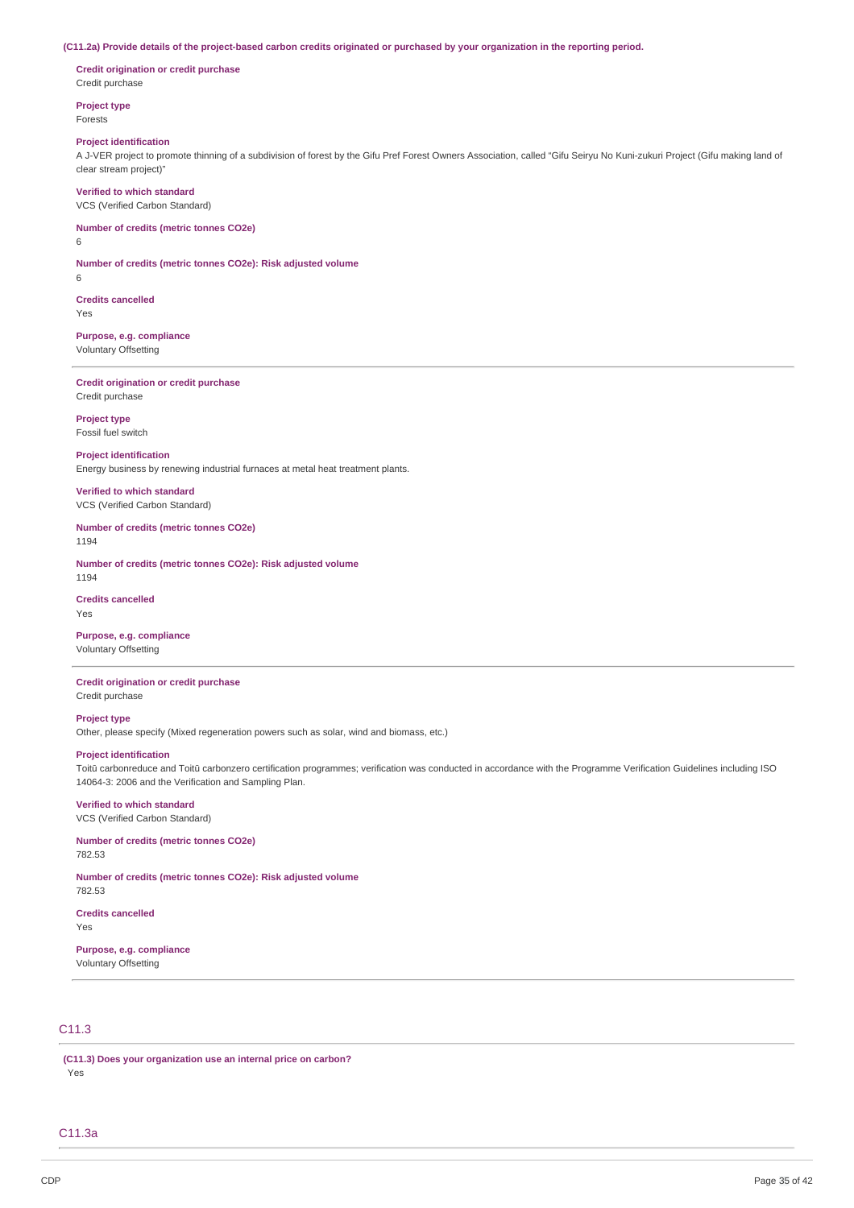**(C11.2a) Provide details of the project-based carbon credits originated or purchased by your organization in the reporting period.**

**Credit origination or credit purchase**
Credit purchase

**Project type**
Forests

**Project identification**
A J-VER project to promote thinning of a subdivision of forest by the Gifu Pref Forest Owners Association, called "Gifu Seiryu No Kuni-zukuri Project (Gifu making land of clear stream project)"

**Verified to which standard**
VCS (Verified Carbon Standard)

**Number of credits (metric tonnes CO2e)**
6

**Number of credits (metric tonnes CO2e): Risk adjusted volume**
6

**Credits cancelled**
Yes

**Purpose, e.g. compliance**
Voluntary Offsetting

---

**Credit origination or credit purchase**
Credit purchase

**Project type**
Fossil fuel switch

**Project identification**
Energy business by renewing industrial furnaces at metal heat treatment plants.

**Verified to which standard**
VCS (Verified Carbon Standard)

**Number of credits (metric tonnes CO2e)**
1194

**Number of credits (metric tonnes CO2e): Risk adjusted volume**
1194

**Credits cancelled**
Yes

**Purpose, e.g. compliance**
Voluntary Offsetting

---

**Credit origination or credit purchase**
Credit purchase

**Project type**
Other, please specify (Mixed regeneration powers such as solar, wind and biomass, etc.)

**Project identification**
Toitū carbonreduce and Toitū carbonzero certification programmes; verification was conducted in accordance with the Programme Verification Guidelines including ISO 14064-3: 2006 and the Verification and Sampling Plan.

**Verified to which standard**
VCS (Verified Carbon Standard)

**Number of credits (metric tonnes CO2e)**
782.53

**Number of credits (metric tonnes CO2e): Risk adjusted volume**
782.53

**Credits cancelled**
Yes

**Purpose, e.g. compliance**
Voluntary Offsetting

---

## C11.3

**(C11.3) Does your organization use an internal price on carbon?**
Yes

## C11.3a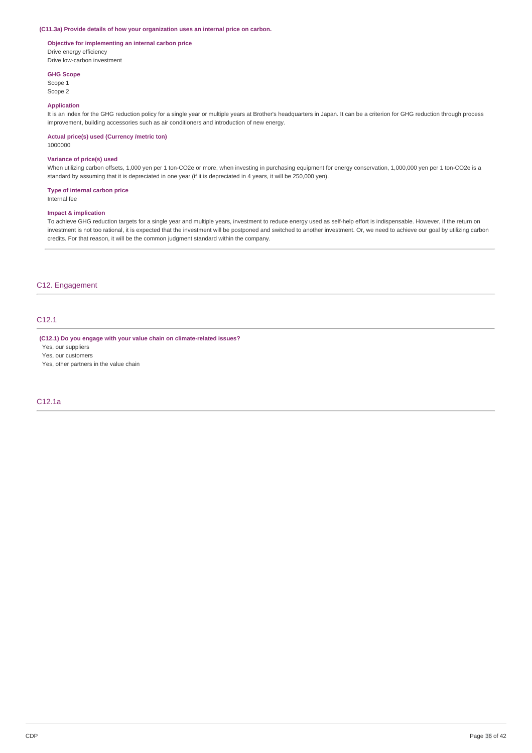**(C11.3a) Provide details of how your organization uses an internal price on carbon.**

**Objective for implementing an internal carbon price**

Drive energy efficiency
Drive low-carbon investment

**GHG Scope**

Scope 1
Scope 2

**Application**

It is an index for the GHG reduction policy for a single year or multiple years at Brother's headquarters in Japan. It can be a criterion for GHG reduction through process improvement, building accessories such as air conditioners and introduction of new energy.

**Actual price(s) used (Currency /metric ton)**

1000000

**Variance of price(s) used**

When utilizing carbon offsets, 1,000 yen per 1 ton-CO2e or more, when investing in purchasing equipment for energy conservation, 1,000,000 yen per 1 ton-CO2e is a standard by assuming that it is depreciated in one year (if it is depreciated in 4 years, it will be 250,000 yen).

**Type of internal carbon price**

Internal fee

**Impact & implication**

To achieve GHG reduction targets for a single year and multiple years, investment to reduce energy used as self-help effort is indispensable. However, if the return on investment is not too rational, it is expected that the investment will be postponed and switched to another investment. Or, we need to achieve our goal by utilizing carbon credits. For that reason, it will be the common judgment standard within the company.

## C12. Engagement

### C12.1

**(C12.1) Do you engage with your value chain on climate-related issues?**

Yes, our suppliers
Yes, our customers
Yes, other partners in the value chain

### C12.1a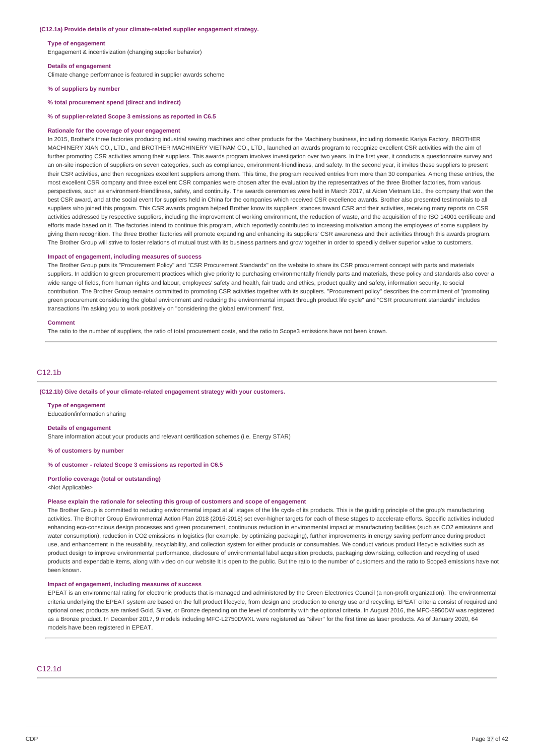**(C12.1a) Provide details of your climate-related supplier engagement strategy.**

**Type of engagement**

Engagement & incentivization (changing supplier behavior)

**Details of engagement**

Climate change performance is featured in supplier awards scheme

**% of suppliers by number**

**% total procurement spend (direct and indirect)**

**% of supplier-related Scope 3 emissions as reported in C6.5**

**Rationale for the coverage of your engagement**

In 2015, Brother's three factories producing industrial sewing machines and other products for the Machinery business, including domestic Kariya Factory, BROTHER MACHINERY XIAN CO., LTD., and BROTHER MACHINERY VIETNAM CO., LTD., launched an awards program to recognize excellent CSR activities with the aim of further promoting CSR activities among their suppliers. This awards program involves investigation over two years. In the first year, it conducts a questionnaire survey and an on-site inspection of suppliers on seven categories, such as compliance, environment-friendliness, and safety. In the second year, it invites these suppliers to present their CSR activities, and then recognizes excellent suppliers among them. This time, the program received entries from more than 30 companies. Among these entries, the most excellent CSR company and three excellent CSR companies were chosen after the evaluation by the representatives of the three Brother factories, from various perspectives, such as environment-friendliness, safety, and continuity. The awards ceremonies were held in March 2017, at Aiden Vietnam Ltd., the company that won the best CSR award, and at the social event for suppliers held in China for the companies which received CSR excellence awards. Brother also presented testimonials to all suppliers who joined this program. This CSR awards program helped Brother know its suppliers' stances toward CSR and their activities, receiving many reports on CSR activities addressed by respective suppliers, including the improvement of working environment, the reduction of waste, and the acquisition of the ISO 14001 certificate and efforts made based on it. The factories intend to continue this program, which reportedly contributed to increasing motivation among the employees of some suppliers by giving them recognition. The three Brother factories will promote expanding and enhancing its suppliers' CSR awareness and their activities through this awards program. The Brother Group will strive to foster relations of mutual trust with its business partners and grow together in order to speedily deliver superior value to customers.

**Impact of engagement, including measures of success**

The Brother Group puts its "Procurement Policy" and "CSR Procurement Standards" on the website to share its CSR procurement concept with parts and materials suppliers. In addition to green procurement practices which give priority to purchasing environmentally friendly parts and materials, these policy and standards also cover a wide range of fields, from human rights and labour, employees' safety and health, fair trade and ethics, product quality and safety, information security, to social contribution. The Brother Group remains committed to promoting CSR activities together with its suppliers. "Procurement policy" describes the commitment of "promoting green procurement considering the global environment and reducing the environmental impact through product life cycle" and "CSR procurement standards" includes transactions I'm asking you to work positively on "considering the global environment" first.

**Comment**

The ratio to the number of suppliers, the ratio of total procurement costs, and the ratio to Scope3 emissions have not been known.

## C12.1b

**(C12.1b) Give details of your climate-related engagement strategy with your customers.**

**Type of engagement**

Education/information sharing

**Details of engagement**

Share information about your products and relevant certification schemes (i.e. Energy STAR)

**% of customers by number**

**% of customer - related Scope 3 emissions as reported in C6.5**

**Portfolio coverage (total or outstanding)**

<Not Applicable>

**Please explain the rationale for selecting this group of customers and scope of engagement**

The Brother Group is committed to reducing environmental impact at all stages of the life cycle of its products. This is the guiding principle of the group's manufacturing activities. The Brother Group Environmental Action Plan 2018 (2016-2018) set ever-higher targets for each of these stages to accelerate efforts. Specific activities included enhancing eco-conscious design processes and green procurement, continuous reduction in environmental impact at manufacturing facilities (such as CO2 emissions and water consumption), reduction in CO2 emissions in logistics (for example, by optimizing packaging), further improvements in energy saving performance during product use, and enhancement in the reusability, recyclability, and collection system for either products or consumables. We conduct various product lifecycle activities such as product design to improve environmental performance, disclosure of environmental label acquisition products, packaging downsizing, collection and recycling of used products and expendable items, along with video on our website It is open to the public. But the ratio to the number of customers and the ratio to Scope3 emissions have not been known.

**Impact of engagement, including measures of success**

EPEAT is an environmental rating for electronic products that is managed and administered by the Green Electronics Council (a non-profit organization). The environmental criteria underlying the EPEAT system are based on the full product lifecycle, from design and production to energy use and recycling. EPEAT criteria consist of required and optional ones; products are ranked Gold, Silver, or Bronze depending on the level of conformity with the optional criteria. In August 2016, the MFC-8950DW was registered as a Bronze product. In December 2017, 9 models including MFC-L2750DWXL were registered as "silver" for the first time as laser products. As of January 2020, 64 models have been registered in EPEAT.

## C12.1d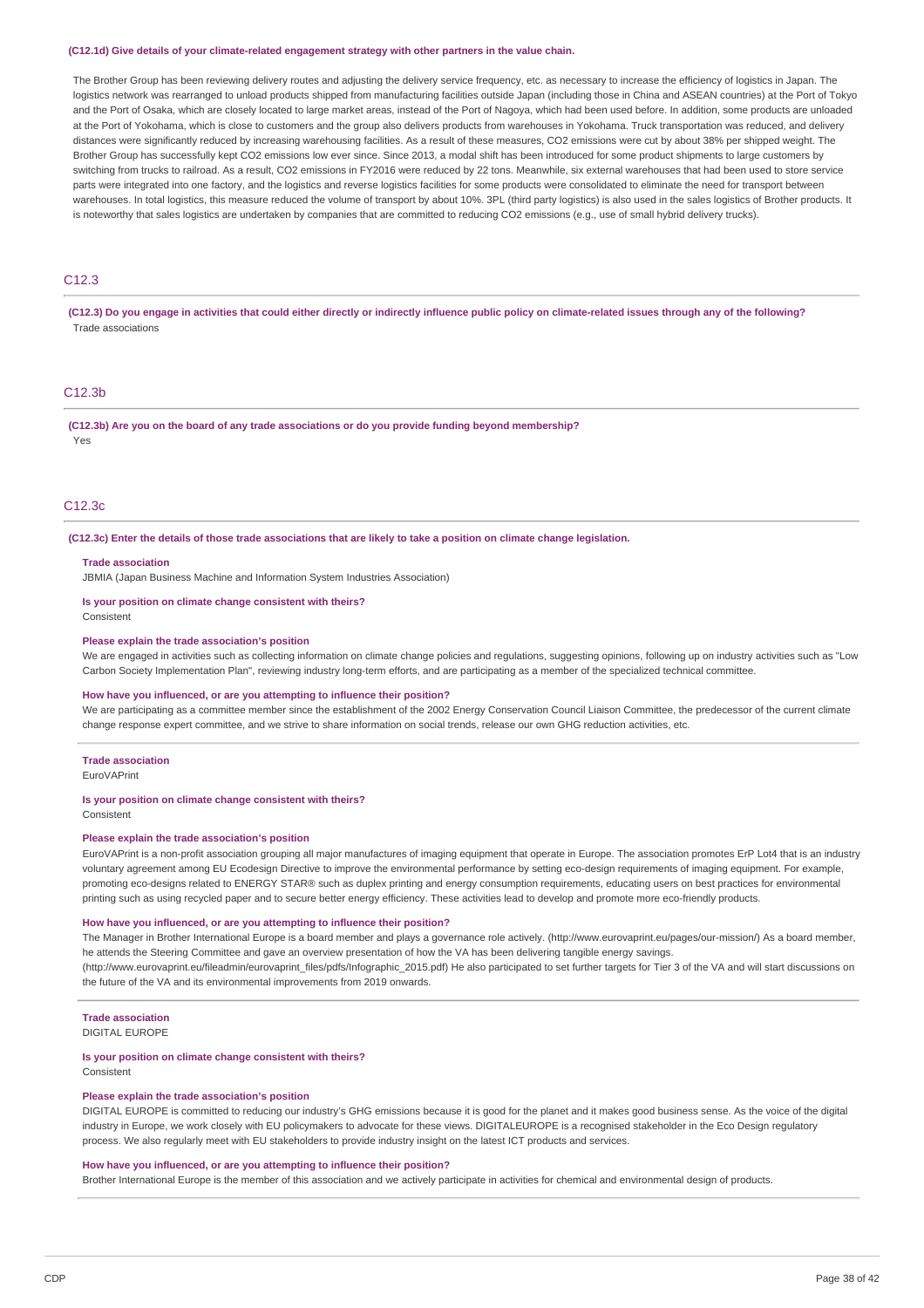**(C12.1d) Give details of your climate-related engagement strategy with other partners in the value chain.**

The Brother Group has been reviewing delivery routes and adjusting the delivery service frequency, etc. as necessary to increase the efficiency of logistics in Japan. The logistics network was rearranged to unload products shipped from manufacturing facilities outside Japan (including those in China and ASEAN countries) at the Port of Tokyo and the Port of Osaka, which are closely located to large market areas, instead of the Port of Nagoya, which had been used before. In addition, some products are unloaded at the Port of Yokohama, which is close to customers and the group also delivers products from warehouses in Yokohama. Truck transportation was reduced, and delivery distances were significantly reduced by increasing warehousing facilities. As a result of these measures, $CO_2$ emissions were cut by about 38% per shipped weight. The Brother Group has successfully kept $CO_2$ emissions low ever since. Since 2013, a modal shift has been introduced for some product shipments to large customers by switching from trucks to railroad. As a result, $CO_2$ emissions in FY2016 were reduced by 22 tons. Meanwhile, six external warehouses that had been used to store service parts were integrated into one factory, and the logistics and reverse logistics facilities for some products were consolidated to eliminate the need for transport between warehouses. In total logistics, this measure reduced the volume of transport by about 10%. 3PL (third party logistics) is also used in the sales logistics of Brother products. It is noteworthy that sales logistics are undertaken by companies that are committed to reducing $CO_2$ emissions (e.g., use of small hybrid delivery trucks).

## C12.3

**(C12.3) Do you engage in activities that could either directly or indirectly influence public policy on climate-related issues through any of the following?**

Trade associations

## C12.3b

**(C12.3b) Are you on the board of any trade associations or do you provide funding beyond membership?**

Yes

## C12.3c

**(C12.3c) Enter the details of those trade associations that are likely to take a position on climate change legislation.**

**Trade association**

JBMIA (Japan Business Machine and Information System Industries Association)

**Is your position on climate change consistent with theirs?**

Consistent

**Please explain the trade association's position**

We are engaged in activities such as collecting information on climate change policies and regulations, suggesting opinions, following up on industry activities such as "Low Carbon Society Implementation Plan", reviewing industry long-term efforts, and are participating as a member of the specialized technical committee.

**How have you influenced, or are you attempting to influence their position?**

We are participating as a committee member since the establishment of the 2002 Energy Conservation Council Liaison Committee, the predecessor of the current climate change response expert committee, and we strive to share information on social trends, release our own GHG reduction activities, etc.

**Trade association**

EuroVAPrint

**Is your position on climate change consistent with theirs?**

Consistent

**Please explain the trade association's position**

EuroVAPrint is a non-profit association grouping all major manufactures of imaging equipment that operate in Europe. The association promotes ErP Lot4 that is an industry voluntary agreement among EU Ecodesign Directive to improve the environmental performance by setting eco-design requirements of imaging equipment. For example, promoting eco-designs related to ENERGY STAR® such as duplex printing and energy consumption requirements, educating users on best practices for environmental printing such as using recycled paper and to secure better energy efficiency. These activities lead to develop and promote more eco-friendly products.

**How have you influenced, or are you attempting to influence their position?**

The Manager in Brother International Europe is a board member and plays a governance role actively. (http://www.eurovaprint.eu/pages/our-mission/) As a board member, he attends the Steering Committee and gave an overview presentation of how the VA has been delivering tangible energy savings. (http://www.eurovaprint.eu/fileadmin/eurovaprint_files/pdfs/Infographic_2015.pdf) He also participated to set further targets for Tier 3 of the VA and will start discussions on the future of the VA and its environmental improvements from 2019 onwards.

**Trade association**

DIGITAL EUROPE

**Is your position on climate change consistent with theirs?**

Consistent

**Please explain the trade association's position**

DIGITAL EUROPE is committed to reducing our industry's GHG emissions because it is good for the planet and it makes good business sense. As the voice of the digital industry in Europe, we work closely with EU policymakers to advocate for these views. DIGITALEUROPE is a recognised stakeholder in the Eco Design regulatory process. We also regularly meet with EU stakeholders to provide industry insight on the latest ICT products and services.

**How have you influenced, or are you attempting to influence their position?**

Brother International Europe is the member of this association and we actively participate in activities for chemical and environmental design of products.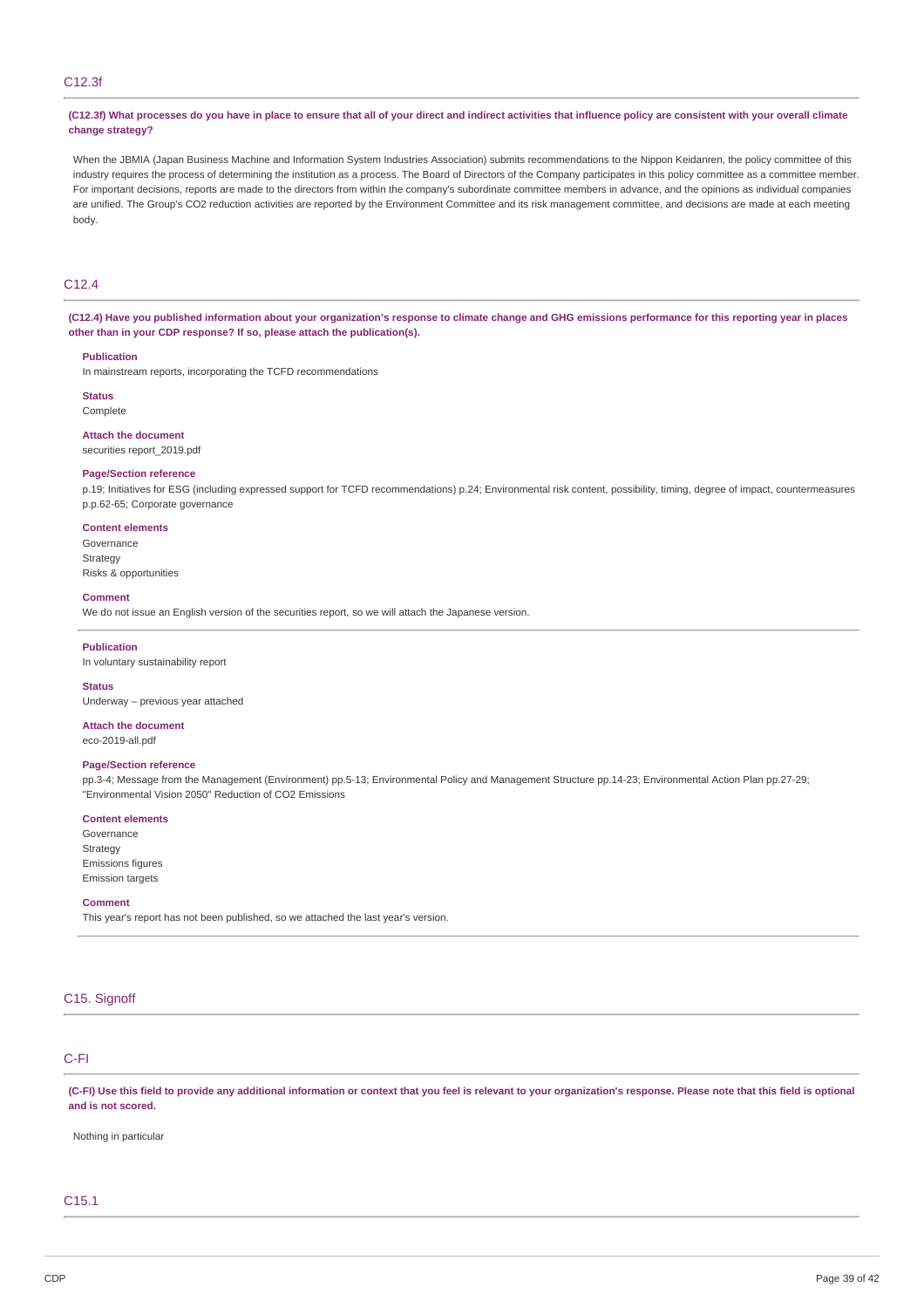## C12.3f

**(C12.3f) What processes do you have in place to ensure that all of your direct and indirect activities that influence policy are consistent with your overall climate change strategy?**

When the JBMIA (Japan Business Machine and Information System Industries Association) submits recommendations to the Nippon Keidanren, the policy committee of this industry requires the process of determining the institution as a process. The Board of Directors of the Company participates in this policy committee as a committee member. For important decisions, reports are made to the directors from within the company's subordinate committee members in advance, and the opinions as individual companies are unified. The Group's CO2 reduction activities are reported by the Environment Committee and its risk management committee, and decisions are made at each meeting body.

## C12.4

**(C12.4) Have you published information about your organization's response to climate change and GHG emissions performance for this reporting year in places other than in your CDP response? If so, please attach the publication(s).**

**Publication**
In mainstream reports, incorporating the TCFD recommendations

**Status**
Complete

**Attach the document**
securities report_2019.pdf

**Page/Section reference**
p.19; Initiatives for ESG (including expressed support for TCFD recommendations) p.24; Environmental risk content, possibility, timing, degree of impact, countermeasures p.p.62-65; Corporate governance

**Content elements**
Governance
Strategy
Risks & opportunities

**Comment**
We do not issue an English version of the securities report, so we will attach the Japanese version.

---

**Publication**
In voluntary sustainability report

**Status**
Underway – previous year attached

**Attach the document**
eco-2019-all.pdf

**Page/Section reference**
pp.3-4; Message from the Management (Environment) pp.5-13; Environmental Policy and Management Structure pp.14-23; Environmental Action Plan pp.27-29; "Environmental Vision 2050" Reduction of CO2 Emissions

**Content elements**
Governance
Strategy
Emissions figures
Emission targets

**Comment**
This year's report has not been published, so we attached the last year's version.

# C15. Signoff

## C-FI

**(C-FI) Use this field to provide any additional information or context that you feel is relevant to your organization's response. Please note that this field is optional and is not scored.**

Nothing in particular

## C15.1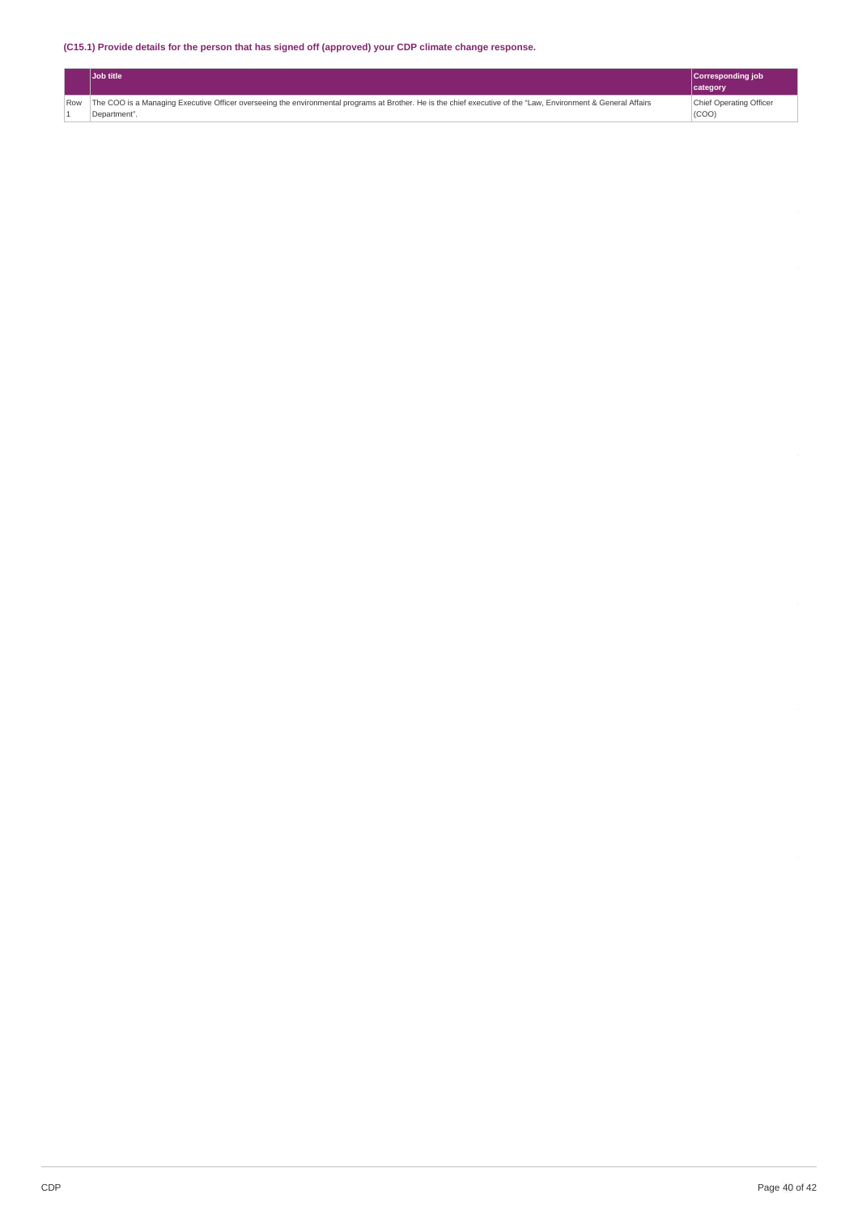**(C15.1) Provide details for the person that has signed off (approved) your CDP climate change response.**

| | Job title | Corresponding job category |
|---|---|---|
| Row 1 | The COO is a Managing Executive Officer overseeing the environmental programs at Brother. He is the chief executive of the "Law, Environment & General Affairs Department". | Chief Operating Officer (COO) |